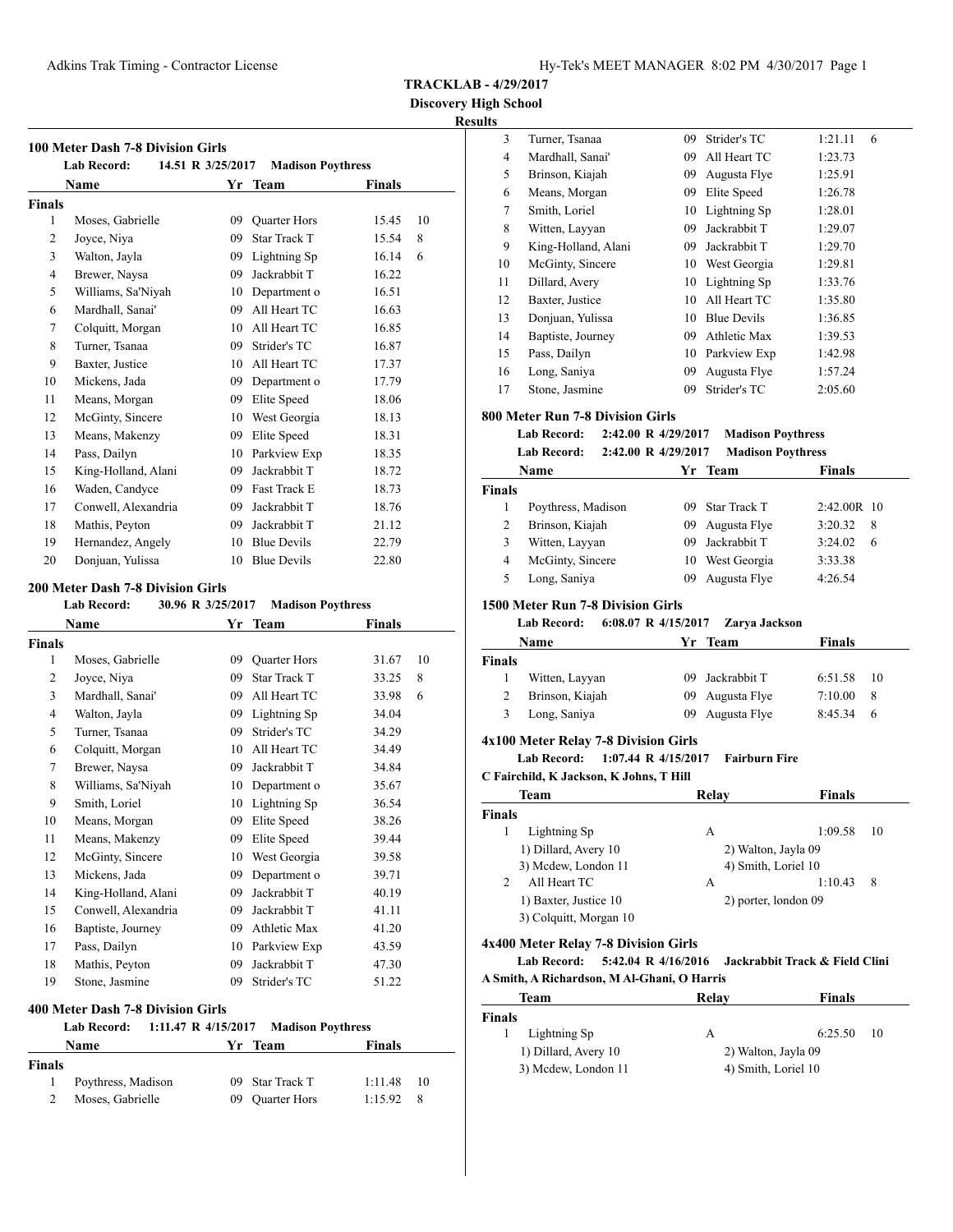**TRACKLAB - 4/29/2017**

**Discovery High School**

**Results**

### 100 Meter Dash 7-8 Division Girls

**Lab Record:** 14.51 R 3/25/2017 Madison Poythress

| | Name | Yr | Team | Finals | |
|---|---|---|---|---|---|
| **Finals** | | | | | |
| 1 | Moses, Gabrielle | 09 | Quarter Hors | 15.45 | 10 |
| 2 | Joyce, Niya | 09 | Star Track T | 15.54 | 8 |
| 3 | Walton, Jayla | 09 | Lightning Sp | 16.14 | 6 |
| 4 | Brewer, Naysa | 09 | Jackrabbit T | 16.22 | |
| 5 | Williams, Sa'Niyah | 10 | Department o | 16.51 | |
| 6 | Mardhall, Sanai' | 09 | All Heart TC | 16.63 | |
| 7 | Colquitt, Morgan | 10 | All Heart TC | 16.85 | |
| 8 | Turner, Tsanaa | 09 | Strider's TC | 16.87 | |
| 9 | Baxter, Justice | 10 | All Heart TC | 17.37 | |
| 10 | Mickens, Jada | 09 | Department o | 17.79 | |
| 11 | Means, Morgan | 09 | Elite Speed | 18.06 | |
| 12 | McGinty, Sincere | 10 | West Georgia | 18.13 | |
| 13 | Means, Makenzy | 09 | Elite Speed | 18.31 | |
| 14 | Pass, Dailyn | 10 | Parkview Exp | 18.35 | |
| 15 | King-Holland, Alani | 09 | Jackrabbit T | 18.72 | |
| 16 | Waden, Candyce | 09 | Fast Track E | 18.73 | |
| 17 | Conwell, Alexandria | 09 | Jackrabbit T | 18.76 | |
| 18 | Mathis, Peyton | 09 | Jackrabbit T | 21.12 | |
| 19 | Hernandez, Angely | 10 | Blue Devils | 22.79 | |
| 20 | Donjuan, Yulissa | 10 | Blue Devils | 22.80 | |

### 200 Meter Dash 7-8 Division Girls

**Lab Record:** 30.96 R 3/25/2017 Madison Poythress

| | Name | Yr | Team | Finals | |
|---|---|---|---|---|---|
| **Finals** | | | | | |
| 1 | Moses, Gabrielle | 09 | Quarter Hors | 31.67 | 10 |
| 2 | Joyce, Niya | 09 | Star Track T | 33.25 | 8 |
| 3 | Mardhall, Sanai' | 09 | All Heart TC | 33.98 | 6 |
| 4 | Walton, Jayla | 09 | Lightning Sp | 34.04 | |
| 5 | Turner, Tsanaa | 09 | Strider's TC | 34.29 | |
| 6 | Colquitt, Morgan | 10 | All Heart TC | 34.49 | |
| 7 | Brewer, Naysa | 09 | Jackrabbit T | 34.84 | |
| 8 | Williams, Sa'Niyah | 10 | Department o | 35.67 | |
| 9 | Smith, Loriel | 10 | Lightning Sp | 36.54 | |
| 10 | Means, Morgan | 09 | Elite Speed | 38.26 | |
| 11 | Means, Makenzy | 09 | Elite Speed | 39.44 | |
| 12 | McGinty, Sincere | 10 | West Georgia | 39.58 | |
| 13 | Mickens, Jada | 09 | Department o | 39.71 | |
| 14 | King-Holland, Alani | 09 | Jackrabbit T | 40.19 | |
| 15 | Conwell, Alexandria | 09 | Jackrabbit T | 41.11 | |
| 16 | Baptiste, Journey | 09 | Athletic Max | 41.20 | |
| 17 | Pass, Dailyn | 10 | Parkview Exp | 43.59 | |
| 18 | Mathis, Peyton | 09 | Jackrabbit T | 47.30 | |
| 19 | Stone, Jasmine | 09 | Strider's TC | 51.22 | |

### 400 Meter Dash 7-8 Division Girls

**Lab Record:** 1:11.47 R 4/15/2017 Madison Poythress

| | Name | Yr | Team | Finals | |
|---|---|---|---|---|---|
| **Finals** | | | | | |
| 1 | Poythress, Madison | 09 | Star Track T | 1:11.48 | 10 |
| 2 | Moses, Gabrielle | 09 | Quarter Hors | 1:15.92 | 8 |
| 3 | Turner, Tsanaa | 09 | Strider's TC | 1:21.11 | 6 |
| 4 | Mardhall, Sanai' | 09 | All Heart TC | 1:23.73 | |
| 5 | Brinson, Kiajah | 09 | Augusta Flye | 1:25.91 | |
| 6 | Means, Morgan | 09 | Elite Speed | 1:26.78 | |
| 7 | Smith, Loriel | 10 | Lightning Sp | 1:28.01 | |
| 8 | Witten, Layyan | 09 | Jackrabbit T | 1:29.07 | |
| 9 | King-Holland, Alani | 09 | Jackrabbit T | 1:29.70 | |
| 10 | McGinty, Sincere | 10 | West Georgia | 1:29.81 | |
| 11 | Dillard, Avery | 10 | Lightning Sp | 1:33.76 | |
| 12 | Baxter, Justice | 10 | All Heart TC | 1:35.80 | |
| 13 | Donjuan, Yulissa | 10 | Blue Devils | 1:36.85 | |
| 14 | Baptiste, Journey | 09 | Athletic Max | 1:39.53 | |
| 15 | Pass, Dailyn | 10 | Parkview Exp | 1:42.98 | |
| 16 | Long, Saniya | 09 | Augusta Flye | 1:57.24 | |
| 17 | Stone, Jasmine | 09 | Strider's TC | 2:05.60 | |

### 800 Meter Run 7-8 Division Girls

**Lab Record:** 2:42.00 R 4/29/2017 Madison Poythress

**Lab Record:** 2:42.00 R 4/29/2017 Madison Poythress

| | Name | Yr | Team | Finals | |
|---|---|---|---|---|---|
| **Finals** | | | | | |
| 1 | Poythress, Madison | 09 | Star Track T | 2:42.00R | 10 |
| 2 | Brinson, Kiajah | 09 | Augusta Flye | 3:20.32 | 8 |
| 3 | Witten, Layyan | 09 | Jackrabbit T | 3:24.02 | 6 |
| 4 | McGinty, Sincere | 10 | West Georgia | 3:33.38 | |
| 5 | Long, Saniya | 09 | Augusta Flye | 4:26.54 | |

### 1500 Meter Run 7-8 Division Girls

**Lab Record:** 6:08.07 R 4/15/2017 Zarya Jackson

| | Name | Yr | Team | Finals | |
|---|---|---|---|---|---|
| **Finals** | | | | | |
| 1 | Witten, Layyan | 09 | Jackrabbit T | 6:51.58 | 10 |
| 2 | Brinson, Kiajah | 09 | Augusta Flye | 7:10.00 | 8 |
| 3 | Long, Saniya | 09 | Augusta Flye | 8:45.34 | 6 |

### 4x100 Meter Relay 7-8 Division Girls

**Lab Record:** 1:07.44 R 4/15/2017 Fairburn Fire

**C Fairchild, K Jackson, K Johns, T Hill**

| | Team | Relay | Finals | |
|---|---|---|---|---|
| **Finals** | | | | |
| 1 | Lightning Sp | A | 1:09.58 | 10 |
| | 1) Dillard, Avery 10 | 2) Walton, Jayla 09 | | |
| | 3) Mcdew, London 11 | 4) Smith, Loriel 10 | | |
| 2 | All Heart TC | A | 1:10.43 | 8 |
| | 1) Baxter, Justice 10 | 2) porter, london 09 | | |
| | 3) Colquitt, Morgan 10 | | | |

### 4x400 Meter Relay 7-8 Division Girls

**Lab Record:** 5:42.04 R 4/16/2016 Jackrabbit Track & Field Clini

**A Smith, A Richardson, M Al-Ghani, O Harris**

| | Team | Relay | Finals | |
|---|---|---|---|---|
| **Finals** | | | | |
| 1 | Lightning Sp | A | 6:25.50 | 10 |
| | 1) Dillard, Avery 10 | 2) Walton, Jayla 09 | | |
| | 3) Mcdew, London 11 | 4) Smith, Loriel 10 | | |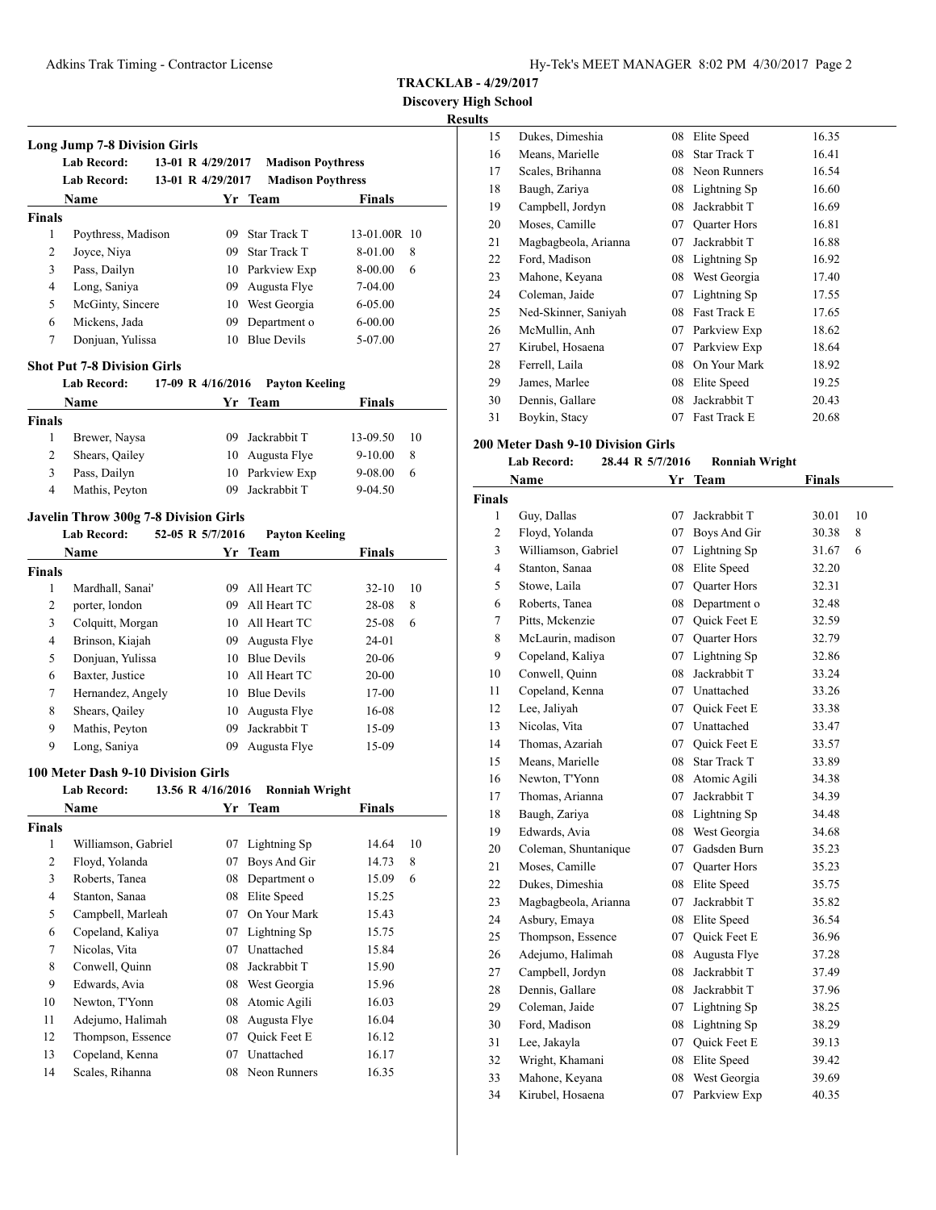**TRACKLAB - 4/29/2017**

**Discovery High School**

**Results**

### Long Jump 7-8 Division Girls

| | Name | Yr | Team | Finals | Points |
|---|---|---|---|---|---|
| **Lab Record:** | 13-01 R 4/29/2017 | | Madison Poythress | | |
| **Lab Record:** | 13-01 R 4/29/2017 | | Madison Poythress | | |
| **Finals** | | | | | |
| 1 | Poythress, Madison | 09 | Star Track T | 13-01.00R | 10 |
| 2 | Joyce, Niya | 09 | Star Track T | 8-01.00 | 8 |
| 3 | Pass, Dailyn | 10 | Parkview Exp | 8-00.00 | 6 |
| 4 | Long, Saniya | 09 | Augusta Flye | 7-04.00 | |
| 5 | McGinty, Sincere | 10 | West Georgia | 6-05.00 | |
| 6 | Mickens, Jada | 09 | Department o | 6-00.00 | |
| 7 | Donjuan, Yulissa | 10 | Blue Devils | 5-07.00 | |

### Shot Put 7-8 Division Girls

| | Name | Yr | Team | Finals | Points |
|---|---|---|---|---|---|
| **Lab Record:** | 17-09 R 4/16/2016 | | Payton Keeling | | |
| **Finals** | | | | | |
| 1 | Brewer, Naysa | 09 | Jackrabbit T | 13-09.50 | 10 |
| 2 | Shears, Qailey | 10 | Augusta Flye | 9-10.00 | 8 |
| 3 | Pass, Dailyn | 10 | Parkview Exp | 9-08.00 | 6 |
| 4 | Mathis, Peyton | 09 | Jackrabbit T | 9-04.50 | |

### Javelin Throw 300g 7-8 Division Girls

| | Name | Yr | Team | Finals | Points |
|---|---|---|---|---|---|
| **Lab Record:** | 52-05 R 5/7/2016 | | Payton Keeling | | |
| **Finals** | | | | | |
| 1 | Mardhall, Sanai' | 09 | All Heart TC | 32-10 | 10 |
| 2 | porter, london | 09 | All Heart TC | 28-08 | 8 |
| 3 | Colquitt, Morgan | 10 | All Heart TC | 25-08 | 6 |
| 4 | Brinson, Kiajah | 09 | Augusta Flye | 24-01 | |
| 5 | Donjuan, Yulissa | 10 | Blue Devils | 20-06 | |
| 6 | Baxter, Justice | 10 | All Heart TC | 20-00 | |
| 7 | Hernandez, Angely | 10 | Blue Devils | 17-00 | |
| 8 | Shears, Qailey | 10 | Augusta Flye | 16-08 | |
| 9 | Mathis, Peyton | 09 | Jackrabbit T | 15-09 | |
| 9 | Long, Saniya | 09 | Augusta Flye | 15-09 | |

### 100 Meter Dash 9-10 Division Girls

| | Name | Yr | Team | Finals | Points |
|---|---|---|---|---|---|
| **Lab Record:** | 13.56 R 4/16/2016 | | Ronniah Wright | | |
| **Finals** | | | | | |
| 1 | Williamson, Gabriel | 07 | Lightning Sp | 14.64 | 10 |
| 2 | Floyd, Yolanda | 07 | Boys And Gir | 14.73 | 8 |
| 3 | Roberts, Tanea | 08 | Department o | 15.09 | 6 |
| 4 | Stanton, Sanaa | 08 | Elite Speed | 15.25 | |
| 5 | Campbell, Marleah | 07 | On Your Mark | 15.43 | |
| 6 | Copeland, Kaliya | 07 | Lightning Sp | 15.75 | |
| 7 | Nicolas, Vita | 07 | Unattached | 15.84 | |
| 8 | Conwell, Quinn | 08 | Jackrabbit T | 15.90 | |
| 9 | Edwards, Avia | 08 | West Georgia | 15.96 | |
| 10 | Newton, T'Yonn | 08 | Atomic Agili | 16.03 | |
| 11 | Adejumo, Halimah | 08 | Augusta Flye | 16.04 | |
| 12 | Thompson, Essence | 07 | Quick Feet E | 16.12 | |
| 13 | Copeland, Kenna | 07 | Unattached | 16.17 | |
| 14 | Scales, Rihanna | 08 | Neon Runners | 16.35 | |
| 15 | Dukes, Dimeshia | 08 | Elite Speed | 16.35 | |
| 16 | Means, Marielle | 08 | Star Track T | 16.41 | |
| 17 | Scales, Brihanna | 08 | Neon Runners | 16.54 | |
| 18 | Baugh, Zariya | 08 | Lightning Sp | 16.60 | |
| 19 | Campbell, Jordyn | 08 | Jackrabbit T | 16.69 | |
| 20 | Moses, Camille | 07 | Quarter Hors | 16.81 | |
| 21 | Magbagbeola, Arianna | 07 | Jackrabbit T | 16.88 | |
| 22 | Ford, Madison | 08 | Lightning Sp | 16.92 | |
| 23 | Mahone, Keyana | 08 | West Georgia | 17.40 | |
| 24 | Coleman, Jaide | 07 | Lightning Sp | 17.55 | |
| 25 | Ned-Skinner, Saniyah | 08 | Fast Track E | 17.65 | |
| 26 | McMullin, Anh | 07 | Parkview Exp | 18.62 | |
| 27 | Kirubel, Hosaena | 07 | Parkview Exp | 18.64 | |
| 28 | Ferrell, Laila | 08 | On Your Mark | 18.92 | |
| 29 | James, Marlee | 08 | Elite Speed | 19.25 | |
| 30 | Dennis, Gallare | 08 | Jackrabbit T | 20.43 | |
| 31 | Boykin, Stacy | 07 | Fast Track E | 20.68 | |

### 200 Meter Dash 9-10 Division Girls

| | Name | Yr | Team | Finals | Points |
|---|---|---|---|---|---|
| **Lab Record:** | 28.44 R 5/7/2016 | | Ronniah Wright | | |
| **Finals** | | | | | |
| 1 | Guy, Dallas | 07 | Jackrabbit T | 30.01 | 10 |
| 2 | Floyd, Yolanda | 07 | Boys And Gir | 30.38 | 8 |
| 3 | Williamson, Gabriel | 07 | Lightning Sp | 31.67 | 6 |
| 4 | Stanton, Sanaa | 08 | Elite Speed | 32.20 | |
| 5 | Stowe, Laila | 07 | Quarter Hors | 32.31 | |
| 6 | Roberts, Tanea | 08 | Department o | 32.48 | |
| 7 | Pitts, Mckenzie | 07 | Quick Feet E | 32.59 | |
| 8 | McLaurin, madison | 07 | Quarter Hors | 32.79 | |
| 9 | Copeland, Kaliya | 07 | Lightning Sp | 32.86 | |
| 10 | Conwell, Quinn | 08 | Jackrabbit T | 33.24 | |
| 11 | Copeland, Kenna | 07 | Unattached | 33.26 | |
| 12 | Lee, Jaliyah | 07 | Quick Feet E | 33.38 | |
| 13 | Nicolas, Vita | 07 | Unattached | 33.47 | |
| 14 | Thomas, Azariah | 07 | Quick Feet E | 33.57 | |
| 15 | Means, Marielle | 08 | Star Track T | 33.89 | |
| 16 | Newton, T'Yonn | 08 | Atomic Agili | 34.38 | |
| 17 | Thomas, Arianna | 07 | Jackrabbit T | 34.39 | |
| 18 | Baugh, Zariya | 08 | Lightning Sp | 34.48 | |
| 19 | Edwards, Avia | 08 | West Georgia | 34.68 | |
| 20 | Coleman, Shuntanique | 07 | Gadsden Burn | 35.23 | |
| 21 | Moses, Camille | 07 | Quarter Hors | 35.23 | |
| 22 | Dukes, Dimeshia | 08 | Elite Speed | 35.75 | |
| 23 | Magbagbeola, Arianna | 07 | Jackrabbit T | 35.82 | |
| 24 | Asbury, Emaya | 08 | Elite Speed | 36.54 | |
| 25 | Thompson, Essence | 07 | Quick Feet E | 36.96 | |
| 26 | Adejumo, Halimah | 08 | Augusta Flye | 37.28 | |
| 27 | Campbell, Jordyn | 08 | Jackrabbit T | 37.49 | |
| 28 | Dennis, Gallare | 08 | Jackrabbit T | 37.96 | |
| 29 | Coleman, Jaide | 07 | Lightning Sp | 38.25 | |
| 30 | Ford, Madison | 08 | Lightning Sp | 38.29 | |
| 31 | Lee, Jakayla | 07 | Quick Feet E | 39.13 | |
| 32 | Wright, Khamani | 08 | Elite Speed | 39.42 | |
| 33 | Mahone, Keyana | 08 | West Georgia | 39.69 | |
| 34 | Kirubel, Hosaena | 07 | Parkview Exp | 40.35 | |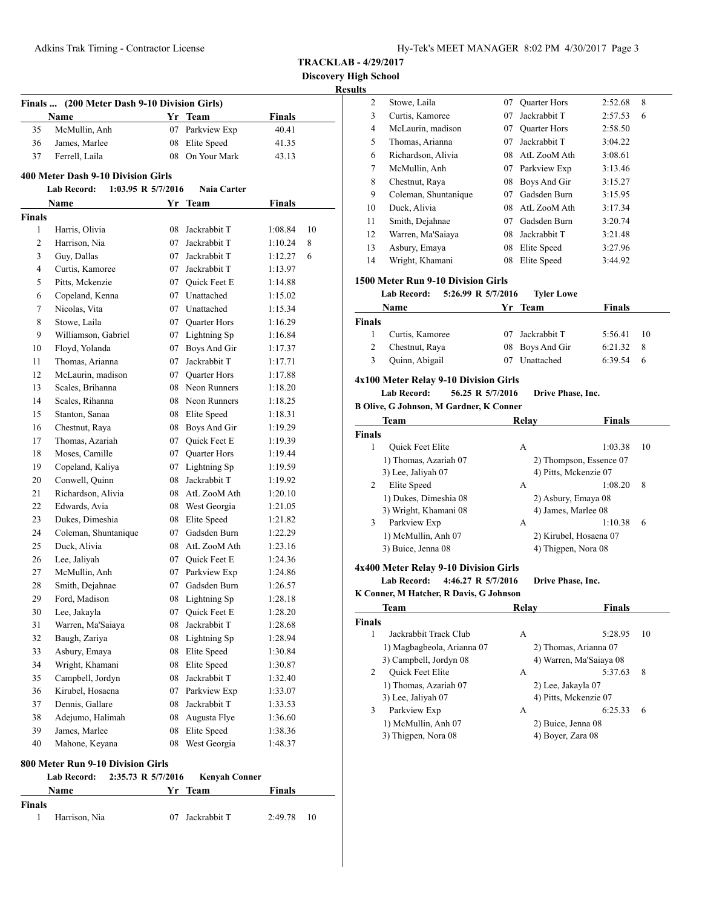**TRACKLAB - 4/29/2017**

**Discovery High School**

**Results**

### Finals ... (200 Meter Dash 9-10 Division Girls)

| | Name | Yr | Team | Finals |
|---|---|---|---|---|
| 35 | McMullin, Anh | 07 | Parkview Exp | 40.41 |
| 36 | James, Marlee | 08 | Elite Speed | 41.35 |
| 37 | Ferrell, Laila | 08 | On Your Mark | 43.13 |

### 400 Meter Dash 9-10 Division Girls

**Lab Record:** 1:03.95 R 5/7/2016 Naia Carter

| | Name | Yr | Team | Finals | |
|---|---|---|---|---|---|
| **Finals** | | | | | |
| 1 | Harris, Olivia | 08 | Jackrabbit T | 1:08.84 | 10 |
| 2 | Harrison, Nia | 07 | Jackrabbit T | 1:10.24 | 8 |
| 3 | Guy, Dallas | 07 | Jackrabbit T | 1:12.27 | 6 |
| 4 | Curtis, Kamoree | 07 | Jackrabbit T | 1:13.97 | |
| 5 | Pitts, Mckenzie | 07 | Quick Feet E | 1:14.88 | |
| 6 | Copeland, Kenna | 07 | Unattached | 1:15.02 | |
| 7 | Nicolas, Vita | 07 | Unattached | 1:15.34 | |
| 8 | Stowe, Laila | 07 | Quarter Hors | 1:16.29 | |
| 9 | Williamson, Gabriel | 07 | Lightning Sp | 1:16.84 | |
| 10 | Floyd, Yolanda | 07 | Boys And Gir | 1:17.37 | |
| 11 | Thomas, Arianna | 07 | Jackrabbit T | 1:17.71 | |
| 12 | McLaurin, madison | 07 | Quarter Hors | 1:17.88 | |
| 13 | Scales, Brihanna | 08 | Neon Runners | 1:18.20 | |
| 14 | Scales, Rihanna | 08 | Neon Runners | 1:18.25 | |
| 15 | Stanton, Sanaa | 08 | Elite Speed | 1:18.31 | |
| 16 | Chestnut, Raya | 08 | Boys And Gir | 1:19.29 | |
| 17 | Thomas, Azariah | 07 | Quick Feet E | 1:19.39 | |
| 18 | Moses, Camille | 07 | Quarter Hors | 1:19.44 | |
| 19 | Copeland, Kaliya | 07 | Lightning Sp | 1:19.59 | |
| 20 | Conwell, Quinn | 08 | Jackrabbit T | 1:19.92 | |
| 21 | Richardson, Alivia | 08 | AtL ZooM Ath | 1:20.10 | |
| 22 | Edwards, Avia | 08 | West Georgia | 1:21.05 | |
| 23 | Dukes, Dimeshia | 08 | Elite Speed | 1:21.82 | |
| 24 | Coleman, Shuntanique | 07 | Gadsden Burn | 1:22.29 | |
| 25 | Duck, Alivia | 08 | AtL ZooM Ath | 1:23.16 | |
| 26 | Lee, Jaliyah | 07 | Quick Feet E | 1:24.36 | |
| 27 | McMullin, Anh | 07 | Parkview Exp | 1:24.86 | |
| 28 | Smith, Dejahnae | 07 | Gadsden Burn | 1:26.57 | |
| 29 | Ford, Madison | 08 | Lightning Sp | 1:28.18 | |
| 30 | Lee, Jakayla | 07 | Quick Feet E | 1:28.20 | |
| 31 | Warren, Ma'Saiaya | 08 | Jackrabbit T | 1:28.68 | |
| 32 | Baugh, Zariya | 08 | Lightning Sp | 1:28.94 | |
| 33 | Asbury, Emaya | 08 | Elite Speed | 1:30.84 | |
| 34 | Wright, Khamani | 08 | Elite Speed | 1:30.87 | |
| 35 | Campbell, Jordyn | 08 | Jackrabbit T | 1:32.40 | |
| 36 | Kirubel, Hosaena | 07 | Parkview Exp | 1:33.07 | |
| 37 | Dennis, Gallare | 08 | Jackrabbit T | 1:33.53 | |
| 38 | Adejumo, Halimah | 08 | Augusta Flye | 1:36.60 | |
| 39 | James, Marlee | 08 | Elite Speed | 1:38.36 | |
| 40 | Mahone, Keyana | 08 | West Georgia | 1:48.37 | |

### 800 Meter Run 9-10 Division Girls

**Lab Record:** 2:35.73 R 5/7/2016 Kenyah Conner

| | Name | Yr | Team | Finals | |
|---|---|---|---|---|---|
| **Finals** | | | | | |
| 1 | Harrison, Nia | 07 | Jackrabbit T | 2:49.78 | 10 |
| 2 | Stowe, Laila | 07 | Quarter Hors | 2:52.68 | 8 |
| 3 | Curtis, Kamoree | 07 | Jackrabbit T | 2:57.53 | 6 |
| 4 | McLaurin, madison | 07 | Quarter Hors | 2:58.50 | |
| 5 | Thomas, Arianna | 07 | Jackrabbit T | 3:04.22 | |
| 6 | Richardson, Alivia | 08 | AtL ZooM Ath | 3:08.61 | |
| 7 | McMullin, Anh | 07 | Parkview Exp | 3:13.46 | |
| 8 | Chestnut, Raya | 08 | Boys And Gir | 3:15.27 | |
| 9 | Coleman, Shuntanique | 07 | Gadsden Burn | 3:15.95 | |
| 10 | Duck, Alivia | 08 | AtL ZooM Ath | 3:17.34 | |
| 11 | Smith, Dejahnae | 07 | Gadsden Burn | 3:20.74 | |
| 12 | Warren, Ma'Saiaya | 08 | Jackrabbit T | 3:21.48 | |
| 13 | Asbury, Emaya | 08 | Elite Speed | 3:27.96 | |
| 14 | Wright, Khamani | 08 | Elite Speed | 3:44.92 | |

### 1500 Meter Run 9-10 Division Girls

**Lab Record:** 5:26.99 R 5/7/2016 Tyler Lowe

| | Name | Yr | Team | Finals | |
|---|---|---|---|---|---|
| **Finals** | | | | | |
| 1 | Curtis, Kamoree | 07 | Jackrabbit T | 5:56.41 | 10 |
| 2 | Chestnut, Raya | 08 | Boys And Gir | 6:21.32 | 8 |
| 3 | Quinn, Abigail | 07 | Unattached | 6:39.54 | 6 |

### 4x100 Meter Relay 9-10 Division Girls

**Lab Record:** 56.25 R 5/7/2016 Drive Phase, Inc.

**B Olive, G Johnson, M Gardner, K Conner**

| | Team | Relay | Finals | |
|---|---|---|---|---|
| **Finals** | | | | |
| 1 | Quick Feet Elite | A | 1:03.38 | 10 |
| | 1) Thomas, Azariah 07 | 2) Thompson, Essence 07 | | |
| | 3) Lee, Jaliyah 07 | 4) Pitts, Mckenzie 07 | | |
| 2 | Elite Speed | A | 1:08.20 | 8 |
| | 1) Dukes, Dimeshia 08 | 2) Asbury, Emaya 08 | | |
| | 3) Wright, Khamani 08 | 4) James, Marlee 08 | | |
| 3 | Parkview Exp | A | 1:10.38 | 6 |
| | 1) McMullin, Anh 07 | 2) Kirubel, Hosaena 07 | | |
| | 3) Buice, Jenna 08 | 4) Thigpen, Nora 08 | | |

### 4x400 Meter Relay 9-10 Division Girls

**Lab Record:** 4:46.27 R 5/7/2016 Drive Phase, Inc.

**K Conner, M Hatcher, R Davis, G Johnson**

| | Team | Relay | Finals | |
|---|---|---|---|---|
| **Finals** | | | | |
| 1 | Jackrabbit Track Club | A | 5:28.95 | 10 |
| | 1) Magbagbeola, Arianna 07 | 2) Thomas, Arianna 07 | | |
| | 3) Campbell, Jordyn 08 | 4) Warren, Ma'Saiaya 08 | | |
| 2 | Quick Feet Elite | A | 5:37.63 | 8 |
| | 1) Thomas, Azariah 07 | 2) Lee, Jakayla 07 | | |
| | 3) Lee, Jaliyah 07 | 4) Pitts, Mckenzie 07 | | |
| 3 | Parkview Exp | A | 6:25.33 | 6 |
| | 1) McMullin, Anh 07 | 2) Buice, Jenna 08 | | |
| | 3) Thigpen, Nora 08 | 4) Boyer, Zara 08 | | |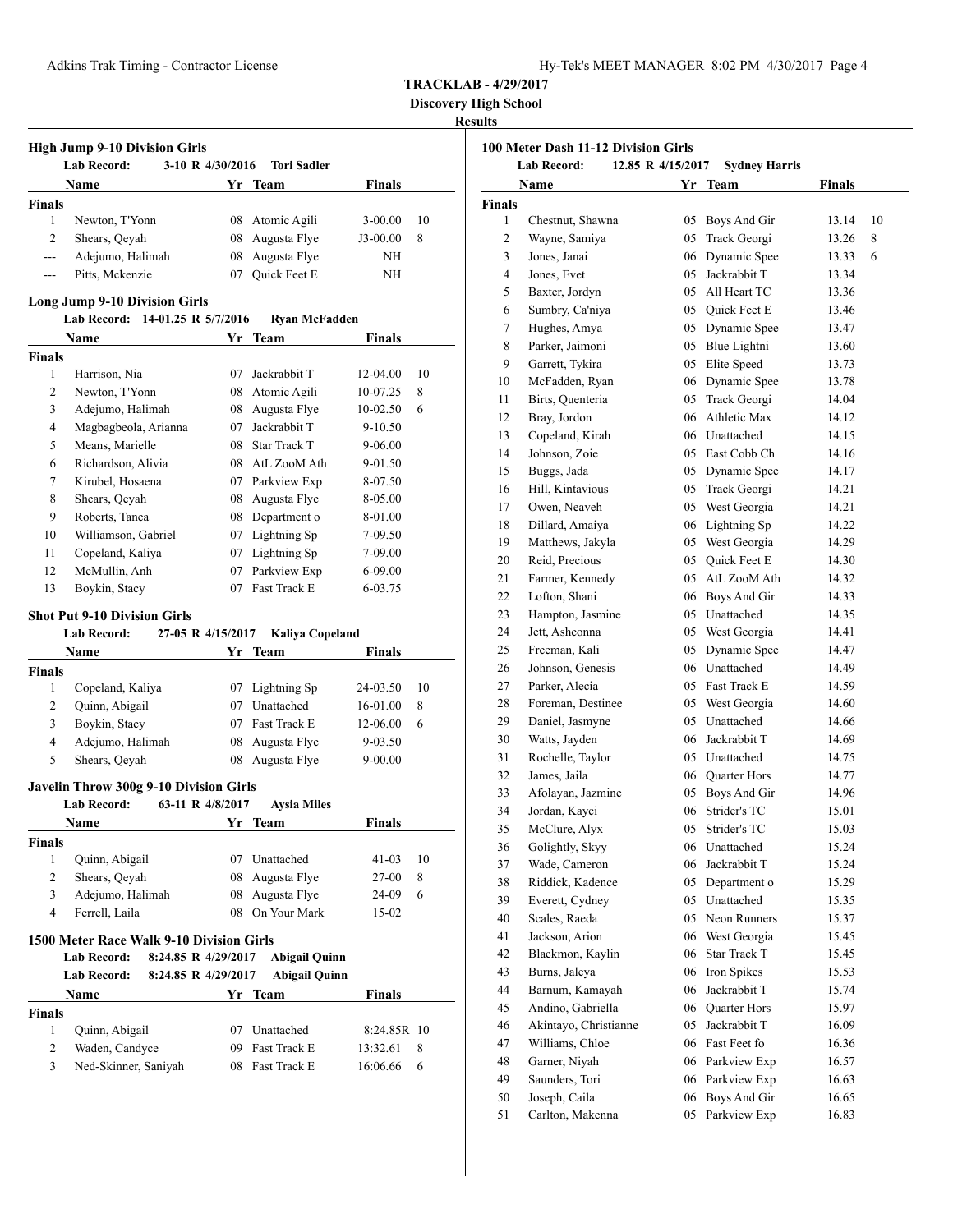**TRACKLAB - 4/29/2017**

**Discovery High School**

**Results**

### High Jump 9-10 Division Girls

**Lab Record:** 3-10 R 4/30/2016 **Tori Sadler**

| | Name | Yr | Team | Finals | |
|---|---|---|---|---|---|
| **Finals** | | | | | |
| 1 | Newton, T'Yonn | 08 | Atomic Agili | 3-00.00 | 10 |
| 2 | Shears, Qeyah | 08 | Augusta Flye | J3-00.00 | 8 |
| --- | Adejumo, Halimah | 08 | Augusta Flye | NH | |
| --- | Pitts, Mckenzie | 07 | Quick Feet E | NH | |

### Long Jump 9-10 Division Girls

**Lab Record:** 14-01.25 R 5/7/2016 **Ryan McFadden**

| | Name | Yr | Team | Finals | |
|---|---|---|---|---|---|
| **Finals** | | | | | |
| 1 | Harrison, Nia | 07 | Jackrabbit T | 12-04.00 | 10 |
| 2 | Newton, T'Yonn | 08 | Atomic Agili | 10-07.25 | 8 |
| 3 | Adejumo, Halimah | 08 | Augusta Flye | 10-02.50 | 6 |
| 4 | Magbagbeola, Arianna | 07 | Jackrabbit T | 9-10.50 | |
| 5 | Means, Marielle | 08 | Star Track T | 9-06.00 | |
| 6 | Richardson, Alivia | 08 | AtL ZooM Ath | 9-01.50 | |
| 7 | Kirubel, Hosaena | 07 | Parkview Exp | 8-07.50 | |
| 8 | Shears, Qeyah | 08 | Augusta Flye | 8-05.00 | |
| 9 | Roberts, Tanea | 08 | Department o | 8-01.00 | |
| 10 | Williamson, Gabriel | 07 | Lightning Sp | 7-09.50 | |
| 11 | Copeland, Kaliya | 07 | Lightning Sp | 7-09.00 | |
| 12 | McMullin, Anh | 07 | Parkview Exp | 6-09.00 | |
| 13 | Boykin, Stacy | 07 | Fast Track E | 6-03.75 | |

### Shot Put 9-10 Division Girls

**Lab Record:** 27-05 R 4/15/2017 **Kaliya Copeland**

| | Name | Yr | Team | Finals | |
|---|---|---|---|---|---|
| **Finals** | | | | | |
| 1 | Copeland, Kaliya | 07 | Lightning Sp | 24-03.50 | 10 |
| 2 | Quinn, Abigail | 07 | Unattached | 16-01.00 | 8 |
| 3 | Boykin, Stacy | 07 | Fast Track E | 12-06.00 | 6 |
| 4 | Adejumo, Halimah | 08 | Augusta Flye | 9-03.50 | |
| 5 | Shears, Qeyah | 08 | Augusta Flye | 9-00.00 | |

### Javelin Throw 300g 9-10 Division Girls

**Lab Record:** 63-11 R 4/8/2017 **Aysia Miles**

| | Name | Yr | Team | Finals | |
|---|---|---|---|---|---|
| **Finals** | | | | | |
| 1 | Quinn, Abigail | 07 | Unattached | 41-03 | 10 |
| 2 | Shears, Qeyah | 08 | Augusta Flye | 27-00 | 8 |
| 3 | Adejumo, Halimah | 08 | Augusta Flye | 24-09 | 6 |
| 4 | Ferrell, Laila | 08 | On Your Mark | 15-02 | |

### 1500 Meter Race Walk 9-10 Division Girls

**Lab Record:** 8:24.85 R 4/29/2017 **Abigail Quinn**

**Lab Record:** 8:24.85 R 4/29/2017 **Abigail Quinn**

| | Name | Yr | Team | Finals | |
|---|---|---|---|---|---|
| **Finals** | | | | | |
| 1 | Quinn, Abigail | 07 | Unattached | 8:24.85R | 10 |
| 2 | Waden, Candyce | 09 | Fast Track E | 13:32.61 | 8 |
| 3 | Ned-Skinner, Saniyah | 08 | Fast Track E | 16:06.66 | 6 |

### 100 Meter Dash 11-12 Division Girls

**Lab Record:** 12.85 R 4/15/2017 **Sydney Harris**

| | Name | Yr | Team | Finals | |
|---|---|---|---|---|---|
| **Finals** | | | | | |
| 1 | Chestnut, Shawna | 05 | Boys And Gir | 13.14 | 10 |
| 2 | Wayne, Samiya | 05 | Track Georgi | 13.26 | 8 |
| 3 | Jones, Janai | 06 | Dynamic Spee | 13.33 | 6 |
| 4 | Jones, Evet | 05 | Jackrabbit T | 13.34 | |
| 5 | Baxter, Jordyn | 05 | All Heart TC | 13.36 | |
| 6 | Sumbry, Ca'niya | 05 | Quick Feet E | 13.46 | |
| 7 | Hughes, Amya | 05 | Dynamic Spee | 13.47 | |
| 8 | Parker, Jaimoni | 05 | Blue Lightni | 13.60 | |
| 9 | Garrett, Tykira | 05 | Elite Speed | 13.73 | |
| 10 | McFadden, Ryan | 06 | Dynamic Spee | 13.78 | |
| 11 | Birts, Quenteria | 05 | Track Georgi | 14.04 | |
| 12 | Bray, Jordon | 06 | Athletic Max | 14.12 | |
| 13 | Copeland, Kirah | 06 | Unattached | 14.15 | |
| 14 | Johnson, Zoie | 05 | East Cobb Ch | 14.16 | |
| 15 | Buggs, Jada | 05 | Dynamic Spee | 14.17 | |
| 16 | Hill, Kintavious | 05 | Track Georgi | 14.21 | |
| 17 | Owen, Neaveh | 05 | West Georgia | 14.21 | |
| 18 | Dillard, Amaiya | 06 | Lightning Sp | 14.22 | |
| 19 | Matthews, Jakyla | 05 | West Georgia | 14.29 | |
| 20 | Reid, Precious | 05 | Quick Feet E | 14.30 | |
| 21 | Farmer, Kennedy | 05 | AtL ZooM Ath | 14.32 | |
| 22 | Lofton, Shani | 06 | Boys And Gir | 14.33 | |
| 23 | Hampton, Jasmine | 05 | Unattached | 14.35 | |
| 24 | Jett, Asheonna | 05 | West Georgia | 14.41 | |
| 25 | Freeman, Kali | 05 | Dynamic Spee | 14.47 | |
| 26 | Johnson, Genesis | 06 | Unattached | 14.49 | |
| 27 | Parker, Alecia | 05 | Fast Track E | 14.59 | |
| 28 | Foreman, Destinee | 05 | West Georgia | 14.60 | |
| 29 | Daniel, Jasmyne | 05 | Unattached | 14.66 | |
| 30 | Watts, Jayden | 06 | Jackrabbit T | 14.69 | |
| 31 | Rochelle, Taylor | 05 | Unattached | 14.75 | |
| 32 | James, Jaila | 06 | Quarter Hors | 14.77 | |
| 33 | Afolayan, Jazmine | 05 | Boys And Gir | 14.96 | |
| 34 | Jordan, Kayci | 06 | Strider's TC | 15.01 | |
| 35 | McClure, Alyx | 05 | Strider's TC | 15.03 | |
| 36 | Golightly, Skyy | 06 | Unattached | 15.24 | |
| 37 | Wade, Cameron | 06 | Jackrabbit T | 15.24 | |
| 38 | Riddick, Kadence | 05 | Department o | 15.29 | |
| 39 | Everett, Cydney | 05 | Unattached | 15.35 | |
| 40 | Scales, Raeda | 05 | Neon Runners | 15.37 | |
| 41 | Jackson, Arion | 06 | West Georgia | 15.45 | |
| 42 | Blackmon, Kaylin | 06 | Star Track T | 15.45 | |
| 43 | Burns, Jaleya | 06 | Iron Spikes | 15.53 | |
| 44 | Barnum, Kamayah | 06 | Jackrabbit T | 15.74 | |
| 45 | Andino, Gabriella | 06 | Quarter Hors | 15.97 | |
| 46 | Akintayo, Christianne | 05 | Jackrabbit T | 16.09 | |
| 47 | Williams, Chloe | 06 | Fast Feet fo | 16.36 | |
| 48 | Garner, Niyah | 06 | Parkview Exp | 16.57 | |
| 49 | Saunders, Tori | 06 | Parkview Exp | 16.63 | |
| 50 | Joseph, Caila | 06 | Boys And Gir | 16.65 | |
| 51 | Carlton, Makenna | 05 | Parkview Exp | 16.83 | |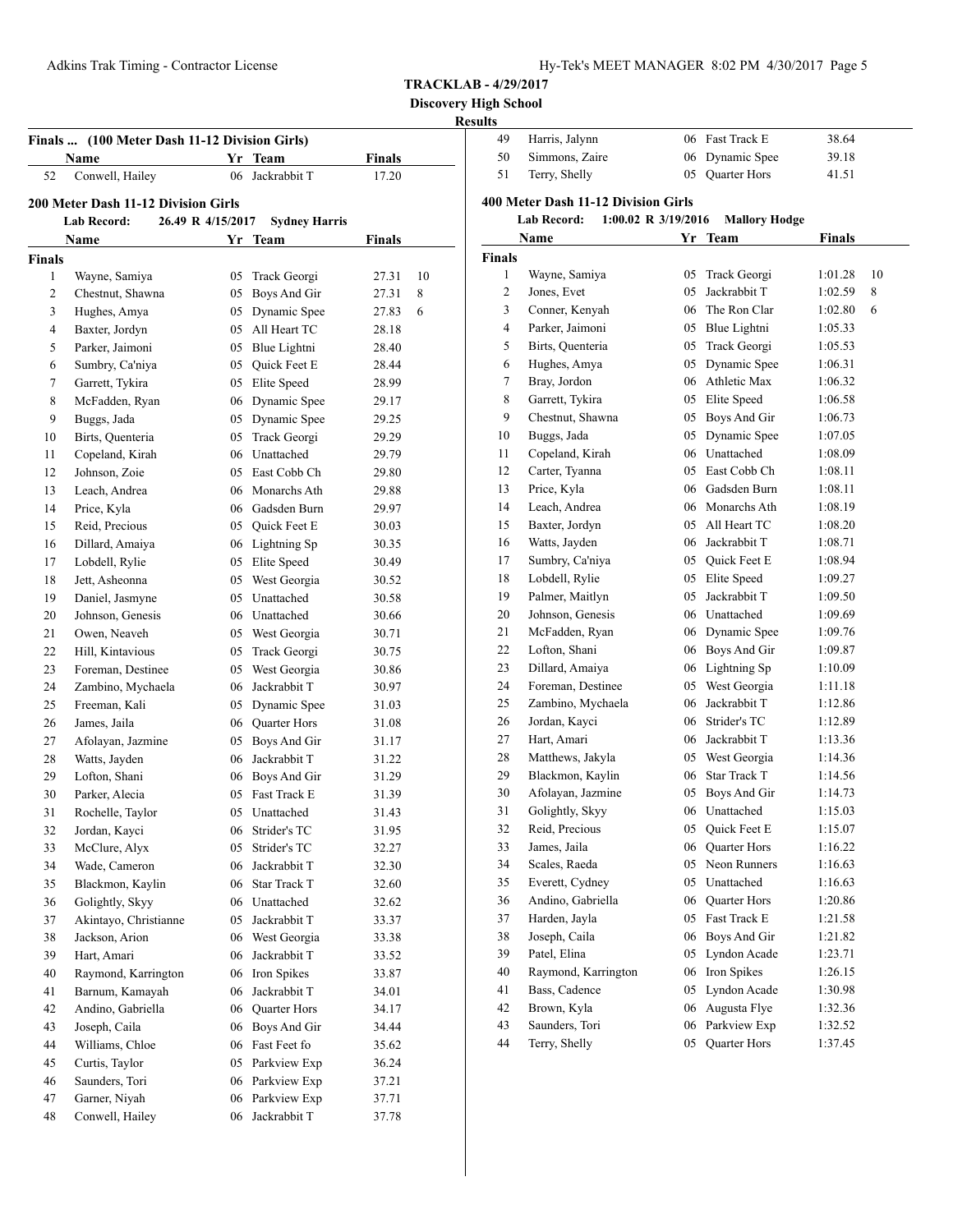**TRACKLAB - 4/29/2017**

**Discovery High School**

**Results**

## Finals ... (100 Meter Dash 11-12 Division Girls)

| | Name | Yr | Team | Finals |
|---|---|---|---|---|
| 52 | Conwell, Hailey | 06 | Jackrabbit T | 17.20 |

## 200 Meter Dash 11-12 Division Girls

**Lab Record:** 26.49 R 4/15/2017 **Sydney Harris**

**Finals**

| | Name | Yr | Team | Finals | |
|---|---|---|---|---|---|
| 1 | Wayne, Samiya | 05 | Track Georgi | 27.31 | 10 |
| 2 | Chestnut, Shawna | 05 | Boys And Gir | 27.31 | 8 |
| 3 | Hughes, Amya | 05 | Dynamic Spee | 27.83 | 6 |
| 4 | Baxter, Jordyn | 05 | All Heart TC | 28.18 | |
| 5 | Parker, Jaimoni | 05 | Blue Lightni | 28.40 | |
| 6 | Sumbry, Ca'niya | 05 | Quick Feet E | 28.44 | |
| 7 | Garrett, Tykira | 05 | Elite Speed | 28.99 | |
| 8 | McFadden, Ryan | 06 | Dynamic Spee | 29.17 | |
| 9 | Buggs, Jada | 05 | Dynamic Spee | 29.25 | |
| 10 | Birts, Quenteria | 05 | Track Georgi | 29.29 | |
| 11 | Copeland, Kirah | 06 | Unattached | 29.79 | |
| 12 | Johnson, Zoie | 05 | East Cobb Ch | 29.80 | |
| 13 | Leach, Andrea | 06 | Monarchs Ath | 29.88 | |
| 14 | Price, Kyla | 06 | Gadsden Burn | 29.97 | |
| 15 | Reid, Precious | 05 | Quick Feet E | 30.03 | |
| 16 | Dillard, Amaiya | 06 | Lightning Sp | 30.35 | |
| 17 | Lobdell, Rylie | 05 | Elite Speed | 30.49 | |
| 18 | Jett, Asheonna | 05 | West Georgia | 30.52 | |
| 19 | Daniel, Jasmyne | 05 | Unattached | 30.58 | |
| 20 | Johnson, Genesis | 06 | Unattached | 30.66 | |
| 21 | Owen, Neaveh | 05 | West Georgia | 30.71 | |
| 22 | Hill, Kintavious | 05 | Track Georgi | 30.75 | |
| 23 | Foreman, Destinee | 05 | West Georgia | 30.86 | |
| 24 | Zambino, Mychaela | 06 | Jackrabbit T | 30.97 | |
| 25 | Freeman, Kali | 05 | Dynamic Spee | 31.03 | |
| 26 | James, Jaila | 06 | Quarter Hors | 31.08 | |
| 27 | Afolayan, Jazmine | 05 | Boys And Gir | 31.17 | |
| 28 | Watts, Jayden | 06 | Jackrabbit T | 31.22 | |
| 29 | Lofton, Shani | 06 | Boys And Gir | 31.29 | |
| 30 | Parker, Alecia | 05 | Fast Track E | 31.39 | |
| 31 | Rochelle, Taylor | 05 | Unattached | 31.43 | |
| 32 | Jordan, Kayci | 06 | Strider's TC | 31.95 | |
| 33 | McClure, Alyx | 05 | Strider's TC | 32.27 | |
| 34 | Wade, Cameron | 06 | Jackrabbit T | 32.30 | |
| 35 | Blackmon, Kaylin | 06 | Star Track T | 32.60 | |
| 36 | Golightly, Skyy | 06 | Unattached | 32.62 | |
| 37 | Akintayo, Christianne | 05 | Jackrabbit T | 33.37 | |
| 38 | Jackson, Arion | 06 | West Georgia | 33.38 | |
| 39 | Hart, Amari | 06 | Jackrabbit T | 33.52 | |
| 40 | Raymond, Karrington | 06 | Iron Spikes | 33.87 | |
| 41 | Barnum, Kamayah | 06 | Jackrabbit T | 34.01 | |
| 42 | Andino, Gabriella | 06 | Quarter Hors | 34.17 | |
| 43 | Joseph, Caila | 06 | Boys And Gir | 34.44 | |
| 44 | Williams, Chloe | 06 | Fast Feet fo | 35.62 | |
| 45 | Curtis, Taylor | 05 | Parkview Exp | 36.24 | |
| 46 | Saunders, Tori | 06 | Parkview Exp | 37.21 | |
| 47 | Garner, Niyah | 06 | Parkview Exp | 37.71 | |
| 48 | Conwell, Hailey | 06 | Jackrabbit T | 37.78 | |
| 49 | Harris, Jalynn | 06 | Fast Track E | 38.64 | |
| 50 | Simmons, Zaire | 06 | Dynamic Spee | 39.18 | |
| 51 | Terry, Shelly | 05 | Quarter Hors | 41.51 | |

## 400 Meter Dash 11-12 Division Girls

**Lab Record:** 1:00.02 R 3/19/2016 **Mallory Hodge**

**Finals**

| | Name | Yr | Team | Finals | |
|---|---|---|---|---|---|
| 1 | Wayne, Samiya | 05 | Track Georgi | 1:01.28 | 10 |
| 2 | Jones, Evet | 05 | Jackrabbit T | 1:02.59 | 8 |
| 3 | Conner, Kenyah | 06 | The Ron Clar | 1:02.80 | 6 |
| 4 | Parker, Jaimoni | 05 | Blue Lightni | 1:05.33 | |
| 5 | Birts, Quenteria | 05 | Track Georgi | 1:05.53 | |
| 6 | Hughes, Amya | 05 | Dynamic Spee | 1:06.31 | |
| 7 | Bray, Jordon | 06 | Athletic Max | 1:06.32 | |
| 8 | Garrett, Tykira | 05 | Elite Speed | 1:06.58 | |
| 9 | Chestnut, Shawna | 05 | Boys And Gir | 1:06.73 | |
| 10 | Buggs, Jada | 05 | Dynamic Spee | 1:07.05 | |
| 11 | Copeland, Kirah | 06 | Unattached | 1:08.09 | |
| 12 | Carter, Tyanna | 05 | East Cobb Ch | 1:08.11 | |
| 13 | Price, Kyla | 06 | Gadsden Burn | 1:08.11 | |
| 14 | Leach, Andrea | 06 | Monarchs Ath | 1:08.19 | |
| 15 | Baxter, Jordyn | 05 | All Heart TC | 1:08.20 | |
| 16 | Watts, Jayden | 06 | Jackrabbit T | 1:08.71 | |
| 17 | Sumbry, Ca'niya | 05 | Quick Feet E | 1:08.94 | |
| 18 | Lobdell, Rylie | 05 | Elite Speed | 1:09.27 | |
| 19 | Palmer, Maitlyn | 05 | Jackrabbit T | 1:09.50 | |
| 20 | Johnson, Genesis | 06 | Unattached | 1:09.69 | |
| 21 | McFadden, Ryan | 06 | Dynamic Spee | 1:09.76 | |
| 22 | Lofton, Shani | 06 | Boys And Gir | 1:09.87 | |
| 23 | Dillard, Amaiya | 06 | Lightning Sp | 1:10.09 | |
| 24 | Foreman, Destinee | 05 | West Georgia | 1:11.18 | |
| 25 | Zambino, Mychaela | 06 | Jackrabbit T | 1:12.86 | |
| 26 | Jordan, Kayci | 06 | Strider's TC | 1:12.89 | |
| 27 | Hart, Amari | 06 | Jackrabbit T | 1:13.36 | |
| 28 | Matthews, Jakyla | 05 | West Georgia | 1:14.36 | |
| 29 | Blackmon, Kaylin | 06 | Star Track T | 1:14.56 | |
| 30 | Afolayan, Jazmine | 05 | Boys And Gir | 1:14.73 | |
| 31 | Golightly, Skyy | 06 | Unattached | 1:15.03 | |
| 32 | Reid, Precious | 05 | Quick Feet E | 1:15.07 | |
| 33 | James, Jaila | 06 | Quarter Hors | 1:16.22 | |
| 34 | Scales, Raeda | 05 | Neon Runners | 1:16.63 | |
| 35 | Everett, Cydney | 05 | Unattached | 1:16.63 | |
| 36 | Andino, Gabriella | 06 | Quarter Hors | 1:20.86 | |
| 37 | Harden, Jayla | 05 | Fast Track E | 1:21.58 | |
| 38 | Joseph, Caila | 06 | Boys And Gir | 1:21.82 | |
| 39 | Patel, Elina | 05 | Lyndon Acade | 1:23.71 | |
| 40 | Raymond, Karrington | 06 | Iron Spikes | 1:26.15 | |
| 41 | Bass, Cadence | 05 | Lyndon Acade | 1:30.98 | |
| 42 | Brown, Kyla | 06 | Augusta Flye | 1:32.36 | |
| 43 | Saunders, Tori | 06 | Parkview Exp | 1:32.52 | |
| 44 | Terry, Shelly | 05 | Quarter Hors | 1:37.45 | |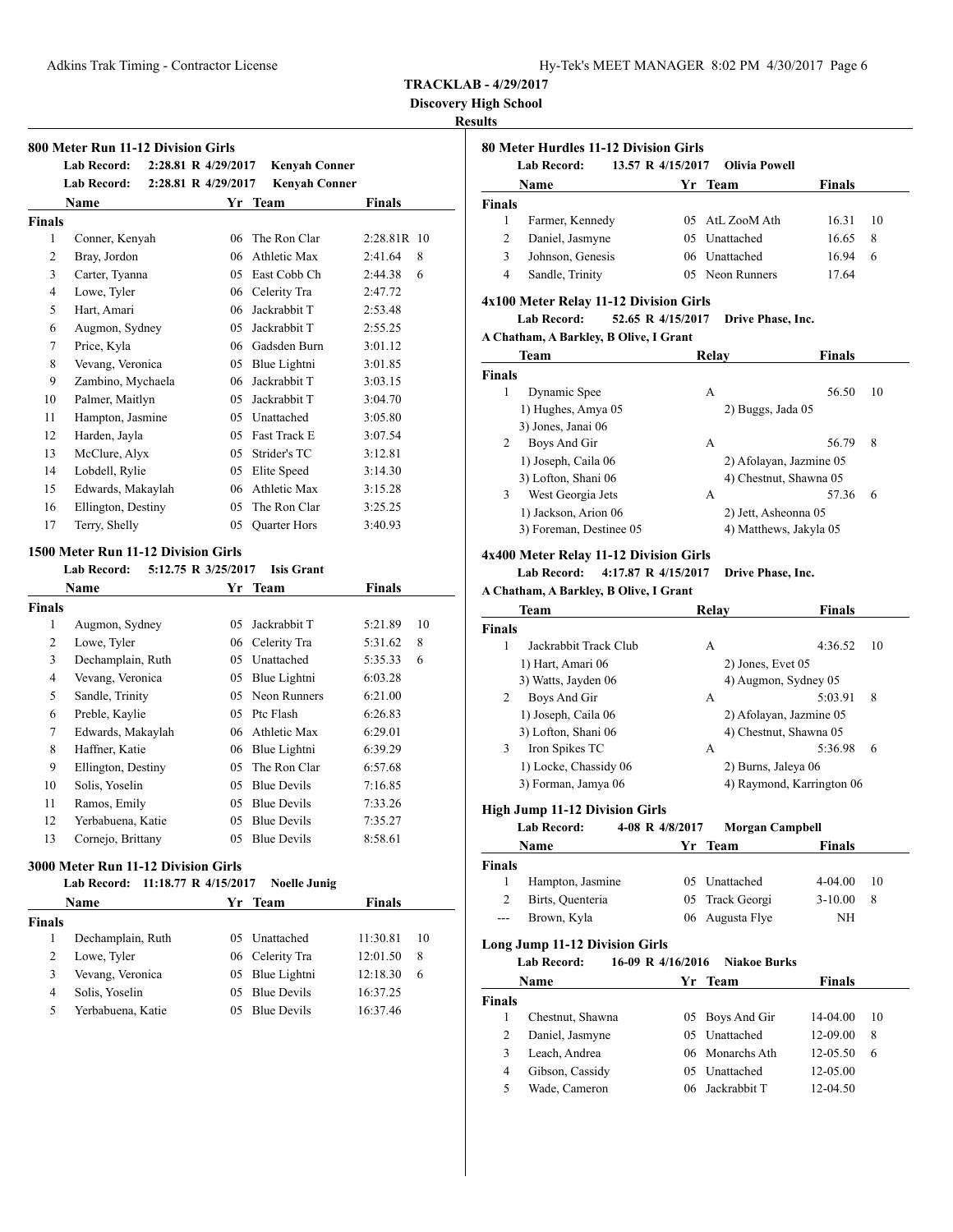**TRACKLAB - 4/29/2017**

**Discovery High School**

**Results**

### 800 Meter Run 11-12 Division Girls

**Lab Record:** 2:28.81 R 4/29/2017 **Kenyah Conner**
**Lab Record:** 2:28.81 R 4/29/2017 **Kenyah Conner**

| | Name | Yr | Team | Finals | |
|---|---|---|---|---|---|
| **Finals** | | | | | |
| 1 | Conner, Kenyah | 06 | The Ron Clar | 2:28.81R | 10 |
| 2 | Bray, Jordon | 06 | Athletic Max | 2:41.64 | 8 |
| 3 | Carter, Tyanna | 05 | East Cobb Ch | 2:44.38 | 6 |
| 4 | Lowe, Tyler | 06 | Celerity Tra | 2:47.72 | |
| 5 | Hart, Amari | 06 | Jackrabbit T | 2:53.48 | |
| 6 | Augmon, Sydney | 05 | Jackrabbit T | 2:55.25 | |
| 7 | Price, Kyla | 06 | Gadsden Burn | 3:01.12 | |
| 8 | Vevang, Veronica | 05 | Blue Lightni | 3:01.85 | |
| 9 | Zambino, Mychaela | 06 | Jackrabbit T | 3:03.15 | |
| 10 | Palmer, Maitlyn | 05 | Jackrabbit T | 3:04.70 | |
| 11 | Hampton, Jasmine | 05 | Unattached | 3:05.80 | |
| 12 | Harden, Jayla | 05 | Fast Track E | 3:07.54 | |
| 13 | McClure, Alyx | 05 | Strider's TC | 3:12.81 | |
| 14 | Lobdell, Rylie | 05 | Elite Speed | 3:14.30 | |
| 15 | Edwards, Makaylah | 06 | Athletic Max | 3:15.28 | |
| 16 | Ellington, Destiny | 05 | The Ron Clar | 3:25.25 | |
| 17 | Terry, Shelly | 05 | Quarter Hors | 3:40.93 | |

### 1500 Meter Run 11-12 Division Girls

**Lab Record:** 5:12.75 R 3/25/2017 **Isis Grant**

| | Name | Yr | Team | Finals | |
|---|---|---|---|---|---|
| **Finals** | | | | | |
| 1 | Augmon, Sydney | 05 | Jackrabbit T | 5:21.89 | 10 |
| 2 | Lowe, Tyler | 06 | Celerity Tra | 5:31.62 | 8 |
| 3 | Dechamplain, Ruth | 05 | Unattached | 5:35.33 | 6 |
| 4 | Vevang, Veronica | 05 | Blue Lightni | 6:03.28 | |
| 5 | Sandle, Trinity | 05 | Neon Runners | 6:21.00 | |
| 6 | Preble, Kaylie | 05 | Ptc Flash | 6:26.83 | |
| 7 | Edwards, Makaylah | 06 | Athletic Max | 6:29.01 | |
| 8 | Haffner, Katie | 06 | Blue Lightni | 6:39.29 | |
| 9 | Ellington, Destiny | 05 | The Ron Clar | 6:57.68 | |
| 10 | Solis, Yoselin | 05 | Blue Devils | 7:16.85 | |
| 11 | Ramos, Emily | 05 | Blue Devils | 7:33.26 | |
| 12 | Yerbabuena, Katie | 05 | Blue Devils | 7:35.27 | |
| 13 | Cornejo, Brittany | 05 | Blue Devils | 8:58.61 | |

### 3000 Meter Run 11-12 Division Girls

**Lab Record:** 11:18.77 R 4/15/2017 **Noelle Junig**

| | Name | Yr | Team | Finals | |
|---|---|---|---|---|---|
| **Finals** | | | | | |
| 1 | Dechamplain, Ruth | 05 | Unattached | 11:30.81 | 10 |
| 2 | Lowe, Tyler | 06 | Celerity Tra | 12:01.50 | 8 |
| 3 | Vevang, Veronica | 05 | Blue Lightni | 12:18.30 | 6 |
| 4 | Solis, Yoselin | 05 | Blue Devils | 16:37.25 | |
| 5 | Yerbabuena, Katie | 05 | Blue Devils | 16:37.46 | |

### 80 Meter Hurdles 11-12 Division Girls

**Lab Record:** 13.57 R 4/15/2017 **Olivia Powell**

| | Name | Yr | Team | Finals | |
|---|---|---|---|---|---|
| **Finals** | | | | | |
| 1 | Farmer, Kennedy | 05 | AtL ZooM Ath | 16.31 | 10 |
| 2 | Daniel, Jasmyne | 05 | Unattached | 16.65 | 8 |
| 3 | Johnson, Genesis | 06 | Unattached | 16.94 | 6 |
| 4 | Sandle, Trinity | 05 | Neon Runners | 17.64 | |

### 4x100 Meter Relay 11-12 Division Girls

**Lab Record:** 52.65 R 4/15/2017 **Drive Phase, Inc.**
**A Chatham, A Barkley, B Olive, I Grant**

| | Team | Relay | Finals | |
|---|---|---|---|---|
| **Finals** | | | | |
| 1 | Dynamic Spee | A | 56.50 | 10 |
| | 1) Hughes, Amya 05 | 2) Buggs, Jada 05 | | |
| | 3) Jones, Janai 06 | | | |
| 2 | Boys And Gir | A | 56.79 | 8 |
| | 1) Joseph, Caila 06 | 2) Afolayan, Jazmine 05 | | |
| | 3) Lofton, Shani 06 | 4) Chestnut, Shawna 05 | | |
| 3 | West Georgia Jets | A | 57.36 | 6 |
| | 1) Jackson, Arion 06 | 2) Jett, Asheonna 05 | | |
| | 3) Foreman, Destinee 05 | 4) Matthews, Jakyla 05 | | |

### 4x400 Meter Relay 11-12 Division Girls

**Lab Record:** 4:17.87 R 4/15/2017 **Drive Phase, Inc.**
**A Chatham, A Barkley, B Olive, I Grant**

| | Team | Relay | Finals | |
|---|---|---|---|---|
| **Finals** | | | | |
| 1 | Jackrabbit Track Club | A | 4:36.52 | 10 |
| | 1) Hart, Amari 06 | 2) Jones, Evet 05 | | |
| | 3) Watts, Jayden 06 | 4) Augmon, Sydney 05 | | |
| 2 | Boys And Gir | A | 5:03.91 | 8 |
| | 1) Joseph, Caila 06 | 2) Afolayan, Jazmine 05 | | |
| | 3) Lofton, Shani 06 | 4) Chestnut, Shawna 05 | | |
| 3 | Iron Spikes TC | A | 5:36.98 | 6 |
| | 1) Locke, Chassidy 06 | 2) Burns, Jaleya 06 | | |
| | 3) Forman, Jamya 06 | 4) Raymond, Karrington 06 | | |

### High Jump 11-12 Division Girls

**Lab Record:** 4-08 R 4/8/2017 **Morgan Campbell**

| | Name | Yr | Team | Finals | |
|---|---|---|---|---|---|
| **Finals** | | | | | |
| 1 | Hampton, Jasmine | 05 | Unattached | 4-04.00 | 10 |
| 2 | Birts, Quenteria | 05 | Track Georgi | 3-10.00 | 8 |
| --- | Brown, Kyla | 06 | Augusta Flye | NH | |

### Long Jump 11-12 Division Girls

**Lab Record:** 16-09 R 4/16/2016 **Niakoe Burks**

| | Name | Yr | Team | Finals | |
|---|---|---|---|---|---|
| **Finals** | | | | | |
| 1 | Chestnut, Shawna | 05 | Boys And Gir | 14-04.00 | 10 |
| 2 | Daniel, Jasmyne | 05 | Unattached | 12-09.00 | 8 |
| 3 | Leach, Andrea | 06 | Monarchs Ath | 12-05.50 | 6 |
| 4 | Gibson, Cassidy | 05 | Unattached | 12-05.00 | |
| 5 | Wade, Cameron | 06 | Jackrabbit T | 12-04.50 | |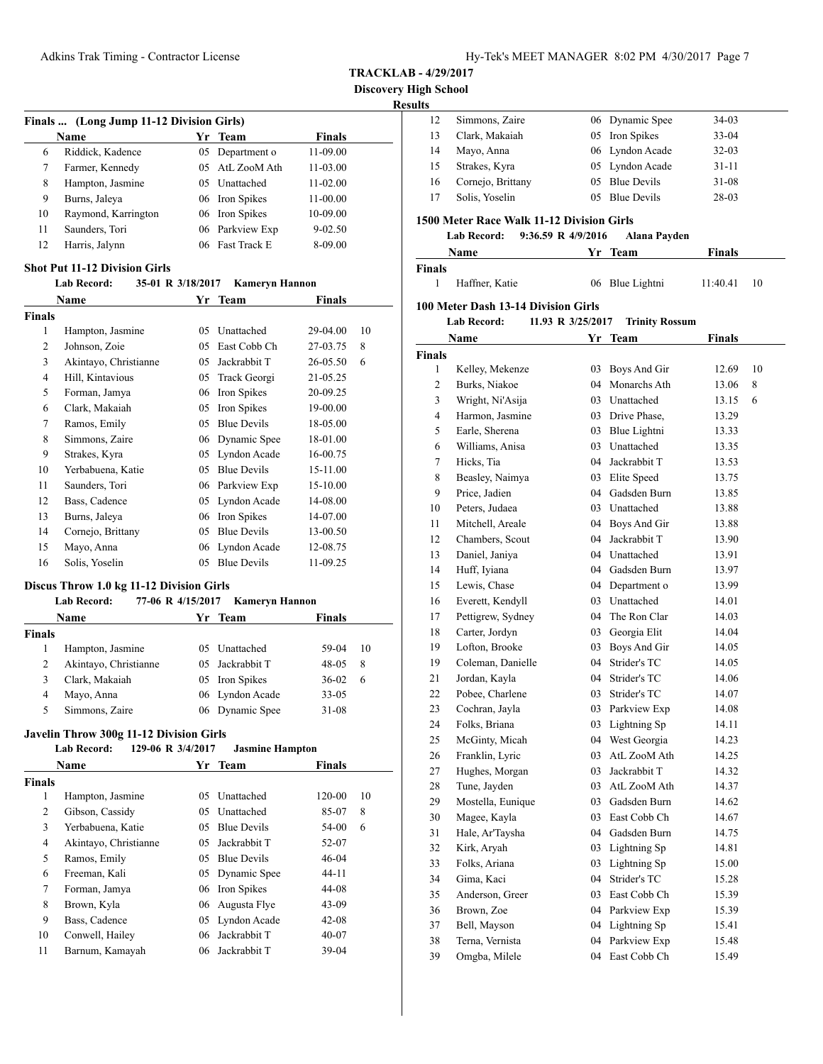**TRACKLAB - 4/29/2017**

**Discovery High School**

**Results**

### Finals ... (Long Jump 11-12 Division Girls)

| | Name | Yr | Team | Finals |
|---|---|---|---|---|
| 6 | Riddick, Kadence | 05 | Department o | 11-09.00 |
| 7 | Farmer, Kennedy | 05 | AtL ZooM Ath | 11-03.00 |
| 8 | Hampton, Jasmine | 05 | Unattached | 11-02.00 |
| 9 | Burns, Jaleya | 06 | Iron Spikes | 11-00.00 |
| 10 | Raymond, Karrington | 06 | Iron Spikes | 10-09.00 |
| 11 | Saunders, Tori | 06 | Parkview Exp | 9-02.50 |
| 12 | Harris, Jalynn | 06 | Fast Track E | 8-09.00 |

### Shot Put 11-12 Division Girls

**Lab Record:** 35-01 R 3/18/2017 Kameryn Hannon

| | Name | Yr | Team | Finals | |
|---|---|---|---|---|---|
| **Finals** | | | | | |
| 1 | Hampton, Jasmine | 05 | Unattached | 29-04.00 | 10 |
| 2 | Johnson, Zoie | 05 | East Cobb Ch | 27-03.75 | 8 |
| 3 | Akintayo, Christianne | 05 | Jackrabbit T | 26-05.50 | 6 |
| 4 | Hill, Kintavious | 05 | Track Georgi | 21-05.25 | |
| 5 | Forman, Jamya | 06 | Iron Spikes | 20-09.25 | |
| 6 | Clark, Makaiah | 05 | Iron Spikes | 19-00.00 | |
| 7 | Ramos, Emily | 05 | Blue Devils | 18-05.00 | |
| 8 | Simmons, Zaire | 06 | Dynamic Spee | 18-01.00 | |
| 9 | Strakes, Kyra | 05 | Lyndon Acade | 16-00.75 | |
| 10 | Yerbabuena, Katie | 05 | Blue Devils | 15-11.00 | |
| 11 | Saunders, Tori | 06 | Parkview Exp | 15-10.00 | |
| 12 | Bass, Cadence | 05 | Lyndon Acade | 14-08.00 | |
| 13 | Burns, Jaleya | 06 | Iron Spikes | 14-07.00 | |
| 14 | Cornejo, Brittany | 05 | Blue Devils | 13-00.50 | |
| 15 | Mayo, Anna | 06 | Lyndon Acade | 12-08.75 | |
| 16 | Solis, Yoselin | 05 | Blue Devils | 11-09.25 | |

### Discus Throw 1.0 kg 11-12 Division Girls

**Lab Record:** 77-06 R 4/15/2017 Kameryn Hannon

| | Name | Yr | Team | Finals | |
|---|---|---|---|---|---|
| **Finals** | | | | | |
| 1 | Hampton, Jasmine | 05 | Unattached | 59-04 | 10 |
| 2 | Akintayo, Christianne | 05 | Jackrabbit T | 48-05 | 8 |
| 3 | Clark, Makaiah | 05 | Iron Spikes | 36-02 | 6 |
| 4 | Mayo, Anna | 06 | Lyndon Acade | 33-05 | |
| 5 | Simmons, Zaire | 06 | Dynamic Spee | 31-08 | |

### Javelin Throw 300g 11-12 Division Girls

**Lab Record:** 129-06 R 3/4/2017 Jasmine Hampton

| | Name | Yr | Team | Finals | |
|---|---|---|---|---|---|
| **Finals** | | | | | |
| 1 | Hampton, Jasmine | 05 | Unattached | 120-00 | 10 |
| 2 | Gibson, Cassidy | 05 | Unattached | 85-07 | 8 |
| 3 | Yerbabuena, Katie | 05 | Blue Devils | 54-00 | 6 |
| 4 | Akintayo, Christianne | 05 | Jackrabbit T | 52-07 | |
| 5 | Ramos, Emily | 05 | Blue Devils | 46-04 | |
| 6 | Freeman, Kali | 05 | Dynamic Spee | 44-11 | |
| 7 | Forman, Jamya | 06 | Iron Spikes | 44-08 | |
| 8 | Brown, Kyla | 06 | Augusta Flye | 43-09 | |
| 9 | Bass, Cadence | 05 | Lyndon Acade | 42-08 | |
| 10 | Conwell, Hailey | 06 | Jackrabbit T | 40-07 | |
| 11 | Barnum, Kamayah | 06 | Jackrabbit T | 39-04 | |
| 12 | Simmons, Zaire | 06 | Dynamic Spee | 34-03 | |
| 13 | Clark, Makaiah | 05 | Iron Spikes | 33-04 | |
| 14 | Mayo, Anna | 06 | Lyndon Acade | 32-03 | |
| 15 | Strakes, Kyra | 05 | Lyndon Acade | 31-11 | |
| 16 | Cornejo, Brittany | 05 | Blue Devils | 31-08 | |
| 17 | Solis, Yoselin | 05 | Blue Devils | 28-03 | |

### 1500 Meter Race Walk 11-12 Division Girls

**Lab Record:** 9:36.59 R 4/9/2016 Alana Payden

| | Name | Yr | Team | Finals | |
|---|---|---|---|---|---|
| **Finals** | | | | | |
| 1 | Haffner, Katie | 06 | Blue Lightni | 11:40.41 | 10 |

### 100 Meter Dash 13-14 Division Girls

**Lab Record:** 11.93 R 3/25/2017 Trinity Rossum

| | Name | Yr | Team | Finals | |
|---|---|---|---|---|---|
| **Finals** | | | | | |
| 1 | Kelley, Mekenze | 03 | Boys And Gir | 12.69 | 10 |
| 2 | Burks, Niakoe | 04 | Monarchs Ath | 13.06 | 8 |
| 3 | Wright, Ni'Asija | 03 | Unattached | 13.15 | 6 |
| 4 | Harmon, Jasmine | 03 | Drive Phase, | 13.29 | |
| 5 | Earle, Sherena | 03 | Blue Lightni | 13.33 | |
| 6 | Williams, Anisa | 03 | Unattached | 13.35 | |
| 7 | Hicks, Tia | 04 | Jackrabbit T | 13.53 | |
| 8 | Beasley, Naimya | 03 | Elite Speed | 13.75 | |
| 9 | Price, Jadien | 04 | Gadsden Burn | 13.85 | |
| 10 | Peters, Judaea | 03 | Unattached | 13.88 | |
| 11 | Mitchell, Areale | 04 | Boys And Gir | 13.88 | |
| 12 | Chambers, Scout | 04 | Jackrabbit T | 13.90 | |
| 13 | Daniel, Janiya | 04 | Unattached | 13.91 | |
| 14 | Huff, Iyiana | 04 | Gadsden Burn | 13.97 | |
| 15 | Lewis, Chase | 04 | Department o | 13.99 | |
| 16 | Everett, Kendyll | 03 | Unattached | 14.01 | |
| 17 | Pettigrew, Sydney | 04 | The Ron Clar | 14.03 | |
| 18 | Carter, Jordyn | 03 | Georgia Elit | 14.04 | |
| 19 | Lofton, Brooke | 03 | Boys And Gir | 14.05 | |
| 19 | Coleman, Danielle | 04 | Strider's TC | 14.05 | |
| 21 | Jordan, Kayla | 04 | Strider's TC | 14.06 | |
| 22 | Pobee, Charlene | 03 | Strider's TC | 14.07 | |
| 23 | Cochran, Jayla | 03 | Parkview Exp | 14.08 | |
| 24 | Folks, Briana | 03 | Lightning Sp | 14.11 | |
| 25 | McGinty, Micah | 04 | West Georgia | 14.23 | |
| 26 | Franklin, Lyric | 03 | AtL ZooM Ath | 14.25 | |
| 27 | Hughes, Morgan | 03 | Jackrabbit T | 14.32 | |
| 28 | Tune, Jayden | 03 | AtL ZooM Ath | 14.37 | |
| 29 | Mostella, Eunique | 03 | Gadsden Burn | 14.62 | |
| 30 | Magee, Kayla | 03 | East Cobb Ch | 14.67 | |
| 31 | Hale, Ar'Taysha | 04 | Gadsden Burn | 14.75 | |
| 32 | Kirk, Aryah | 03 | Lightning Sp | 14.81 | |
| 33 | Folks, Ariana | 03 | Lightning Sp | 15.00 | |
| 34 | Gima, Kaci | 04 | Strider's TC | 15.28 | |
| 35 | Anderson, Greer | 03 | East Cobb Ch | 15.39 | |
| 36 | Brown, Zoe | 04 | Parkview Exp | 15.39 | |
| 37 | Bell, Mayson | 04 | Lightning Sp | 15.41 | |
| 38 | Terna, Vernista | 04 | Parkview Exp | 15.48 | |
| 39 | Omgba, Milele | 04 | East Cobb Ch | 15.49 | |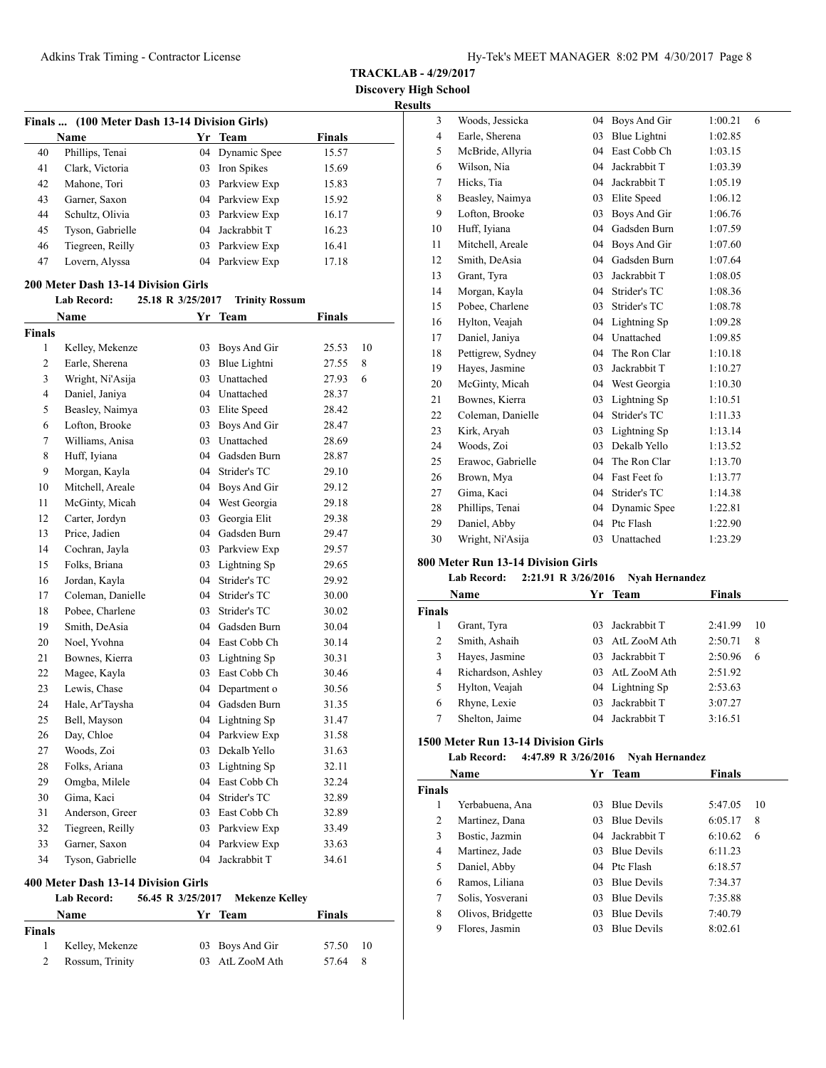**TRACKLAB - 4/29/2017**
**Discovery High School**
**Results**

### Finals ... (100 Meter Dash 13-14 Division Girls)

| | Name | Yr | Team | Finals | |
|---|---|---|---|---|---|
| 40 | Phillips, Tenai | 04 | Dynamic Spee | 15.57 | |
| 41 | Clark, Victoria | 03 | Iron Spikes | 15.69 | |
| 42 | Mahone, Tori | 03 | Parkview Exp | 15.83 | |
| 43 | Garner, Saxon | 04 | Parkview Exp | 15.92 | |
| 44 | Schultz, Olivia | 03 | Parkview Exp | 16.17 | |
| 45 | Tyson, Gabrielle | 04 | Jackrabbit T | 16.23 | |
| 46 | Tiegreen, Reilly | 03 | Parkview Exp | 16.41 | |
| 47 | Lovern, Alyssa | 04 | Parkview Exp | 17.18 | |

### 200 Meter Dash 13-14 Division Girls

**Lab Record:** 25.18 R 3/25/2017 **Trinity Rossum**

| | Name | Yr | Team | Finals | |
|---|---|---|---|---|---|
| **Finals** | | | | | |
| 1 | Kelley, Mekenze | 03 | Boys And Gir | 25.53 | 10 |
| 2 | Earle, Sherena | 03 | Blue Lightni | 27.55 | 8 |
| 3 | Wright, Ni'Asija | 03 | Unattached | 27.93 | 6 |
| 4 | Daniel, Janiya | 04 | Unattached | 28.37 | |
| 5 | Beasley, Naimya | 03 | Elite Speed | 28.42 | |
| 6 | Lofton, Brooke | 03 | Boys And Gir | 28.47 | |
| 7 | Williams, Anisa | 03 | Unattached | 28.69 | |
| 8 | Huff, Iyiana | 04 | Gadsden Burn | 28.87 | |
| 9 | Morgan, Kayla | 04 | Strider's TC | 29.10 | |
| 10 | Mitchell, Areale | 04 | Boys And Gir | 29.12 | |
| 11 | McGinty, Micah | 04 | West Georgia | 29.18 | |
| 12 | Carter, Jordyn | 03 | Georgia Elit | 29.38 | |
| 13 | Price, Jadien | 04 | Gadsden Burn | 29.47 | |
| 14 | Cochran, Jayla | 03 | Parkview Exp | 29.57 | |
| 15 | Folks, Briana | 03 | Lightning Sp | 29.65 | |
| 16 | Jordan, Kayla | 04 | Strider's TC | 29.92 | |
| 17 | Coleman, Danielle | 04 | Strider's TC | 30.00 | |
| 18 | Pobee, Charlene | 03 | Strider's TC | 30.02 | |
| 19 | Smith, DeAsia | 04 | Gadsden Burn | 30.04 | |
| 20 | Noel, Yvohna | 04 | East Cobb Ch | 30.14 | |
| 21 | Bownes, Kierra | 03 | Lightning Sp | 30.31 | |
| 22 | Magee, Kayla | 03 | East Cobb Ch | 30.46 | |
| 23 | Lewis, Chase | 04 | Department o | 30.56 | |
| 24 | Hale, Ar'Taysha | 04 | Gadsden Burn | 31.35 | |
| 25 | Bell, Mayson | 04 | Lightning Sp | 31.47 | |
| 26 | Day, Chloe | 04 | Parkview Exp | 31.58 | |
| 27 | Woods, Zoi | 03 | Dekalb Yello | 31.63 | |
| 28 | Folks, Ariana | 03 | Lightning Sp | 32.11 | |
| 29 | Omgba, Milele | 04 | East Cobb Ch | 32.24 | |
| 30 | Gima, Kaci | 04 | Strider's TC | 32.89 | |
| 31 | Anderson, Greer | 03 | East Cobb Ch | 32.89 | |
| 32 | Tiegreen, Reilly | 03 | Parkview Exp | 33.49 | |
| 33 | Garner, Saxon | 04 | Parkview Exp | 33.63 | |
| 34 | Tyson, Gabrielle | 04 | Jackrabbit T | 34.61 | |

### 400 Meter Dash 13-14 Division Girls

**Lab Record:** 56.45 R 3/25/2017 **Mekenze Kelley**

| | Name | Yr | Team | Finals | |
|---|---|---|---|---|---|
| **Finals** | | | | | |
| 1 | Kelley, Mekenze | 03 | Boys And Gir | 57.50 | 10 |
| 2 | Rossum, Trinity | 03 | AtL ZooM Ath | 57.64 | 8 |
| 3 | Woods, Jessicka | 04 | Boys And Gir | 1:00.21 | 6 |
| 4 | Earle, Sherena | 03 | Blue Lightni | 1:02.85 | |
| 5 | McBride, Allyria | 04 | East Cobb Ch | 1:03.15 | |
| 6 | Wilson, Nia | 04 | Jackrabbit T | 1:03.39 | |
| 7 | Hicks, Tia | 04 | Jackrabbit T | 1:05.19 | |
| 8 | Beasley, Naimya | 03 | Elite Speed | 1:06.12 | |
| 9 | Lofton, Brooke | 03 | Boys And Gir | 1:06.76 | |
| 10 | Huff, Iyiana | 04 | Gadsden Burn | 1:07.59 | |
| 11 | Mitchell, Areale | 04 | Boys And Gir | 1:07.60 | |
| 12 | Smith, DeAsia | 04 | Gadsden Burn | 1:07.64 | |
| 13 | Grant, Tyra | 03 | Jackrabbit T | 1:08.05 | |
| 14 | Morgan, Kayla | 04 | Strider's TC | 1:08.36 | |
| 15 | Pobee, Charlene | 03 | Strider's TC | 1:08.78 | |
| 16 | Hylton, Veajah | 04 | Lightning Sp | 1:09.28 | |
| 17 | Daniel, Janiya | 04 | Unattached | 1:09.85 | |
| 18 | Pettigrew, Sydney | 04 | The Ron Clar | 1:10.18 | |
| 19 | Hayes, Jasmine | 03 | Jackrabbit T | 1:10.27 | |
| 20 | McGinty, Micah | 04 | West Georgia | 1:10.30 | |
| 21 | Bownes, Kierra | 03 | Lightning Sp | 1:10.51 | |
| 22 | Coleman, Danielle | 04 | Strider's TC | 1:11.33 | |
| 23 | Kirk, Aryah | 03 | Lightning Sp | 1:13.14 | |
| 24 | Woods, Zoi | 03 | Dekalb Yello | 1:13.52 | |
| 25 | Erawoc, Gabrielle | 04 | The Ron Clar | 1:13.70 | |
| 26 | Brown, Mya | 04 | Fast Feet fo | 1:13.77 | |
| 27 | Gima, Kaci | 04 | Strider's TC | 1:14.38 | |
| 28 | Phillips, Tenai | 04 | Dynamic Spee | 1:22.81 | |
| 29 | Daniel, Abby | 04 | Ptc Flash | 1:22.90 | |
| 30 | Wright, Ni'Asija | 03 | Unattached | 1:23.29 | |

### 800 Meter Run 13-14 Division Girls

**Lab Record:** 2:21.91 R 3/26/2016 **Nyah Hernandez**

| | Name | Yr | Team | Finals | |
|---|---|---|---|---|---|
| **Finals** | | | | | |
| 1 | Grant, Tyra | 03 | Jackrabbit T | 2:41.99 | 10 |
| 2 | Smith, Ashaih | 03 | AtL ZooM Ath | 2:50.71 | 8 |
| 3 | Hayes, Jasmine | 03 | Jackrabbit T | 2:50.96 | 6 |
| 4 | Richardson, Ashley | 03 | AtL ZooM Ath | 2:51.92 | |
| 5 | Hylton, Veajah | 04 | Lightning Sp | 2:53.63 | |
| 6 | Rhyne, Lexie | 03 | Jackrabbit T | 3:07.27 | |
| 7 | Shelton, Jaime | 04 | Jackrabbit T | 3:16.51 | |

### 1500 Meter Run 13-14 Division Girls

**Lab Record:** 4:47.89 R 3/26/2016 **Nyah Hernandez**

| | Name | Yr | Team | Finals | |
|---|---|---|---|---|---|
| **Finals** | | | | | |
| 1 | Yerbabuena, Ana | 03 | Blue Devils | 5:47.05 | 10 |
| 2 | Martinez, Dana | 03 | Blue Devils | 6:05.17 | 8 |
| 3 | Bostic, Jazmin | 04 | Jackrabbit T | 6:10.62 | 6 |
| 4 | Martinez, Jade | 03 | Blue Devils | 6:11.23 | |
| 5 | Daniel, Abby | 04 | Ptc Flash | 6:18.57 | |
| 6 | Ramos, Liliana | 03 | Blue Devils | 7:34.37 | |
| 7 | Solis, Yosverani | 03 | Blue Devils | 7:35.88 | |
| 8 | Olivos, Bridgette | 03 | Blue Devils | 7:40.79 | |
| 9 | Flores, Jasmin | 03 | Blue Devils | 8:02.61 | |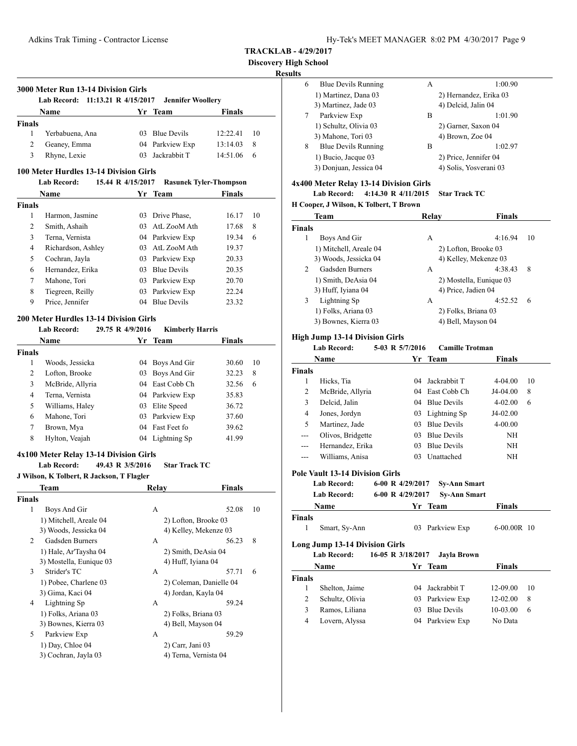**TRACKLAB - 4/29/2017**

**Discovery High School**

**Results**

### 3000 Meter Run 13-14 Division Girls

**Lab Record: 11:13.21 R 4/15/2017 Jennifer Woollery**

| | Name | Yr | Team | Finals | |
|---|---|---|---|---|---|
| **Finals** | | | | | |
| 1 | Yerbabuena, Ana | 03 | Blue Devils | 12:22.41 | 10 |
| 2 | Geaney, Emma | 04 | Parkview Exp | 13:14.03 | 8 |
| 3 | Rhyne, Lexie | 03 | Jackrabbit T | 14:51.06 | 6 |

### 100 Meter Hurdles 13-14 Division Girls

**Lab Record: 15.44 R 4/15/2017 Rasunek Tyler-Thompson**

| | Name | Yr | Team | Finals | |
|---|---|---|---|---|---|
| **Finals** | | | | | |
| 1 | Harmon, Jasmine | 03 | Drive Phase, | 16.17 | 10 |
| 2 | Smith, Ashaih | 03 | AtL ZooM Ath | 17.68 | 8 |
| 3 | Terna, Vernista | 04 | Parkview Exp | 19.34 | 6 |
| 4 | Richardson, Ashley | 03 | AtL ZooM Ath | 19.37 | |
| 5 | Cochran, Jayla | 03 | Parkview Exp | 20.33 | |
| 6 | Hernandez, Erika | 03 | Blue Devils | 20.35 | |
| 7 | Mahone, Tori | 03 | Parkview Exp | 20.70 | |
| 8 | Tiegreen, Reilly | 03 | Parkview Exp | 22.24 | |
| 9 | Price, Jennifer | 04 | Blue Devils | 23.32 | |

### 200 Meter Hurdles 13-14 Division Girls

**Lab Record: 29.75 R 4/9/2016 Kimberly Harris**

| | Name | Yr | Team | Finals | |
|---|---|---|---|---|---|
| **Finals** | | | | | |
| 1 | Woods, Jessicka | 04 | Boys And Gir | 30.60 | 10 |
| 2 | Lofton, Brooke | 03 | Boys And Gir | 32.23 | 8 |
| 3 | McBride, Allyria | 04 | East Cobb Ch | 32.56 | 6 |
| 4 | Terna, Vernista | 04 | Parkview Exp | 35.83 | |
| 5 | Williams, Haley | 03 | Elite Speed | 36.72 | |
| 6 | Mahone, Tori | 03 | Parkview Exp | 37.60 | |
| 7 | Brown, Mya | 04 | Fast Feet fo | 39.62 | |
| 8 | Hylton, Veajah | 04 | Lightning Sp | 41.99 | |

### 4x100 Meter Relay 13-14 Division Girls

**Lab Record: 49.43 R 3/5/2016 Star Track TC**

**J Wilson, K Tolbert, R Jackson, T Flagler**

| | Team | Relay | Finals | |
|---|---|---|---|---|
| **Finals** | | | | |
| 1 | Boys And Gir | A | 52.08 | 10 |
| | 1) Mitchell, Areale 04 | 2) Lofton, Brooke 03 | | |
| | 3) Woods, Jessicka 04 | 4) Kelley, Mekenze 03 | | |
| 2 | Gadsden Burners | A | 56.23 | 8 |
| | 1) Hale, Ar'Taysha 04 | 2) Smith, DeAsia 04 | | |
| | 3) Mostella, Eunique 03 | 4) Huff, Iyiana 04 | | |
| 3 | Strider's TC | A | 57.71 | 6 |
| | 1) Pobee, Charlene 03 | 2) Coleman, Danielle 04 | | |
| | 3) Gima, Kaci 04 | 4) Jordan, Kayla 04 | | |
| 4 | Lightning Sp | A | 59.24 | |
| | 1) Folks, Ariana 03 | 2) Folks, Briana 03 | | |
| | 3) Bownes, Kierra 03 | 4) Bell, Mayson 04 | | |
| 5 | Parkview Exp | A | 59.29 | |
| | 1) Day, Chloe 04 | 2) Carr, Jani 03 | | |
| | 3) Cochran, Jayla 03 | 4) Terna, Vernista 04 | | |
| 6 | Blue Devils Running | A | 1:00.90 | |
| | 1) Martinez, Dana 03 | 2) Hernandez, Erika 03 | | |
| | 3) Martinez, Jade 03 | 4) Delcid, Jalin 04 | | |
| 7 | Parkview Exp | B | 1:01.90 | |
| | 1) Schultz, Olivia 03 | 2) Garner, Saxon 04 | | |
| | 3) Mahone, Tori 03 | 4) Brown, Zoe 04 | | |
| 8 | Blue Devils Running | B | 1:02.97 | |
| | 1) Bucio, Jacque 03 | 2) Price, Jennifer 04 | | |
| | 3) Donjuan, Jessica 04 | 4) Solis, Yosverani 03 | | |

### 4x400 Meter Relay 13-14 Division Girls

**Lab Record: 4:14.30 R 4/11/2015 Star Track TC**

**H Cooper, J Wilson, K Tolbert, T Brown**

| | Team | Relay | Finals | |
|---|---|---|---|---|
| **Finals** | | | | |
| 1 | Boys And Gir | A | 4:16.94 | 10 |
| | 1) Mitchell, Areale 04 | 2) Lofton, Brooke 03 | | |
| | 3) Woods, Jessicka 04 | 4) Kelley, Mekenze 03 | | |
| 2 | Gadsden Burners | A | 4:38.43 | 8 |
| | 1) Smith, DeAsia 04 | 2) Mostella, Eunique 03 | | |
| | 3) Huff, Iyiana 04 | 4) Price, Jadien 04 | | |
| 3 | Lightning Sp | A | 4:52.52 | 6 |
| | 1) Folks, Ariana 03 | 2) Folks, Briana 03 | | |
| | 3) Bownes, Kierra 03 | 4) Bell, Mayson 04 | | |

### High Jump 13-14 Division Girls

**Lab Record: 5-03 R 5/7/2016 Camille Trotman**

| | Name | Yr | Team | Finals | |
|---|---|---|---|---|---|
| **Finals** | | | | | |
| 1 | Hicks, Tia | 04 | Jackrabbit T | 4-04.00 | 10 |
| 2 | McBride, Allyria | 04 | East Cobb Ch | J4-04.00 | 8 |
| 3 | Delcid, Jalin | 04 | Blue Devils | 4-02.00 | 6 |
| 4 | Jones, Jordyn | 03 | Lightning Sp | J4-02.00 | |
| 5 | Martinez, Jade | 03 | Blue Devils | 4-00.00 | |
| --- | Olivos, Bridgette | 03 | Blue Devils | NH | |
| --- | Hernandez, Erika | 03 | Blue Devils | NH | |
| --- | Williams, Anisa | 03 | Unattached | NH | |

### Pole Vault 13-14 Division Girls

**Lab Record: 6-00 R 4/29/2017 Sy-Ann Smart**

**Lab Record: 6-00 R 4/29/2017 Sy-Ann Smart**

| | Name | Yr | Team | Finals | |
|---|---|---|---|---|---|
| **Finals** | | | | | |
| 1 | Smart, Sy-Ann | 03 | Parkview Exp | 6-00.00R | 10 |

### Long Jump 13-14 Division Girls

**Lab Record: 16-05 R 3/18/2017 Jayla Brown**

| | Name | Yr | Team | Finals | |
|---|---|---|---|---|---|
| **Finals** | | | | | |
| 1 | Shelton, Jaime | 04 | Jackrabbit T | 12-09.00 | 10 |
| 2 | Schultz, Olivia | 03 | Parkview Exp | 12-02.00 | 8 |
| 3 | Ramos, Liliana | 03 | Blue Devils | 10-03.00 | 6 |
| 4 | Lovern, Alyssa | 04 | Parkview Exp | No Data | |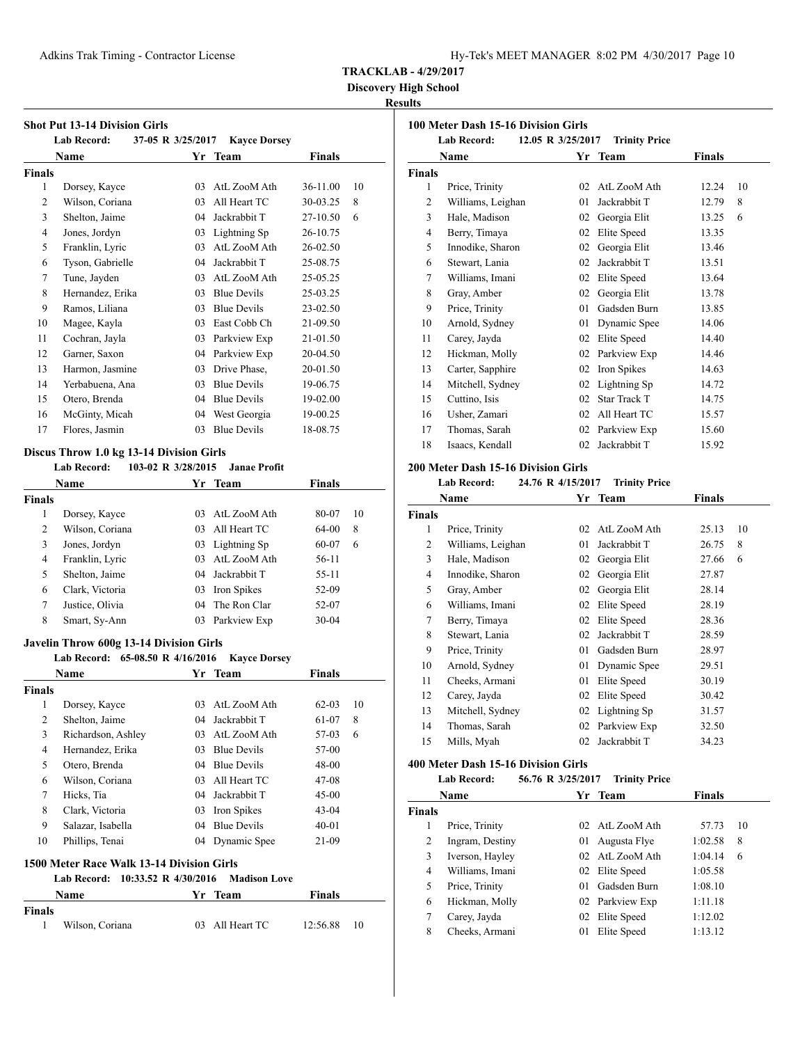**TRACKLAB - 4/29/2017**

**Discovery High School**

**Results**

### Shot Put 13-14 Division Girls

**Lab Record:** 37-05 R 3/25/2017 **Kayce Dorsey**

| | Name | Yr | Team | Finals | |
|---|---|---|---|---|---|
| **Finals** | | | | | |
| 1 | Dorsey, Kayce | 03 | AtL ZooM Ath | 36-11.00 | 10 |
| 2 | Wilson, Coriana | 03 | All Heart TC | 30-03.25 | 8 |
| 3 | Shelton, Jaime | 04 | Jackrabbit T | 27-10.50 | 6 |
| 4 | Jones, Jordyn | 03 | Lightning Sp | 26-10.75 | |
| 5 | Franklin, Lyric | 03 | AtL ZooM Ath | 26-02.50 | |
| 6 | Tyson, Gabrielle | 04 | Jackrabbit T | 25-08.75 | |
| 7 | Tune, Jayden | 03 | AtL ZooM Ath | 25-05.25 | |
| 8 | Hernandez, Erika | 03 | Blue Devils | 25-03.25 | |
| 9 | Ramos, Liliana | 03 | Blue Devils | 23-02.50 | |
| 10 | Magee, Kayla | 03 | East Cobb Ch | 21-09.50 | |
| 11 | Cochran, Jayla | 03 | Parkview Exp | 21-01.50 | |
| 12 | Garner, Saxon | 04 | Parkview Exp | 20-04.50 | |
| 13 | Harmon, Jasmine | 03 | Drive Phase, | 20-01.50 | |
| 14 | Yerbabuena, Ana | 03 | Blue Devils | 19-06.75 | |
| 15 | Otero, Brenda | 04 | Blue Devils | 19-02.00 | |
| 16 | McGinty, Micah | 04 | West Georgia | 19-00.25 | |
| 17 | Flores, Jasmin | 03 | Blue Devils | 18-08.75 | |

### Discus Throw 1.0 kg 13-14 Division Girls

**Lab Record:** 103-02 R 3/28/2015 **Janae Profit**

| | Name | Yr | Team | Finals | |
|---|---|---|---|---|---|
| **Finals** | | | | | |
| 1 | Dorsey, Kayce | 03 | AtL ZooM Ath | 80-07 | 10 |
| 2 | Wilson, Coriana | 03 | All Heart TC | 64-00 | 8 |
| 3 | Jones, Jordyn | 03 | Lightning Sp | 60-07 | 6 |
| 4 | Franklin, Lyric | 03 | AtL ZooM Ath | 56-11 | |
| 5 | Shelton, Jaime | 04 | Jackrabbit T | 55-11 | |
| 6 | Clark, Victoria | 03 | Iron Spikes | 52-09 | |
| 7 | Justice, Olivia | 04 | The Ron Clar | 52-07 | |
| 8 | Smart, Sy-Ann | 03 | Parkview Exp | 30-04 | |

### Javelin Throw 600g 13-14 Division Girls

**Lab Record:** 65-08.50 R 4/16/2016 **Kayce Dorsey**

| | Name | Yr | Team | Finals | |
|---|---|---|---|---|---|
| **Finals** | | | | | |
| 1 | Dorsey, Kayce | 03 | AtL ZooM Ath | 62-03 | 10 |
| 2 | Shelton, Jaime | 04 | Jackrabbit T | 61-07 | 8 |
| 3 | Richardson, Ashley | 03 | AtL ZooM Ath | 57-03 | 6 |
| 4 | Hernandez, Erika | 03 | Blue Devils | 57-00 | |
| 5 | Otero, Brenda | 04 | Blue Devils | 48-00 | |
| 6 | Wilson, Coriana | 03 | All Heart TC | 47-08 | |
| 7 | Hicks, Tia | 04 | Jackrabbit T | 45-00 | |
| 8 | Clark, Victoria | 03 | Iron Spikes | 43-04 | |
| 9 | Salazar, Isabella | 04 | Blue Devils | 40-01 | |
| 10 | Phillips, Tenai | 04 | Dynamic Spee | 21-09 | |

### 1500 Meter Race Walk 13-14 Division Girls

**Lab Record:** 10:33.52 R 4/30/2016 **Madison Love**

| | Name | Yr | Team | Finals | |
|---|---|---|---|---|---|
| **Finals** | | | | | |
| 1 | Wilson, Coriana | 03 | All Heart TC | 12:56.88 | 10 |

### 100 Meter Dash 15-16 Division Girls

**Lab Record:** 12.05 R 3/25/2017 **Trinity Price**

| | Name | Yr | Team | Finals | |
|---|---|---|---|---|---|
| **Finals** | | | | | |
| 1 | Price, Trinity | 02 | AtL ZooM Ath | 12.24 | 10 |
| 2 | Williams, Leighan | 01 | Jackrabbit T | 12.79 | 8 |
| 3 | Hale, Madison | 02 | Georgia Elit | 13.25 | 6 |
| 4 | Berry, Timaya | 02 | Elite Speed | 13.35 | |
| 5 | Innodike, Sharon | 02 | Georgia Elit | 13.46 | |
| 6 | Stewart, Lania | 02 | Jackrabbit T | 13.51 | |
| 7 | Williams, Imani | 02 | Elite Speed | 13.64 | |
| 8 | Gray, Amber | 02 | Georgia Elit | 13.78 | |
| 9 | Price, Trinity | 01 | Gadsden Burn | 13.85 | |
| 10 | Arnold, Sydney | 01 | Dynamic Spee | 14.06 | |
| 11 | Carey, Jayda | 02 | Elite Speed | 14.40 | |
| 12 | Hickman, Molly | 02 | Parkview Exp | 14.46 | |
| 13 | Carter, Sapphire | 02 | Iron Spikes | 14.63 | |
| 14 | Mitchell, Sydney | 02 | Lightning Sp | 14.72 | |
| 15 | Cuttino, Isis | 02 | Star Track T | 14.75 | |
| 16 | Usher, Zamari | 02 | All Heart TC | 15.57 | |
| 17 | Thomas, Sarah | 02 | Parkview Exp | 15.60 | |
| 18 | Isaacs, Kendall | 02 | Jackrabbit T | 15.92 | |

### 200 Meter Dash 15-16 Division Girls

**Lab Record:** 24.76 R 4/15/2017 **Trinity Price**

| | Name | Yr | Team | Finals | |
|---|---|---|---|---|---|
| **Finals** | | | | | |
| 1 | Price, Trinity | 02 | AtL ZooM Ath | 25.13 | 10 |
| 2 | Williams, Leighan | 01 | Jackrabbit T | 26.75 | 8 |
| 3 | Hale, Madison | 02 | Georgia Elit | 27.66 | 6 |
| 4 | Innodike, Sharon | 02 | Georgia Elit | 27.87 | |
| 5 | Gray, Amber | 02 | Georgia Elit | 28.14 | |
| 6 | Williams, Imani | 02 | Elite Speed | 28.19 | |
| 7 | Berry, Timaya | 02 | Elite Speed | 28.36 | |
| 8 | Stewart, Lania | 02 | Jackrabbit T | 28.59 | |
| 9 | Price, Trinity | 01 | Gadsden Burn | 28.97 | |
| 10 | Arnold, Sydney | 01 | Dynamic Spee | 29.51 | |
| 11 | Cheeks, Armani | 01 | Elite Speed | 30.19 | |
| 12 | Carey, Jayda | 02 | Elite Speed | 30.42 | |
| 13 | Mitchell, Sydney | 02 | Lightning Sp | 31.57 | |
| 14 | Thomas, Sarah | 02 | Parkview Exp | 32.50 | |
| 15 | Mills, Myah | 02 | Jackrabbit T | 34.23 | |

### 400 Meter Dash 15-16 Division Girls

**Lab Record:** 56.76 R 3/25/2017 **Trinity Price**

| | Name | Yr | Team | Finals | |
|---|---|---|---|---|---|
| **Finals** | | | | | |
| 1 | Price, Trinity | 02 | AtL ZooM Ath | 57.73 | 10 |
| 2 | Ingram, Destiny | 01 | Augusta Flye | 1:02.58 | 8 |
| 3 | Iverson, Hayley | 02 | AtL ZooM Ath | 1:04.14 | 6 |
| 4 | Williams, Imani | 02 | Elite Speed | 1:05.58 | |
| 5 | Price, Trinity | 01 | Gadsden Burn | 1:08.10 | |
| 6 | Hickman, Molly | 02 | Parkview Exp | 1:11.18 | |
| 7 | Carey, Jayda | 02 | Elite Speed | 1:12.02 | |
| 8 | Cheeks, Armani | 01 | Elite Speed | 1:13.12 | |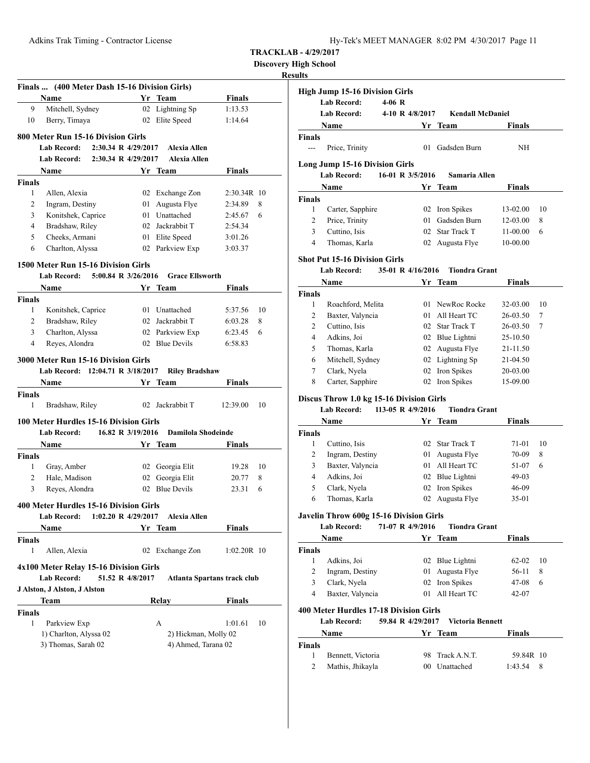**TRACKLAB - 4/29/2017**

**Discovery High School**

**Results**

### Finals ... (400 Meter Dash 15-16 Division Girls)

| | Name | Yr | Team | Finals | |
|---|---|---|---|---|---|
| 9 | Mitchell, Sydney | 02 | Lightning Sp | 1:13.53 | |
| 10 | Berry, Timaya | 02 | Elite Speed | 1:14.64 | |

### 800 Meter Run 15-16 Division Girls

**Lab Record: 2:30.34 R 4/29/2017 Alexia Allen**

**Lab Record: 2:30.34 R 4/29/2017 Alexia Allen**

| | Name | Yr | Team | Finals | |
|---|---|---|---|---|---|
| **Finals** | | | | | |
| 1 | Allen, Alexia | 02 | Exchange Zon | 2:30.34R | 10 |
| 2 | Ingram, Destiny | 01 | Augusta Flye | 2:34.89 | 8 |
| 3 | Konitshek, Caprice | 01 | Unattached | 2:45.67 | 6 |
| 4 | Bradshaw, Riley | 02 | Jackrabbit T | 2:54.34 | |
| 5 | Cheeks, Armani | 01 | Elite Speed | 3:01.26 | |
| 6 | Charlton, Alyssa | 02 | Parkview Exp | 3:03.37 | |

### 1500 Meter Run 15-16 Division Girls

**Lab Record: 5:00.84 R 3/26/2016 Grace Ellsworth**

| | Name | Yr | Team | Finals | |
|---|---|---|---|---|---|
| **Finals** | | | | | |
| 1 | Konitshek, Caprice | 01 | Unattached | 5:37.56 | 10 |
| 2 | Bradshaw, Riley | 02 | Jackrabbit T | 6:03.28 | 8 |
| 3 | Charlton, Alyssa | 02 | Parkview Exp | 6:23.45 | 6 |
| 4 | Reyes, Alondra | 02 | Blue Devils | 6:58.83 | |

### 3000 Meter Run 15-16 Division Girls

**Lab Record: 12:04.71 R 3/18/2017 Riley Bradshaw**

| | Name | Yr | Team | Finals | |
|---|---|---|---|---|---|
| **Finals** | | | | | |
| 1 | Bradshaw, Riley | 02 | Jackrabbit T | 12:39.00 | 10 |

### 100 Meter Hurdles 15-16 Division Girls

**Lab Record: 16.82 R 3/19/2016 Damilola Shodeinde**

| | Name | Yr | Team | Finals | |
|---|---|---|---|---|---|
| **Finals** | | | | | |
| 1 | Gray, Amber | 02 | Georgia Elit | 19.28 | 10 |
| 2 | Hale, Madison | 02 | Georgia Elit | 20.77 | 8 |
| 3 | Reyes, Alondra | 02 | Blue Devils | 23.31 | 6 |

### 400 Meter Hurdles 15-16 Division Girls

**Lab Record: 1:02.20 R 4/29/2017 Alexia Allen**

| | Name | Yr | Team | Finals | |
|---|---|---|---|---|---|
| **Finals** | | | | | |
| 1 | Allen, Alexia | 02 | Exchange Zon | 1:02.20R | 10 |

### 4x100 Meter Relay 15-16 Division Girls

**Lab Record: 51.52 R 4/8/2017 Atlanta Spartans track club**

**J Alston, J Alston, J Alston**

| | Team | Relay | Finals | |
|---|---|---|---|---|
| **Finals** | | | | |
| 1 | Parkview Exp | A | 1:01.61 | 10 |

1) Charlton, Alyssa 02 2) Hickman, Molly 02
3) Thomas, Sarah 02 4) Ahmed, Tarana 02

### High Jump 15-16 Division Girls

**Lab Record: 4-06 R**

**Lab Record: 4-10 R 4/8/2017 Kendall McDaniel**

| | Name | Yr | Team | Finals |
|---|---|---|---|---|
| **Finals** | | | | |
| --- | Price, Trinity | 01 | Gadsden Burn | NH |

### Long Jump 15-16 Division Girls

**Lab Record: 16-01 R 3/5/2016 Samaria Allen**

| | Name | Yr | Team | Finals | |
|---|---|---|---|---|---|
| **Finals** | | | | | |
| 1 | Carter, Sapphire | 02 | Iron Spikes | 13-02.00 | 10 |
| 2 | Price, Trinity | 01 | Gadsden Burn | 12-03.00 | 8 |
| 3 | Cuttino, Isis | 02 | Star Track T | 11-00.00 | 6 |
| 4 | Thomas, Karla | 02 | Augusta Flye | 10-00.00 | |

### Shot Put 15-16 Division Girls

**Lab Record: 35-01 R 4/16/2016 Tiondra Grant**

| | Name | Yr | Team | Finals | |
|---|---|---|---|---|---|
| **Finals** | | | | | |
| 1 | Roachford, Melita | 01 | NewRoc Rocke | 32-03.00 | 10 |
| 2 | Baxter, Valyncia | 01 | All Heart TC | 26-03.50 | 7 |
| 2 | Cuttino, Isis | 02 | Star Track T | 26-03.50 | 7 |
| 4 | Adkins, Joi | 02 | Blue Lightni | 25-10.50 | |
| 5 | Thomas, Karla | 02 | Augusta Flye | 21-11.50 | |
| 6 | Mitchell, Sydney | 02 | Lightning Sp | 21-04.50 | |
| 7 | Clark, Nyela | 02 | Iron Spikes | 20-03.00 | |
| 8 | Carter, Sapphire | 02 | Iron Spikes | 15-09.00 | |

### Discus Throw 1.0 kg 15-16 Division Girls

**Lab Record: 113-05 R 4/9/2016 Tiondra Grant**

| | Name | Yr | Team | Finals | |
|---|---|---|---|---|---|
| **Finals** | | | | | |
| 1 | Cuttino, Isis | 02 | Star Track T | 71-01 | 10 |
| 2 | Ingram, Destiny | 01 | Augusta Flye | 70-09 | 8 |
| 3 | Baxter, Valyncia | 01 | All Heart TC | 51-07 | 6 |
| 4 | Adkins, Joi | 02 | Blue Lightni | 49-03 | |
| 5 | Clark, Nyela | 02 | Iron Spikes | 46-09 | |
| 6 | Thomas, Karla | 02 | Augusta Flye | 35-01 | |

### Javelin Throw 600g 15-16 Division Girls

**Lab Record: 71-07 R 4/9/2016 Tiondra Grant**

| | Name | Yr | Team | Finals | |
|---|---|---|---|---|---|
| **Finals** | | | | | |
| 1 | Adkins, Joi | 02 | Blue Lightni | 62-02 | 10 |
| 2 | Ingram, Destiny | 01 | Augusta Flye | 56-11 | 8 |
| 3 | Clark, Nyela | 02 | Iron Spikes | 47-08 | 6 |
| 4 | Baxter, Valyncia | 01 | All Heart TC | 42-07 | |

### 400 Meter Hurdles 17-18 Division Girls

**Lab Record: 59.84 R 4/29/2017 Victoria Bennett**

| | Name | Yr | Team | Finals | |
|---|---|---|---|---|---|
| **Finals** | | | | | |
| 1 | Bennett, Victoria | 98 | Track A.N.T. | 59.84R | 10 |
| 2 | Mathis, Jhikayla | 00 | Unattached | 1:43.54 | 8 |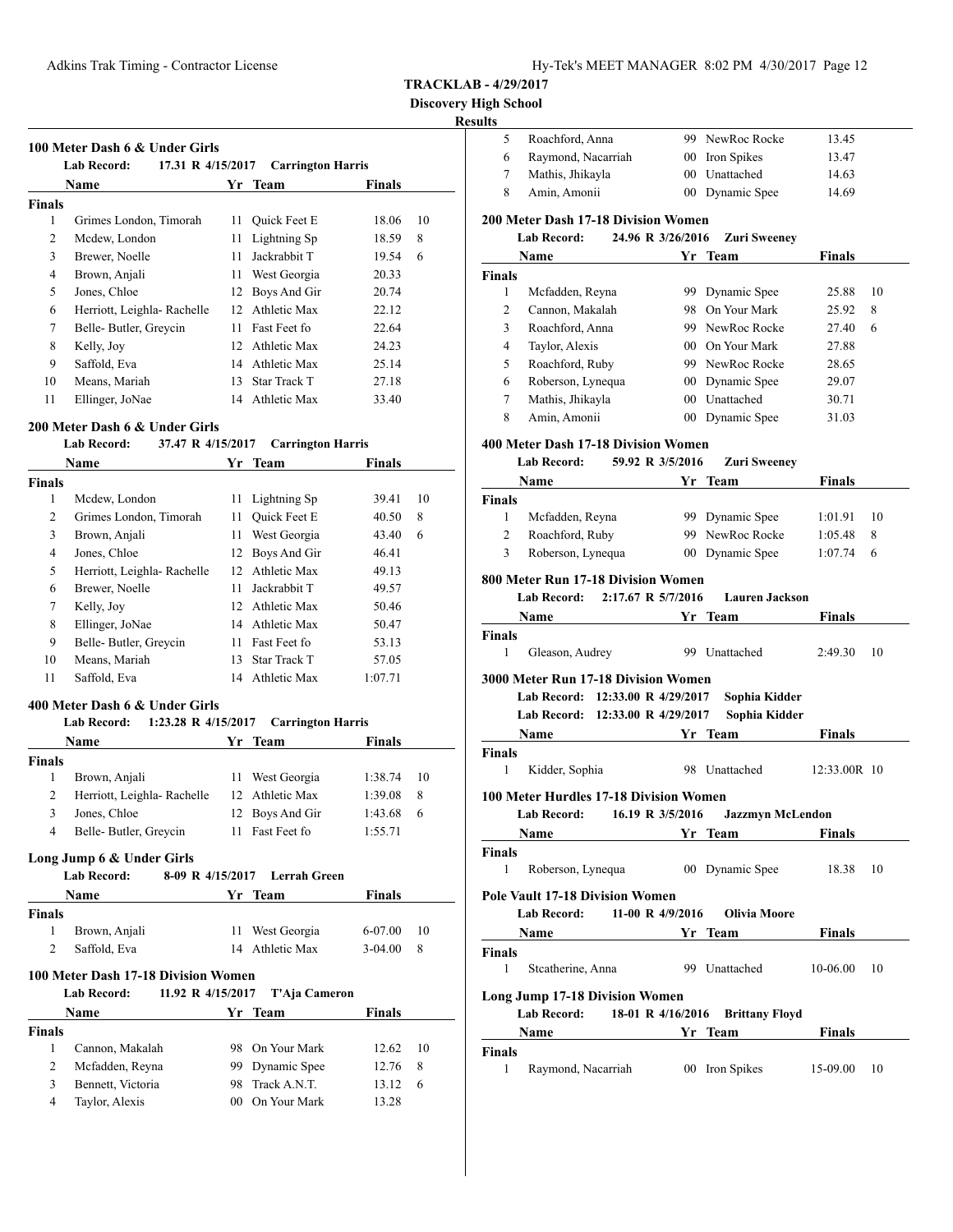**TRACKLAB - 4/29/2017**

**Discovery High School**

**Results**

### 100 Meter Dash 6 & Under Girls

**Lab Record:** 17.31 R 4/15/2017 **Carrington Harris**

| | Name | Yr | Team | Finals | |
|---|---|---|---|---|---|
| **Finals** | | | | | |
| 1 | Grimes London, Timorah | 11 | Quick Feet E | 18.06 | 10 |
| 2 | Mcdew, London | 11 | Lightning Sp | 18.59 | 8 |
| 3 | Brewer, Noelle | 11 | Jackrabbit T | 19.54 | 6 |
| 4 | Brown, Anjali | 11 | West Georgia | 20.33 | |
| 5 | Jones, Chloe | 12 | Boys And Gir | 20.74 | |
| 6 | Herriott, Leighla- Rachelle | 12 | Athletic Max | 22.12 | |
| 7 | Belle- Butler, Greycin | 11 | Fast Feet fo | 22.64 | |
| 8 | Kelly, Joy | 12 | Athletic Max | 24.23 | |
| 9 | Saffold, Eva | 14 | Athletic Max | 25.14 | |
| 10 | Means, Mariah | 13 | Star Track T | 27.18 | |
| 11 | Ellinger, JoNae | 14 | Athletic Max | 33.40 | |

### 200 Meter Dash 6 & Under Girls

**Lab Record:** 37.47 R 4/15/2017 **Carrington Harris**

| | Name | Yr | Team | Finals | |
|---|---|---|---|---|---|
| **Finals** | | | | | |
| 1 | Mcdew, London | 11 | Lightning Sp | 39.41 | 10 |
| 2 | Grimes London, Timorah | 11 | Quick Feet E | 40.50 | 8 |
| 3 | Brown, Anjali | 11 | West Georgia | 43.40 | 6 |
| 4 | Jones, Chloe | 12 | Boys And Gir | 46.41 | |
| 5 | Herriott, Leighla- Rachelle | 12 | Athletic Max | 49.13 | |
| 6 | Brewer, Noelle | 11 | Jackrabbit T | 49.57 | |
| 7 | Kelly, Joy | 12 | Athletic Max | 50.46 | |
| 8 | Ellinger, JoNae | 14 | Athletic Max | 50.47 | |
| 9 | Belle- Butler, Greycin | 11 | Fast Feet fo | 53.13 | |
| 10 | Means, Mariah | 13 | Star Track T | 57.05 | |
| 11 | Saffold, Eva | 14 | Athletic Max | 1:07.71 | |

### 400 Meter Dash 6 & Under Girls

**Lab Record:** 1:23.28 R 4/15/2017 **Carrington Harris**

| | Name | Yr | Team | Finals | |
|---|---|---|---|---|---|
| **Finals** | | | | | |
| 1 | Brown, Anjali | 11 | West Georgia | 1:38.74 | 10 |
| 2 | Herriott, Leighla- Rachelle | 12 | Athletic Max | 1:39.08 | 8 |
| 3 | Jones, Chloe | 12 | Boys And Gir | 1:43.68 | 6 |
| 4 | Belle- Butler, Greycin | 11 | Fast Feet fo | 1:55.71 | |

### Long Jump 6 & Under Girls

**Lab Record:** 8-09 R 4/15/2017 **Lerrah Green**

| | Name | Yr | Team | Finals | |
|---|---|---|---|---|---|
| **Finals** | | | | | |
| 1 | Brown, Anjali | 11 | West Georgia | 6-07.00 | 10 |
| 2 | Saffold, Eva | 14 | Athletic Max | 3-04.00 | 8 |

### 100 Meter Dash 17-18 Division Women

**Lab Record:** 11.92 R 4/15/2017 **T'Aja Cameron**

| | Name | Yr | Team | Finals | |
|---|---|---|---|---|---|
| **Finals** | | | | | |
| 1 | Cannon, Makalah | 98 | On Your Mark | 12.62 | 10 |
| 2 | Mcfadden, Reyna | 99 | Dynamic Spee | 12.76 | 8 |
| 3 | Bennett, Victoria | 98 | Track A.N.T. | 13.12 | 6 |
| 4 | Taylor, Alexis | 00 | On Your Mark | 13.28 | |
| 5 | Roachford, Anna | 99 | NewRoc Rocke | 13.45 | |
| 6 | Raymond, Nacarriah | 00 | Iron Spikes | 13.47 | |
| 7 | Mathis, Jhikayla | 00 | Unattached | 14.63 | |
| 8 | Amin, Amonii | 00 | Dynamic Spee | 14.69 | |

### 200 Meter Dash 17-18 Division Women

**Lab Record:** 24.96 R 3/26/2016 **Zuri Sweeney**

| | Name | Yr | Team | Finals | |
|---|---|---|---|---|---|
| **Finals** | | | | | |
| 1 | Mcfadden, Reyna | 99 | Dynamic Spee | 25.88 | 10 |
| 2 | Cannon, Makalah | 98 | On Your Mark | 25.92 | 8 |
| 3 | Roachford, Anna | 99 | NewRoc Rocke | 27.40 | 6 |
| 4 | Taylor, Alexis | 00 | On Your Mark | 27.88 | |
| 5 | Roachford, Ruby | 99 | NewRoc Rocke | 28.65 | |
| 6 | Roberson, Lynequa | 00 | Dynamic Spee | 29.07 | |
| 7 | Mathis, Jhikayla | 00 | Unattached | 30.71 | |
| 8 | Amin, Amonii | 00 | Dynamic Spee | 31.03 | |

### 400 Meter Dash 17-18 Division Women

**Lab Record:** 59.92 R 3/5/2016 **Zuri Sweeney**

| | Name | Yr | Team | Finals | |
|---|---|---|---|---|---|
| **Finals** | | | | | |
| 1 | Mcfadden, Reyna | 99 | Dynamic Spee | 1:01.91 | 10 |
| 2 | Roachford, Ruby | 99 | NewRoc Rocke | 1:05.48 | 8 |
| 3 | Roberson, Lynequa | 00 | Dynamic Spee | 1:07.74 | 6 |

### 800 Meter Run 17-18 Division Women

**Lab Record:** 2:17.67 R 5/7/2016 **Lauren Jackson**

| | Name | Yr | Team | Finals | |
|---|---|---|---|---|---|
| **Finals** | | | | | |
| 1 | Gleason, Audrey | 99 | Unattached | 2:49.30 | 10 |

### 3000 Meter Run 17-18 Division Women

**Lab Record:** 12:33.00 R 4/29/2017 **Sophia Kidder**

**Lab Record:** 12:33.00 R 4/29/2017 **Sophia Kidder**

| | Name | Yr | Team | Finals | |
|---|---|---|---|---|---|
| **Finals** | | | | | |
| 1 | Kidder, Sophia | 98 | Unattached | 12:33.00R | 10 |

### 100 Meter Hurdles 17-18 Division Women

**Lab Record:** 16.19 R 3/5/2016 **Jazzmyn McLendon**

| | Name | Yr | Team | Finals | |
|---|---|---|---|---|---|
| **Finals** | | | | | |
| 1 | Roberson, Lynequa | 00 | Dynamic Spee | 18.38 | 10 |

### Pole Vault 17-18 Division Women

**Lab Record:** 11-00 R 4/9/2016 **Olivia Moore**

| | Name | Yr | Team | Finals | |
|---|---|---|---|---|---|
| **Finals** | | | | | |
| 1 | Stcatherine, Anna | 99 | Unattached | 10-06.00 | 10 |

### Long Jump 17-18 Division Women

**Lab Record:** 18-01 R 4/16/2016 **Brittany Floyd**

| | Name | Yr | Team | Finals | |
|---|---|---|---|---|---|
| **Finals** | | | | | |
| 1 | Raymond, Nacarriah | 00 | Iron Spikes | 15-09.00 | 10 |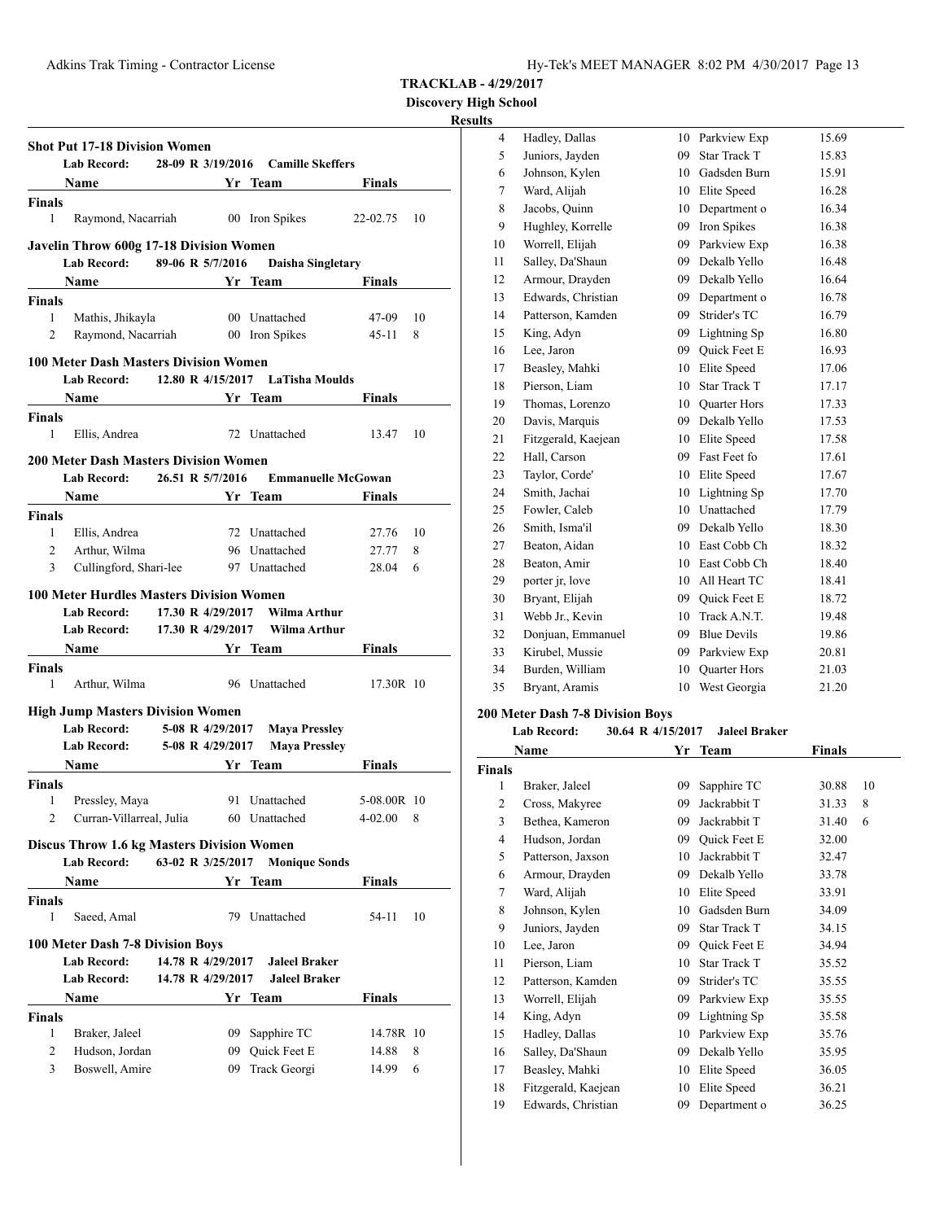# TRACKLAB - 4/29/2017

## Discovery High School

### Results

**Shot Put 17-18 Division Women**

Lab Record: 28-09 R 3/19/2016 Camille Skeffers

| | Name | Yr | Team | Finals | |
|---|---|---|---|---|---|
| **Finals** | | | | | |
| 1 | Raymond, Nacarriah | 00 | Iron Spikes | 22-02.75 | 10 |

**Javelin Throw 600g 17-18 Division Women**

Lab Record: 89-06 R 5/7/2016 Daisha Singletary

| | Name | Yr | Team | Finals | |
|---|---|---|---|---|---|
| **Finals** | | | | | |
| 1 | Mathis, Jhikayla | 00 | Unattached | 47-09 | 10 |
| 2 | Raymond, Nacarriah | 00 | Iron Spikes | 45-11 | 8 |

**100 Meter Dash Masters Division Women**

Lab Record: 12.80 R 4/15/2017 LaTisha Moulds

| | Name | Yr | Team | Finals | |
|---|---|---|---|---|---|
| **Finals** | | | | | |
| 1 | Ellis, Andrea | 72 | Unattached | 13.47 | 10 |

**200 Meter Dash Masters Division Women**

Lab Record: 26.51 R 5/7/2016 Emmanuelle McGowan

| | Name | Yr | Team | Finals | |
|---|---|---|---|---|---|
| **Finals** | | | | | |
| 1 | Ellis, Andrea | 72 | Unattached | 27.76 | 10 |
| 2 | Arthur, Wilma | 96 | Unattached | 27.77 | 8 |
| 3 | Cullingford, Shari-lee | 97 | Unattached | 28.04 | 6 |

**100 Meter Hurdles Masters Division Women**

Lab Record: 17.30 R 4/29/2017 Wilma Arthur
Lab Record: 17.30 R 4/29/2017 Wilma Arthur

| | Name | Yr | Team | Finals | |
|---|---|---|---|---|---|
| **Finals** | | | | | |
| 1 | Arthur, Wilma | 96 | Unattached | 17.30R | 10 |

**High Jump Masters Division Women**

Lab Record: 5-08 R 4/29/2017 Maya Pressley
Lab Record: 5-08 R 4/29/2017 Maya Pressley

| | Name | Yr | Team | Finals | |
|---|---|---|---|---|---|
| **Finals** | | | | | |
| 1 | Pressley, Maya | 91 | Unattached | 5-08.00R | 10 |
| 2 | Curran-Villarreal, Julia | 60 | Unattached | 4-02.00 | 8 |

**Discus Throw 1.6 kg Masters Division Women**

Lab Record: 63-02 R 3/25/2017 Monique Sonds

| | Name | Yr | Team | Finals | |
|---|---|---|---|---|---|
| **Finals** | | | | | |
| 1 | Saeed, Amal | 79 | Unattached | 54-11 | 10 |

**100 Meter Dash 7-8 Division Boys**

Lab Record: 14.78 R 4/29/2017 Jaleel Braker
Lab Record: 14.78 R 4/29/2017 Jaleel Braker

| | Name | Yr | Team | Finals | |
|---|---|---|---|---|---|
| **Finals** | | | | | |
| 1 | Braker, Jaleel | 09 | Sapphire TC | 14.78R | 10 |
| 2 | Hudson, Jordan | 09 | Quick Feet E | 14.88 | 8 |
| 3 | Boswell, Amire | 09 | Track Georgi | 14.99 | 6 |
| 4 | Hadley, Dallas | 10 | Parkview Exp | 15.69 | |
| 5 | Juniors, Jayden | 09 | Star Track T | 15.83 | |
| 6 | Johnson, Kylen | 10 | Gadsden Burn | 15.91 | |
| 7 | Ward, Alijah | 10 | Elite Speed | 16.28 | |
| 8 | Jacobs, Quinn | 10 | Department o | 16.34 | |
| 9 | Hughley, Korrelle | 09 | Iron Spikes | 16.38 | |
| 10 | Worrell, Elijah | 09 | Parkview Exp | 16.38 | |
| 11 | Salley, Da'Shaun | 09 | Dekalb Yello | 16.48 | |
| 12 | Armour, Drayden | 09 | Dekalb Yello | 16.64 | |
| 13 | Edwards, Christian | 09 | Department o | 16.78 | |
| 14 | Patterson, Kamden | 09 | Strider's TC | 16.79 | |
| 15 | King, Adyn | 09 | Lightning Sp | 16.80 | |
| 16 | Lee, Jaron | 09 | Quick Feet E | 16.93 | |
| 17 | Beasley, Mahki | 10 | Elite Speed | 17.06 | |
| 18 | Pierson, Liam | 10 | Star Track T | 17.17 | |
| 19 | Thomas, Lorenzo | 10 | Quarter Hors | 17.33 | |
| 20 | Davis, Marquis | 09 | Dekalb Yello | 17.53 | |
| 21 | Fitzgerald, Kaejean | 10 | Elite Speed | 17.58 | |
| 22 | Hall, Carson | 09 | Fast Feet fo | 17.61 | |
| 23 | Taylor, Corde' | 10 | Elite Speed | 17.67 | |
| 24 | Smith, Jachai | 10 | Lightning Sp | 17.70 | |
| 25 | Fowler, Caleb | 10 | Unattached | 17.79 | |
| 26 | Smith, Isma'il | 09 | Dekalb Yello | 18.30 | |
| 27 | Beaton, Aidan | 10 | East Cobb Ch | 18.32 | |
| 28 | Beaton, Amir | 10 | East Cobb Ch | 18.40 | |
| 29 | porter jr, love | 10 | All Heart TC | 18.41 | |
| 30 | Bryant, Elijah | 09 | Quick Feet E | 18.72 | |
| 31 | Webb Jr., Kevin | 10 | Track A.N.T. | 19.48 | |
| 32 | Donjuan, Emmanuel | 09 | Blue Devils | 19.86 | |
| 33 | Kirubel, Mussie | 09 | Parkview Exp | 20.81 | |
| 34 | Burden, William | 10 | Quarter Hors | 21.03 | |
| 35 | Bryant, Aramis | 10 | West Georgia | 21.20 | |

**200 Meter Dash 7-8 Division Boys**

Lab Record: 30.64 R 4/15/2017 Jaleel Braker

| | Name | Yr | Team | Finals | |
|---|---|---|---|---|---|
| **Finals** | | | | | |
| 1 | Braker, Jaleel | 09 | Sapphire TC | 30.88 | 10 |
| 2 | Cross, Makyree | 09 | Jackrabbit T | 31.33 | 8 |
| 3 | Bethea, Kameron | 09 | Jackrabbit T | 31.40 | 6 |
| 4 | Hudson, Jordan | 09 | Quick Feet E | 32.00 | |
| 5 | Patterson, Jaxson | 10 | Jackrabbit T | 32.47 | |
| 6 | Armour, Drayden | 09 | Dekalb Yello | 33.78 | |
| 7 | Ward, Alijah | 10 | Elite Speed | 33.91 | |
| 8 | Johnson, Kylen | 10 | Gadsden Burn | 34.09 | |
| 9 | Juniors, Jayden | 09 | Star Track T | 34.15 | |
| 10 | Lee, Jaron | 09 | Quick Feet E | 34.94 | |
| 11 | Pierson, Liam | 10 | Star Track T | 35.52 | |
| 12 | Patterson, Kamden | 09 | Strider's TC | 35.55 | |
| 13 | Worrell, Elijah | 09 | Parkview Exp | 35.55 | |
| 14 | King, Adyn | 09 | Lightning Sp | 35.58 | |
| 15 | Hadley, Dallas | 10 | Parkview Exp | 35.76 | |
| 16 | Salley, Da'Shaun | 09 | Dekalb Yello | 35.95 | |
| 17 | Beasley, Mahki | 10 | Elite Speed | 36.05 | |
| 18 | Fitzgerald, Kaejean | 10 | Elite Speed | 36.21 | |
| 19 | Edwards, Christian | 09 | Department o | 36.25 | |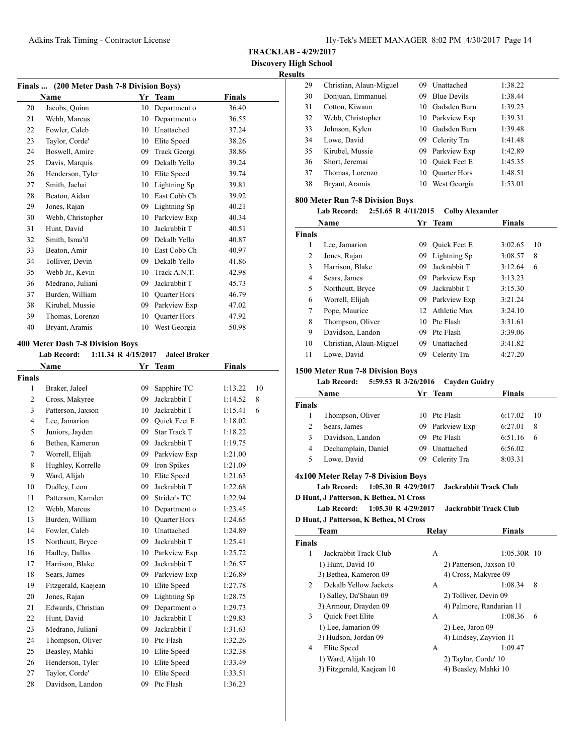**TRACKLAB - 4/29/2017**

**Discovery High School**

**Results**

### Finals ... (200 Meter Dash 7-8 Division Boys)

| | Name | Yr | Team | Finals |
|---|---|---|---|---|
| 20 | Jacobs, Quinn | 10 | Department o | 36.40 |
| 21 | Webb, Marcus | 10 | Department o | 36.55 |
| 22 | Fowler, Caleb | 10 | Unattached | 37.24 |
| 23 | Taylor, Corde' | 10 | Elite Speed | 38.26 |
| 24 | Boswell, Amire | 09 | Track Georgi | 38.86 |
| 25 | Davis, Marquis | 09 | Dekalb Yello | 39.24 |
| 26 | Henderson, Tyler | 10 | Elite Speed | 39.74 |
| 27 | Smith, Jachai | 10 | Lightning Sp | 39.81 |
| 28 | Beaton, Aidan | 10 | East Cobb Ch | 39.92 |
| 29 | Jones, Rajan | 09 | Lightning Sp | 40.21 |
| 30 | Webb, Christopher | 10 | Parkview Exp | 40.34 |
| 31 | Hunt, David | 10 | Jackrabbit T | 40.51 |
| 32 | Smith, Isma'il | 09 | Dekalb Yello | 40.87 |
| 33 | Beaton, Amir | 10 | East Cobb Ch | 40.97 |
| 34 | Tolliver, Devin | 09 | Dekalb Yello | 41.86 |
| 35 | Webb Jr., Kevin | 10 | Track A.N.T. | 42.98 |
| 36 | Medrano, Juliani | 09 | Jackrabbit T | 45.73 |
| 37 | Burden, William | 10 | Quarter Hors | 46.79 |
| 38 | Kirubel, Mussie | 09 | Parkview Exp | 47.02 |
| 39 | Thomas, Lorenzo | 10 | Quarter Hors | 47.92 |
| 40 | Bryant, Aramis | 10 | West Georgia | 50.98 |

### 400 Meter Dash 7-8 Division Boys

**Lab Record: 1:11.34 R 4/15/2017 Jaleel Braker**

| | Name | Yr | Team | Finals | |
|---|---|---|---|---|---|
| **Finals** | | | | | |
| 1 | Braker, Jaleel | 09 | Sapphire TC | 1:13.22 | 10 |
| 2 | Cross, Makyree | 09 | Jackrabbit T | 1:14.52 | 8 |
| 3 | Patterson, Jaxson | 10 | Jackrabbit T | 1:15.41 | 6 |
| 4 | Lee, Jamarion | 09 | Quick Feet E | 1:18.02 | |
| 5 | Juniors, Jayden | 09 | Star Track T | 1:18.22 | |
| 6 | Bethea, Kameron | 09 | Jackrabbit T | 1:19.75 | |
| 7 | Worrell, Elijah | 09 | Parkview Exp | 1:21.00 | |
| 8 | Hughley, Korrelle | 09 | Iron Spikes | 1:21.09 | |
| 9 | Ward, Alijah | 10 | Elite Speed | 1:21.63 | |
| 10 | Dudley, Leon | 09 | Jackrabbit T | 1:22.68 | |
| 11 | Patterson, Kamden | 09 | Strider's TC | 1:22.94 | |
| 12 | Webb, Marcus | 10 | Department o | 1:23.45 | |
| 13 | Burden, William | 10 | Quarter Hors | 1:24.65 | |
| 14 | Fowler, Caleb | 10 | Unattached | 1:24.89 | |
| 15 | Northcutt, Bryce | 09 | Jackrabbit T | 1:25.41 | |
| 16 | Hadley, Dallas | 10 | Parkview Exp | 1:25.72 | |
| 17 | Harrison, Blake | 09 | Jackrabbit T | 1:26.57 | |
| 18 | Sears, James | 09 | Parkview Exp | 1:26.89 | |
| 19 | Fitzgerald, Kaejean | 10 | Elite Speed | 1:27.78 | |
| 20 | Jones, Rajan | 09 | Lightning Sp | 1:28.75 | |
| 21 | Edwards, Christian | 09 | Department o | 1:29.73 | |
| 22 | Hunt, David | 10 | Jackrabbit T | 1:29.83 | |
| 23 | Medrano, Juliani | 09 | Jackrabbit T | 1:31.63 | |
| 24 | Thompson, Oliver | 10 | Ptc Flash | 1:32.26 | |
| 25 | Beasley, Mahki | 10 | Elite Speed | 1:32.38 | |
| 26 | Henderson, Tyler | 10 | Elite Speed | 1:33.49 | |
| 27 | Taylor, Corde' | 10 | Elite Speed | 1:33.51 | |
| 28 | Davidson, Landon | 09 | Ptc Flash | 1:36.23 | |
| 29 | Christian, Alaun-Miguel | 09 | Unattached | 1:38.22 | |
| 30 | Donjuan, Emmanuel | 09 | Blue Devils | 1:38.44 | |
| 31 | Cotton, Kiwaun | 10 | Gadsden Burn | 1:39.23 | |
| 32 | Webb, Christopher | 10 | Parkview Exp | 1:39.31 | |
| 33 | Johnson, Kylen | 10 | Gadsden Burn | 1:39.48 | |
| 34 | Lowe, David | 09 | Celerity Tra | 1:41.48 | |
| 35 | Kirubel, Mussie | 09 | Parkview Exp | 1:42.89 | |
| 36 | Short, Jeremai | 10 | Quick Feet E | 1:45.35 | |
| 37 | Thomas, Lorenzo | 10 | Quarter Hors | 1:48.51 | |
| 38 | Bryant, Aramis | 10 | West Georgia | 1:53.01 | |

### 800 Meter Run 7-8 Division Boys

**Lab Record: 2:51.65 R 4/11/2015 Colby Alexander**

| | Name | Yr | Team | Finals | |
|---|---|---|---|---|---|
| **Finals** | | | | | |
| 1 | Lee, Jamarion | 09 | Quick Feet E | 3:02.65 | 10 |
| 2 | Jones, Rajan | 09 | Lightning Sp | 3:08.57 | 8 |
| 3 | Harrison, Blake | 09 | Jackrabbit T | 3:12.64 | 6 |
| 4 | Sears, James | 09 | Parkview Exp | 3:13.23 | |
| 5 | Northcutt, Bryce | 09 | Jackrabbit T | 3:15.30 | |
| 6 | Worrell, Elijah | 09 | Parkview Exp | 3:21.24 | |
| 7 | Pope, Maurice | 12 | Athletic Max | 3:24.10 | |
| 8 | Thompson, Oliver | 10 | Ptc Flash | 3:31.61 | |
| 9 | Davidson, Landon | 09 | Ptc Flash | 3:39.06 | |
| 10 | Christian, Alaun-Miguel | 09 | Unattached | 3:41.82 | |
| 11 | Lowe, David | 09 | Celerity Tra | 4:27.20 | |

### 1500 Meter Run 7-8 Division Boys

**Lab Record: 5:59.53 R 3/26/2016 Cayden Guidry**

| | Name | Yr | Team | Finals | |
|---|---|---|---|---|---|
| **Finals** | | | | | |
| 1 | Thompson, Oliver | 10 | Ptc Flash | 6:17.02 | 10 |
| 2 | Sears, James | 09 | Parkview Exp | 6:27.01 | 8 |
| 3 | Davidson, Landon | 09 | Ptc Flash | 6:51.16 | 6 |
| 4 | Dechamplain, Daniel | 09 | Unattached | 6:56.02 | |
| 5 | Lowe, David | 09 | Celerity Tra | 8:03.31 | |

### 4x100 Meter Relay 7-8 Division Boys

**Lab Record: 1:05.30 R 4/29/2017 Jackrabbit Track Club**
**D Hunt, J Patterson, K Bethea, M Cross**

**Lab Record: 1:05.30 R 4/29/2017 Jackrabbit Track Club**
**D Hunt, J Patterson, K Bethea, M Cross**

| | Team | Relay | Finals | |
|---|---|---|---|---|
| **Finals** | | | | |
| 1 | Jackrabbit Track Club | A | 1:05.30R | 10 |
| | 1) Hunt, David 10 | 2) Patterson, Jaxson 10 | | |
| | 3) Bethea, Kameron 09 | 4) Cross, Makyree 09 | | |
| 2 | Dekalb Yellow Jackets | A | 1:08.34 | 8 |
| | 1) Salley, Da'Shaun 09 | 2) Tolliver, Devin 09 | | |
| | 3) Armour, Drayden 09 | 4) Palmore, Randarian 11 | | |
| 3 | Quick Feet Elite | A | 1:08.36 | 6 |
| | 1) Lee, Jamarion 09 | 2) Lee, Jaron 09 | | |
| | 3) Hudson, Jordan 09 | 4) Lindsey, Zayvion 11 | | |
| 4 | Elite Speed | A | 1:09.47 | |
| | 1) Ward, Alijah 10 | 2) Taylor, Corde' 10 | | |
| | 3) Fitzgerald, Kaejean 10 | 4) Beasley, Mahki 10 | | |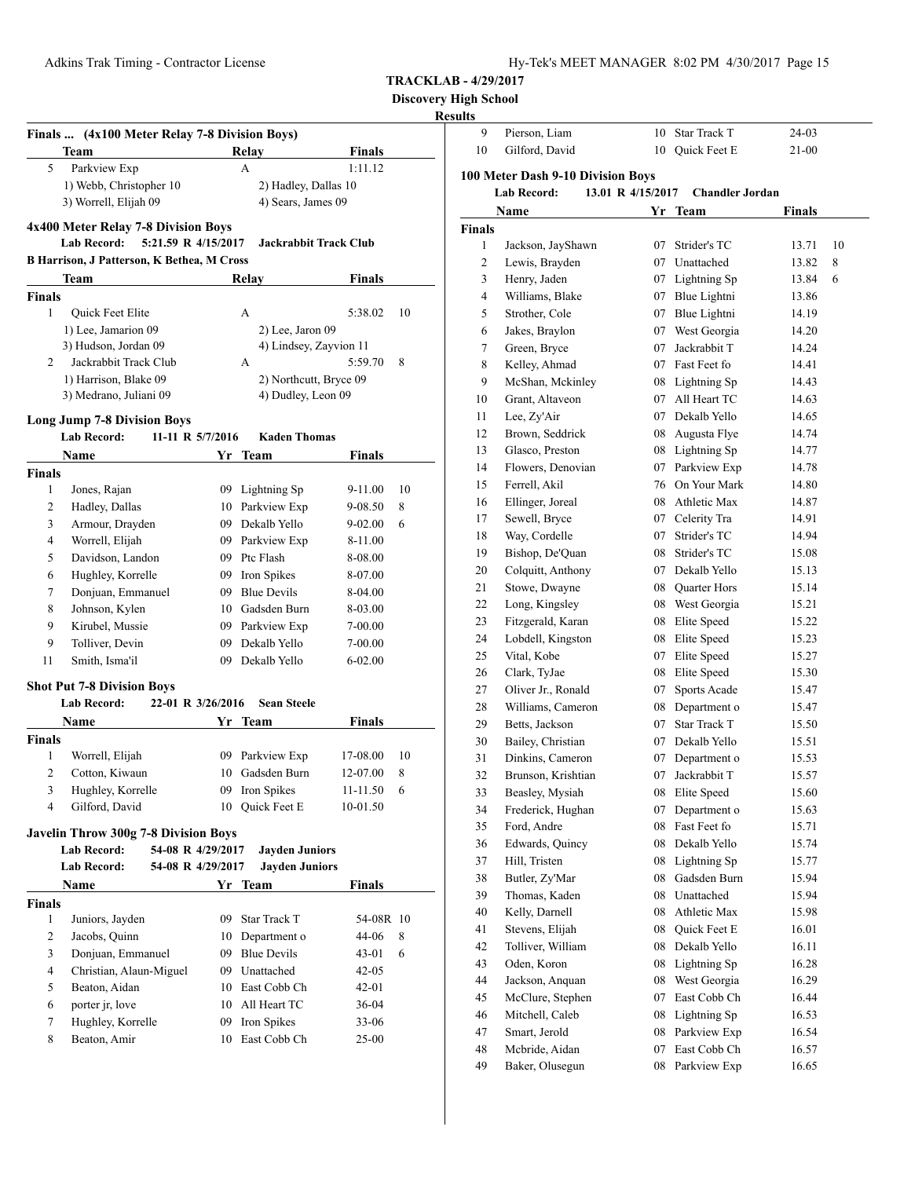**TRACKLAB - 4/29/2017**

**Discovery High School**

**Results**

### Finals ... (4x100 Meter Relay 7-8 Division Boys)

| | Team | Relay | Finals | |
|---|---|---|---|---|
| 5 | Parkview Exp | A | 1:11.12 | |
| | 1) Webb, Christopher 10 | 2) Hadley, Dallas 10 | | |
| | 3) Worrell, Elijah 09 | 4) Sears, James 09 | | |

### 4x400 Meter Relay 7-8 Division Boys

**Lab Record:** 5:21.59 R 4/15/2017 **Jackrabbit Track Club**

**B Harrison, J Patterson, K Bethea, M Cross**

| | Team | Relay | Finals | |
|---|---|---|---|---|
| **Finals** | | | | |
| 1 | Quick Feet Elite | A | 5:38.02 | 10 |
| | 1) Lee, Jamarion 09 | 2) Lee, Jaron 09 | | |
| | 3) Hudson, Jordan 09 | 4) Lindsey, Zayvion 11 | | |
| 2 | Jackrabbit Track Club | A | 5:59.70 | 8 |
| | 1) Harrison, Blake 09 | 2) Northcutt, Bryce 09 | | |
| | 3) Medrano, Juliani 09 | 4) Dudley, Leon 09 | | |

### Long Jump 7-8 Division Boys

**Lab Record:** 11-11 R 5/7/2016 **Kaden Thomas**

| | Name | Yr | Team | Finals | |
|---|---|---|---|---|---|
| **Finals** | | | | | |
| 1 | Jones, Rajan | 09 | Lightning Sp | 9-11.00 | 10 |
| 2 | Hadley, Dallas | 10 | Parkview Exp | 9-08.50 | 8 |
| 3 | Armour, Drayden | 09 | Dekalb Yello | 9-02.00 | 6 |
| 4 | Worrell, Elijah | 09 | Parkview Exp | 8-11.00 | |
| 5 | Davidson, Landon | 09 | Ptc Flash | 8-08.00 | |
| 6 | Hughley, Korrelle | 09 | Iron Spikes | 8-07.00 | |
| 7 | Donjuan, Emmanuel | 09 | Blue Devils | 8-04.00 | |
| 8 | Johnson, Kylen | 10 | Gadsden Burn | 8-03.00 | |
| 9 | Kirubel, Mussie | 09 | Parkview Exp | 7-00.00 | |
| 9 | Tolliver, Devin | 09 | Dekalb Yello | 7-00.00 | |
| 11 | Smith, Isma'il | 09 | Dekalb Yello | 6-02.00 | |

### Shot Put 7-8 Division Boys

**Lab Record:** 22-01 R 3/26/2016 **Sean Steele**

| | Name | Yr | Team | Finals | |
|---|---|---|---|---|---|
| **Finals** | | | | | |
| 1 | Worrell, Elijah | 09 | Parkview Exp | 17-08.00 | 10 |
| 2 | Cotton, Kiwaun | 10 | Gadsden Burn | 12-07.00 | 8 |
| 3 | Hughley, Korrelle | 09 | Iron Spikes | 11-11.50 | 6 |
| 4 | Gilford, David | 10 | Quick Feet E | 10-01.50 | |

### Javelin Throw 300g 7-8 Division Boys

**Lab Record:** 54-08 R 4/29/2017 **Jayden Juniors**

**Lab Record:** 54-08 R 4/29/2017 **Jayden Juniors**

| | Name | Yr | Team | Finals | |
|---|---|---|---|---|---|
| **Finals** | | | | | |
| 1 | Juniors, Jayden | 09 | Star Track T | 54-08R | 10 |
| 2 | Jacobs, Quinn | 10 | Department o | 44-06 | 8 |
| 3 | Donjuan, Emmanuel | 09 | Blue Devils | 43-01 | 6 |
| 4 | Christian, Alaun-Miguel | 09 | Unattached | 42-05 | |
| 5 | Beaton, Aidan | 10 | East Cobb Ch | 42-01 | |
| 6 | porter jr, love | 10 | All Heart TC | 36-04 | |
| 7 | Hughley, Korrelle | 09 | Iron Spikes | 33-06 | |
| 8 | Beaton, Amir | 10 | East Cobb Ch | 25-00 | |
| 9 | Pierson, Liam | 10 | Star Track T | 24-03 | |
| 10 | Gilford, David | 10 | Quick Feet E | 21-00 | |

### 100 Meter Dash 9-10 Division Boys

**Lab Record:** 13.01 R 4/15/2017 **Chandler Jordan**

| | Name | Yr | Team | Finals | |
|---|---|---|---|---|---|
| **Finals** | | | | | |
| 1 | Jackson, JayShawn | 07 | Strider's TC | 13.71 | 10 |
| 2 | Lewis, Brayden | 07 | Unattached | 13.82 | 8 |
| 3 | Henry, Jaden | 07 | Lightning Sp | 13.84 | 6 |
| 4 | Williams, Blake | 07 | Blue Lightni | 13.86 | |
| 5 | Strother, Cole | 07 | Blue Lightni | 14.19 | |
| 6 | Jakes, Braylon | 07 | West Georgia | 14.20 | |
| 7 | Green, Bryce | 07 | Jackrabbit T | 14.24 | |
| 8 | Kelley, Ahmad | 07 | Fast Feet fo | 14.41 | |
| 9 | McShan, Mckinley | 08 | Lightning Sp | 14.43 | |
| 10 | Grant, Altaveon | 07 | All Heart TC | 14.63 | |
| 11 | Lee, Zy'Air | 07 | Dekalb Yello | 14.65 | |
| 12 | Brown, Seddrick | 08 | Augusta Flye | 14.74 | |
| 13 | Glasco, Preston | 08 | Lightning Sp | 14.77 | |
| 14 | Flowers, Denovian | 07 | Parkview Exp | 14.78 | |
| 15 | Ferrell, Akil | 76 | On Your Mark | 14.80 | |
| 16 | Ellinger, Joreal | 08 | Athletic Max | 14.87 | |
| 17 | Sewell, Bryce | 07 | Celerity Tra | 14.91 | |
| 18 | Way, Cordelle | 07 | Strider's TC | 14.94 | |
| 19 | Bishop, De'Quan | 08 | Strider's TC | 15.08 | |
| 20 | Colquitt, Anthony | 07 | Dekalb Yello | 15.13 | |
| 21 | Stowe, Dwayne | 08 | Quarter Hors | 15.14 | |
| 22 | Long, Kingsley | 08 | West Georgia | 15.21 | |
| 23 | Fitzgerald, Karan | 08 | Elite Speed | 15.22 | |
| 24 | Lobdell, Kingston | 08 | Elite Speed | 15.23 | |
| 25 | Vital, Kobe | 07 | Elite Speed | 15.27 | |
| 26 | Clark, TyJae | 08 | Elite Speed | 15.30 | |
| 27 | Oliver Jr., Ronald | 07 | Sports Acade | 15.47 | |
| 28 | Williams, Cameron | 08 | Department o | 15.47 | |
| 29 | Betts, Jackson | 07 | Star Track T | 15.50 | |
| 30 | Bailey, Christian | 07 | Dekalb Yello | 15.51 | |
| 31 | Dinkins, Cameron | 07 | Department o | 15.53 | |
| 32 | Brunson, Krishtian | 07 | Jackrabbit T | 15.57 | |
| 33 | Beasley, Mysiah | 08 | Elite Speed | 15.60 | |
| 34 | Frederick, Hughan | 07 | Department o | 15.63 | |
| 35 | Ford, Andre | 08 | Fast Feet fo | 15.71 | |
| 36 | Edwards, Quincy | 08 | Dekalb Yello | 15.74 | |
| 37 | Hill, Tristen | 08 | Lightning Sp | 15.77 | |
| 38 | Butler, Zy'Mar | 08 | Gadsden Burn | 15.94 | |
| 39 | Thomas, Kaden | 08 | Unattached | 15.94 | |
| 40 | Kelly, Darnell | 08 | Athletic Max | 15.98 | |
| 41 | Stevens, Elijah | 08 | Quick Feet E | 16.01 | |
| 42 | Tolliver, William | 08 | Dekalb Yello | 16.11 | |
| 43 | Oden, Koron | 08 | Lightning Sp | 16.28 | |
| 44 | Jackson, Anquan | 08 | West Georgia | 16.29 | |
| 45 | McClure, Stephen | 07 | East Cobb Ch | 16.44 | |
| 46 | Mitchell, Caleb | 08 | Lightning Sp | 16.53 | |
| 47 | Smart, Jerold | 08 | Parkview Exp | 16.54 | |
| 48 | Mcbride, Aidan | 07 | East Cobb Ch | 16.57 | |
| 49 | Baker, Olusegun | 08 | Parkview Exp | 16.65 | |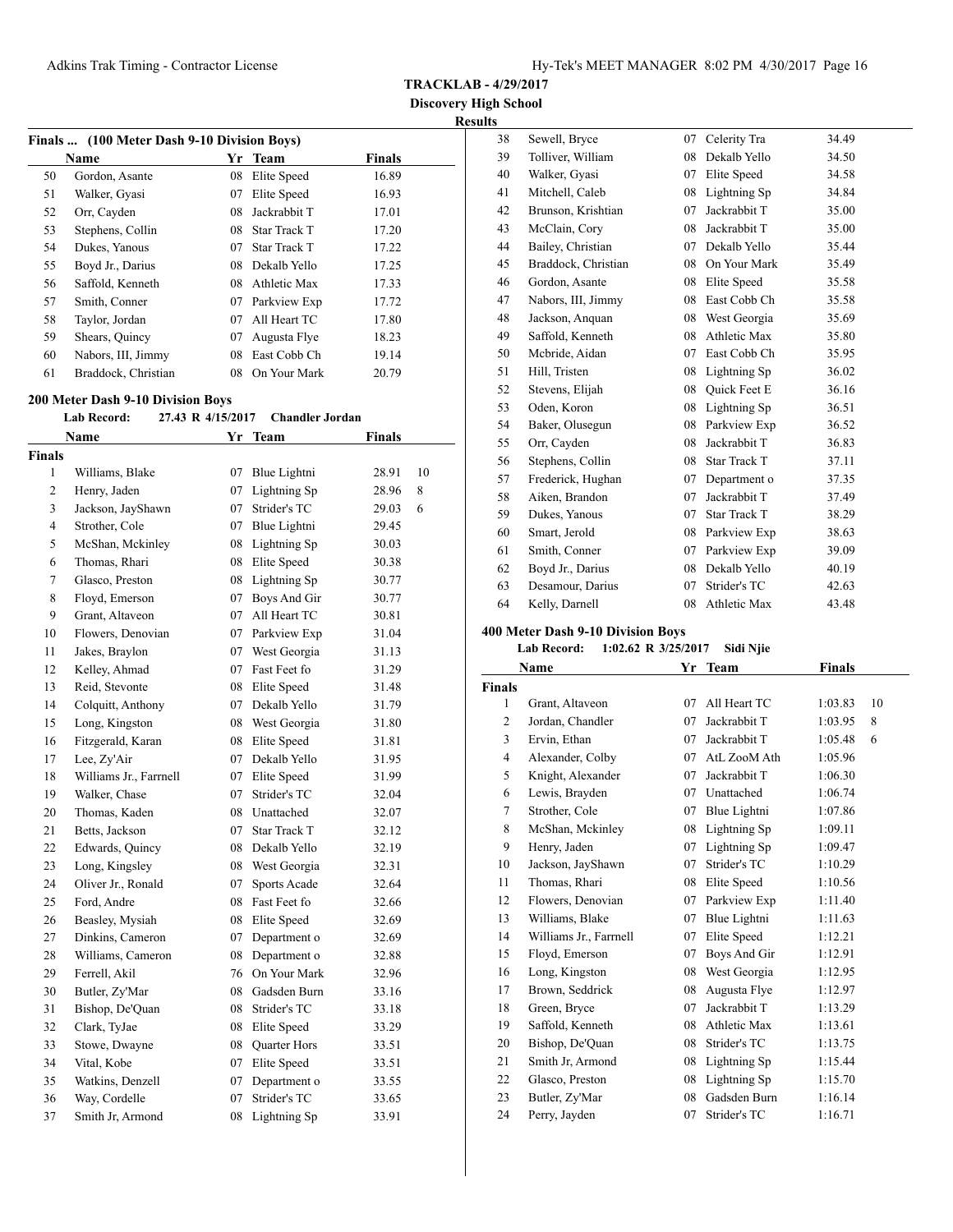**TRACKLAB - 4/29/2017**
**Discovery High School**
**Results**

### Finals ... (100 Meter Dash 9-10 Division Boys)

| | Name | Yr | Team | Finals |
|---|---|---|---|---|
| 50 | Gordon, Asante | 08 | Elite Speed | 16.89 |
| 51 | Walker, Gyasi | 07 | Elite Speed | 16.93 |
| 52 | Orr, Cayden | 08 | Jackrabbit T | 17.01 |
| 53 | Stephens, Collin | 08 | Star Track T | 17.20 |
| 54 | Dukes, Yanous | 07 | Star Track T | 17.22 |
| 55 | Boyd Jr., Darius | 08 | Dekalb Yello | 17.25 |
| 56 | Saffold, Kenneth | 08 | Athletic Max | 17.33 |
| 57 | Smith, Conner | 07 | Parkview Exp | 17.72 |
| 58 | Taylor, Jordan | 07 | All Heart TC | 17.80 |
| 59 | Shears, Quincy | 07 | Augusta Flye | 18.23 |
| 60 | Nabors, III, Jimmy | 08 | East Cobb Ch | 19.14 |
| 61 | Braddock, Christian | 08 | On Your Mark | 20.79 |

### 200 Meter Dash 9-10 Division Boys

**Lab Record:** 27.43 R 4/15/2017 Chandler Jordan

| | Name | Yr | Team | Finals | |
|---|---|---|---|---|---|
| **Finals** | | | | | |
| 1 | Williams, Blake | 07 | Blue Lightni | 28.91 | 10 |
| 2 | Henry, Jaden | 07 | Lightning Sp | 28.96 | 8 |
| 3 | Jackson, JayShawn | 07 | Strider's TC | 29.03 | 6 |
| 4 | Strother, Cole | 07 | Blue Lightni | 29.45 | |
| 5 | McShan, Mckinley | 08 | Lightning Sp | 30.03 | |
| 6 | Thomas, Rhari | 08 | Elite Speed | 30.38 | |
| 7 | Glasco, Preston | 08 | Lightning Sp | 30.77 | |
| 8 | Floyd, Emerson | 07 | Boys And Gir | 30.77 | |
| 9 | Grant, Altaveon | 07 | All Heart TC | 30.81 | |
| 10 | Flowers, Denovian | 07 | Parkview Exp | 31.04 | |
| 11 | Jakes, Braylon | 07 | West Georgia | 31.13 | |
| 12 | Kelley, Ahmad | 07 | Fast Feet fo | 31.29 | |
| 13 | Reid, Stevonte | 08 | Elite Speed | 31.48 | |
| 14 | Colquitt, Anthony | 07 | Dekalb Yello | 31.79 | |
| 15 | Long, Kingston | 08 | West Georgia | 31.80 | |
| 16 | Fitzgerald, Karan | 08 | Elite Speed | 31.81 | |
| 17 | Lee, Zy'Air | 07 | Dekalb Yello | 31.95 | |
| 18 | Williams Jr., Farrnell | 07 | Elite Speed | 31.99 | |
| 19 | Walker, Chase | 07 | Strider's TC | 32.04 | |
| 20 | Thomas, Kaden | 08 | Unattached | 32.07 | |
| 21 | Betts, Jackson | 07 | Star Track T | 32.12 | |
| 22 | Edwards, Quincy | 08 | Dekalb Yello | 32.19 | |
| 23 | Long, Kingsley | 08 | West Georgia | 32.31 | |
| 24 | Oliver Jr., Ronald | 07 | Sports Acade | 32.64 | |
| 25 | Ford, Andre | 08 | Fast Feet fo | 32.66 | |
| 26 | Beasley, Mysiah | 08 | Elite Speed | 32.69 | |
| 27 | Dinkins, Cameron | 07 | Department o | 32.69 | |
| 28 | Williams, Cameron | 08 | Department o | 32.88 | |
| 29 | Ferrell, Akil | 76 | On Your Mark | 32.96 | |
| 30 | Butler, Zy'Mar | 08 | Gadsden Burn | 33.16 | |
| 31 | Bishop, De'Quan | 08 | Strider's TC | 33.18 | |
| 32 | Clark, TyJae | 08 | Elite Speed | 33.29 | |
| 33 | Stowe, Dwayne | 08 | Quarter Hors | 33.51 | |
| 34 | Vital, Kobe | 07 | Elite Speed | 33.51 | |
| 35 | Watkins, Denzell | 07 | Department o | 33.55 | |
| 36 | Way, Cordelle | 07 | Strider's TC | 33.65 | |
| 37 | Smith Jr, Armond | 08 | Lightning Sp | 33.91 | |
| 38 | Sewell, Bryce | 07 | Celerity Tra | 34.49 | |
| 39 | Tolliver, William | 08 | Dekalb Yello | 34.50 | |
| 40 | Walker, Gyasi | 07 | Elite Speed | 34.58 | |
| 41 | Mitchell, Caleb | 08 | Lightning Sp | 34.84 | |
| 42 | Brunson, Krishtian | 07 | Jackrabbit T | 35.00 | |
| 43 | McClain, Cory | 08 | Jackrabbit T | 35.00 | |
| 44 | Bailey, Christian | 07 | Dekalb Yello | 35.44 | |
| 45 | Braddock, Christian | 08 | On Your Mark | 35.49 | |
| 46 | Gordon, Asante | 08 | Elite Speed | 35.58 | |
| 47 | Nabors, III, Jimmy | 08 | East Cobb Ch | 35.58 | |
| 48 | Jackson, Anquan | 08 | West Georgia | 35.69 | |
| 49 | Saffold, Kenneth | 08 | Athletic Max | 35.80 | |
| 50 | Mcbride, Aidan | 07 | East Cobb Ch | 35.95 | |
| 51 | Hill, Tristen | 08 | Lightning Sp | 36.02 | |
| 52 | Stevens, Elijah | 08 | Quick Feet E | 36.16 | |
| 53 | Oden, Koron | 08 | Lightning Sp | 36.51 | |
| 54 | Baker, Olusegun | 08 | Parkview Exp | 36.52 | |
| 55 | Orr, Cayden | 08 | Jackrabbit T | 36.83 | |
| 56 | Stephens, Collin | 08 | Star Track T | 37.11 | |
| 57 | Frederick, Hughan | 07 | Department o | 37.35 | |
| 58 | Aiken, Brandon | 07 | Jackrabbit T | 37.49 | |
| 59 | Dukes, Yanous | 07 | Star Track T | 38.29 | |
| 60 | Smart, Jerold | 08 | Parkview Exp | 38.63 | |
| 61 | Smith, Conner | 07 | Parkview Exp | 39.09 | |
| 62 | Boyd Jr., Darius | 08 | Dekalb Yello | 40.19 | |
| 63 | Desamour, Darius | 07 | Strider's TC | 42.63 | |
| 64 | Kelly, Darnell | 08 | Athletic Max | 43.48 | |

### 400 Meter Dash 9-10 Division Boys

**Lab Record:** 1:02.62 R 3/25/2017 Sidi Njie

| | Name | Yr | Team | Finals | |
|---|---|---|---|---|---|
| **Finals** | | | | | |
| 1 | Grant, Altaveon | 07 | All Heart TC | 1:03.83 | 10 |
| 2 | Jordan, Chandler | 07 | Jackrabbit T | 1:03.95 | 8 |
| 3 | Ervin, Ethan | 07 | Jackrabbit T | 1:05.48 | 6 |
| 4 | Alexander, Colby | 07 | AtL ZooM Ath | 1:05.96 | |
| 5 | Knight, Alexander | 07 | Jackrabbit T | 1:06.30 | |
| 6 | Lewis, Brayden | 07 | Unattached | 1:06.74 | |
| 7 | Strother, Cole | 07 | Blue Lightni | 1:07.86 | |
| 8 | McShan, Mckinley | 08 | Lightning Sp | 1:09.11 | |
| 9 | Henry, Jaden | 07 | Lightning Sp | 1:09.47 | |
| 10 | Jackson, JayShawn | 07 | Strider's TC | 1:10.29 | |
| 11 | Thomas, Rhari | 08 | Elite Speed | 1:10.56 | |
| 12 | Flowers, Denovian | 07 | Parkview Exp | 1:11.40 | |
| 13 | Williams, Blake | 07 | Blue Lightni | 1:11.63 | |
| 14 | Williams Jr., Farrnell | 07 | Elite Speed | 1:12.21 | |
| 15 | Floyd, Emerson | 07 | Boys And Gir | 1:12.91 | |
| 16 | Long, Kingston | 08 | West Georgia | 1:12.95 | |
| 17 | Brown, Seddrick | 08 | Augusta Flye | 1:12.97 | |
| 18 | Green, Bryce | 07 | Jackrabbit T | 1:13.29 | |
| 19 | Saffold, Kenneth | 08 | Athletic Max | 1:13.61 | |
| 20 | Bishop, De'Quan | 08 | Strider's TC | 1:13.75 | |
| 21 | Smith Jr, Armond | 08 | Lightning Sp | 1:15.44 | |
| 22 | Glasco, Preston | 08 | Lightning Sp | 1:15.70 | |
| 23 | Butler, Zy'Mar | 08 | Gadsden Burn | 1:16.14 | |
| 24 | Perry, Jayden | 07 | Strider's TC | 1:16.71 | |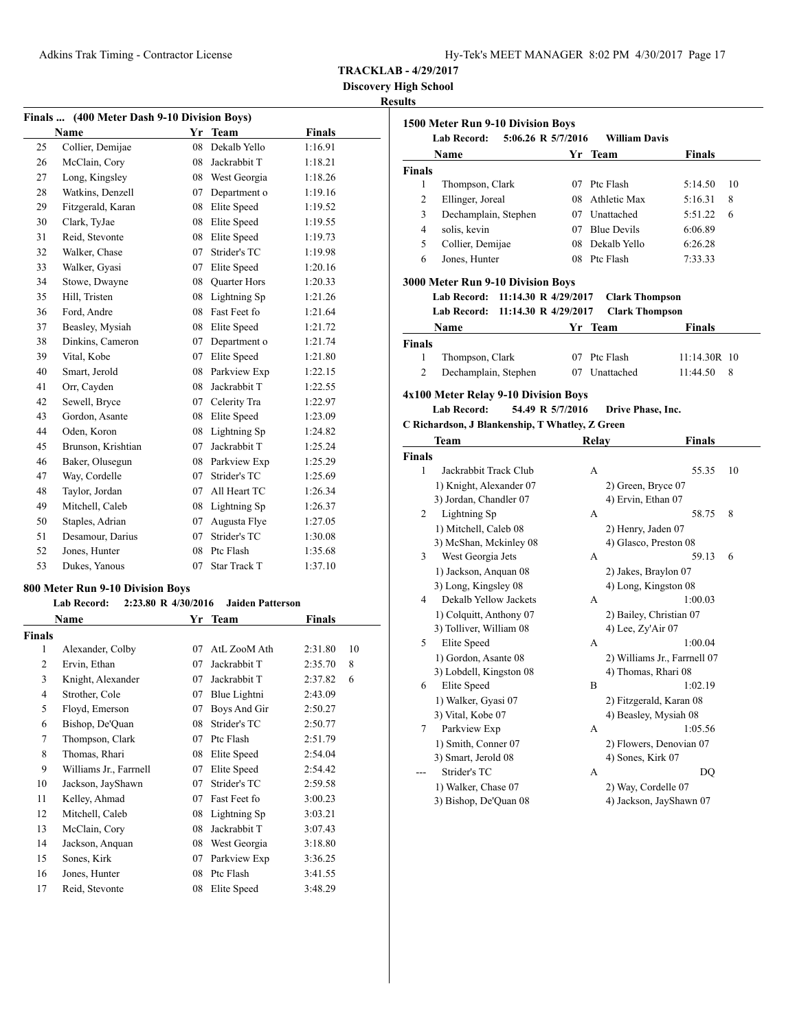**TRACKLAB - 4/29/2017**

**Discovery High School**

**Results**

### Finals ... (400 Meter Dash 9-10 Division Boys)

| | Name | Yr | Team | Finals |
|---|---|---|---|---|
| 25 | Collier, Demijae | 08 | Dekalb Yello | 1:16.91 |
| 26 | McClain, Cory | 08 | Jackrabbit T | 1:18.21 |
| 27 | Long, Kingsley | 08 | West Georgia | 1:18.26 |
| 28 | Watkins, Denzell | 07 | Department o | 1:19.16 |
| 29 | Fitzgerald, Karan | 08 | Elite Speed | 1:19.52 |
| 30 | Clark, TyJae | 08 | Elite Speed | 1:19.55 |
| 31 | Reid, Stevonte | 08 | Elite Speed | 1:19.73 |
| 32 | Walker, Chase | 07 | Strider's TC | 1:19.98 |
| 33 | Walker, Gyasi | 07 | Elite Speed | 1:20.16 |
| 34 | Stowe, Dwayne | 08 | Quarter Hors | 1:20.33 |
| 35 | Hill, Tristen | 08 | Lightning Sp | 1:21.26 |
| 36 | Ford, Andre | 08 | Fast Feet fo | 1:21.64 |
| 37 | Beasley, Mysiah | 08 | Elite Speed | 1:21.72 |
| 38 | Dinkins, Cameron | 07 | Department o | 1:21.74 |
| 39 | Vital, Kobe | 07 | Elite Speed | 1:21.80 |
| 40 | Smart, Jerold | 08 | Parkview Exp | 1:22.15 |
| 41 | Orr, Cayden | 08 | Jackrabbit T | 1:22.55 |
| 42 | Sewell, Bryce | 07 | Celerity Tra | 1:22.97 |
| 43 | Gordon, Asante | 08 | Elite Speed | 1:23.09 |
| 44 | Oden, Koron | 08 | Lightning Sp | 1:24.82 |
| 45 | Brunson, Krishtian | 07 | Jackrabbit T | 1:25.24 |
| 46 | Baker, Olusegun | 08 | Parkview Exp | 1:25.29 |
| 47 | Way, Cordelle | 07 | Strider's TC | 1:25.69 |
| 48 | Taylor, Jordan | 07 | All Heart TC | 1:26.34 |
| 49 | Mitchell, Caleb | 08 | Lightning Sp | 1:26.37 |
| 50 | Staples, Adrian | 07 | Augusta Flye | 1:27.05 |
| 51 | Desamour, Darius | 07 | Strider's TC | 1:30.08 |
| 52 | Jones, Hunter | 08 | Ptc Flash | 1:35.68 |
| 53 | Dukes, Yanous | 07 | Star Track T | 1:37.10 |

### 800 Meter Run 9-10 Division Boys

**Lab Record: 2:23.80 R 4/30/2016 Jaiden Patterson**

| | Name | Yr | Team | Finals | |
|---|---|---|---|---|---|
| **Finals** | | | | | |
| 1 | Alexander, Colby | 07 | AtL ZooM Ath | 2:31.80 | 10 |
| 2 | Ervin, Ethan | 07 | Jackrabbit T | 2:35.70 | 8 |
| 3 | Knight, Alexander | 07 | Jackrabbit T | 2:37.82 | 6 |
| 4 | Strother, Cole | 07 | Blue Lightni | 2:43.09 | |
| 5 | Floyd, Emerson | 07 | Boys And Gir | 2:50.27 | |
| 6 | Bishop, De'Quan | 08 | Strider's TC | 2:50.77 | |
| 7 | Thompson, Clark | 07 | Ptc Flash | 2:51.79 | |
| 8 | Thomas, Rhari | 08 | Elite Speed | 2:54.04 | |
| 9 | Williams Jr., Farrnell | 07 | Elite Speed | 2:54.42 | |
| 10 | Jackson, JayShawn | 07 | Strider's TC | 2:59.58 | |
| 11 | Kelley, Ahmad | 07 | Fast Feet fo | 3:00.23 | |
| 12 | Mitchell, Caleb | 08 | Lightning Sp | 3:03.21 | |
| 13 | McClain, Cory | 08 | Jackrabbit T | 3:07.43 | |
| 14 | Jackson, Anquan | 08 | West Georgia | 3:18.80 | |
| 15 | Sones, Kirk | 07 | Parkview Exp | 3:36.25 | |
| 16 | Jones, Hunter | 08 | Ptc Flash | 3:41.55 | |
| 17 | Reid, Stevonte | 08 | Elite Speed | 3:48.29 | |

### 1500 Meter Run 9-10 Division Boys

**Lab Record: 5:06.26 R 5/7/2016 William Davis**

| | Name | Yr | Team | Finals | |
|---|---|---|---|---|---|
| **Finals** | | | | | |
| 1 | Thompson, Clark | 07 | Ptc Flash | 5:14.50 | 10 |
| 2 | Ellinger, Joreal | 08 | Athletic Max | 5:16.31 | 8 |
| 3 | Dechamplain, Stephen | 07 | Unattached | 5:51.22 | 6 |
| 4 | solis, kevin | 07 | Blue Devils | 6:06.89 | |
| 5 | Collier, Demijae | 08 | Dekalb Yello | 6:26.28 | |
| 6 | Jones, Hunter | 08 | Ptc Flash | 7:33.33 | |

### 3000 Meter Run 9-10 Division Boys

**Lab Record: 11:14.30 R 4/29/2017 Clark Thompson**
**Lab Record: 11:14.30 R 4/29/2017 Clark Thompson**

| | Name | Yr | Team | Finals | |
|---|---|---|---|---|---|
| **Finals** | | | | | |
| 1 | Thompson, Clark | 07 | Ptc Flash | 11:14.30R | 10 |
| 2 | Dechamplain, Stephen | 07 | Unattached | 11:44.50 | 8 |

### 4x100 Meter Relay 9-10 Division Boys

**Lab Record: 54.49 R 5/7/2016 Drive Phase, Inc.**

**C Richardson, J Blankenship, T Whatley, Z Green**

| | Team | Relay | Finals | |
|---|---|---|---|---|
| **Finals** | | | | |
| 1 | Jackrabbit Track Club | A | 55.35 | 10 |
| | 1) Knight, Alexander 07 | 2) Green, Bryce 07 | | |
| | 3) Jordan, Chandler 07 | 4) Ervin, Ethan 07 | | |
| 2 | Lightning Sp | A | 58.75 | 8 |
| | 1) Mitchell, Caleb 08 | 2) Henry, Jaden 07 | | |
| | 3) McShan, Mckinley 08 | 4) Glasco, Preston 08 | | |
| 3 | West Georgia Jets | A | 59.13 | 6 |
| | 1) Jackson, Anquan 08 | 2) Jakes, Braylon 07 | | |
| | 3) Long, Kingsley 08 | 4) Long, Kingston 08 | | |
| 4 | Dekalb Yellow Jackets | A | 1:00.03 | |
| | 1) Colquitt, Anthony 07 | 2) Bailey, Christian 07 | | |
| | 3) Tolliver, William 08 | 4) Lee, Zy'Air 07 | | |
| 5 | Elite Speed | A | 1:00.04 | |
| | 1) Gordon, Asante 08 | 2) Williams Jr., Farrnell 07 | | |
| | 3) Lobdell, Kingston 08 | 4) Thomas, Rhari 08 | | |
| 6 | Elite Speed | B | 1:02.19 | |
| | 1) Walker, Gyasi 07 | 2) Fitzgerald, Karan 08 | | |
| | 3) Vital, Kobe 07 | 4) Beasley, Mysiah 08 | | |
| 7 | Parkview Exp | A | 1:05.56 | |
| | 1) Smith, Conner 07 | 2) Flowers, Denovian 07 | | |
| | 3) Smart, Jerold 08 | 4) Sones, Kirk 07 | | |
| --- | Strider's TC | A | DQ | |
| | 1) Walker, Chase 07 | 2) Way, Cordelle 07 | | |
| | 3) Bishop, De'Quan 08 | 4) Jackson, JayShawn 07 | | |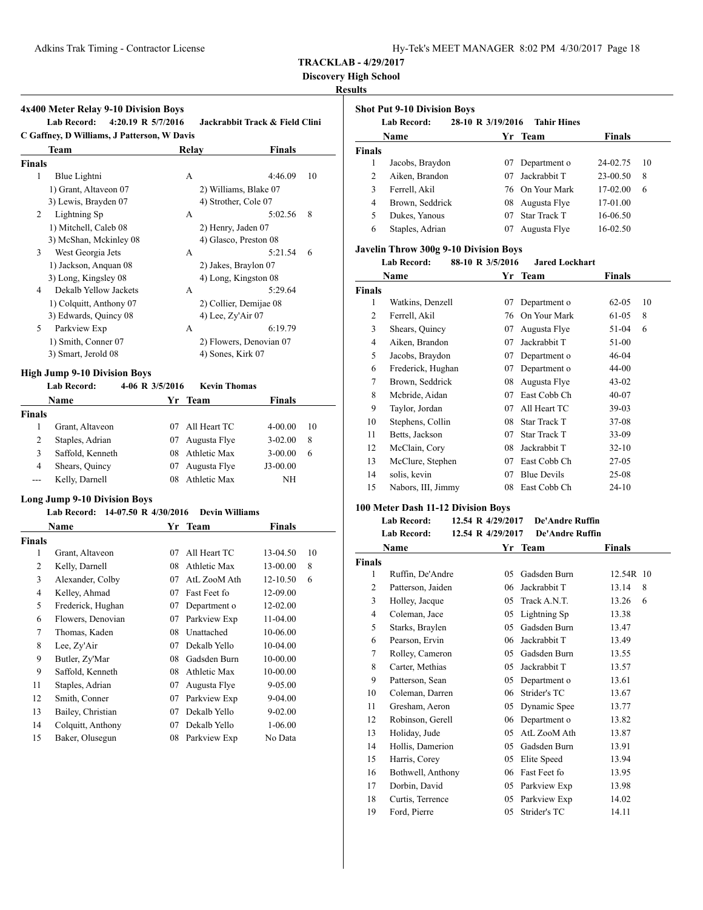**TRACKLAB - 4/29/2017**

**Discovery High School**

**Results**

### 4x400 Meter Relay 9-10 Division Boys

**Lab Record:** 4:20.19 R 5/7/2016 **Jackrabbit Track & Field Clini**
C Gaffney, D Williams, J Patterson, W Davis

| | Team | Relay | Finals | |
|---|---|---|---|---|
| **Finals** | | | | |
| 1 | Blue Lightni | A | 4:46.09 | 10 |
| | 1) Grant, Altaveon 07; 2) Williams, Blake 07; 3) Lewis, Brayden 07; 4) Strother, Cole 07 | | | |
| 2 | Lightning Sp | A | 5:02.56 | 8 |
| | 1) Mitchell, Caleb 08; 2) Henry, Jaden 07; 3) McShan, Mckinley 08; 4) Glasco, Preston 08 | | | |
| 3 | West Georgia Jets | A | 5:21.54 | 6 |
| | 1) Jackson, Anquan 08; 2) Jakes, Braylon 07; 3) Long, Kingsley 08; 4) Long, Kingston 08 | | | |
| 4 | Dekalb Yellow Jackets | A | 5:29.64 | |
| | 1) Colquitt, Anthony 07; 2) Collier, Demijae 08; 3) Edwards, Quincy 08; 4) Lee, Zy'Air 07 | | | |
| 5 | Parkview Exp | A | 6:19.79 | |
| | 1) Smith, Conner 07; 2) Flowers, Denovian 07; 3) Smart, Jerold 08; 4) Sones, Kirk 07 | | | |

### High Jump 9-10 Division Boys

**Lab Record:** 4-06 R 3/5/2016 **Kevin Thomas**

| | Name | Yr | Team | Finals | |
|---|---|---|---|---|---|
| **Finals** | | | | | |
| 1 | Grant, Altaveon | 07 | All Heart TC | 4-00.00 | 10 |
| 2 | Staples, Adrian | 07 | Augusta Flye | 3-02.00 | 8 |
| 3 | Saffold, Kenneth | 08 | Athletic Max | 3-00.00 | 6 |
| 4 | Shears, Quincy | 07 | Augusta Flye | J3-00.00 | |
| --- | Kelly, Darnell | 08 | Athletic Max | NH | |

### Long Jump 9-10 Division Boys

**Lab Record:** 14-07.50 R 4/30/2016 **Devin Williams**

| | Name | Yr | Team | Finals | |
|---|---|---|---|---|---|
| **Finals** | | | | | |
| 1 | Grant, Altaveon | 07 | All Heart TC | 13-04.50 | 10 |
| 2 | Kelly, Darnell | 08 | Athletic Max | 13-00.00 | 8 |
| 3 | Alexander, Colby | 07 | AtL ZooM Ath | 12-10.50 | 6 |
| 4 | Kelley, Ahmad | 07 | Fast Feet fo | 12-09.00 | |
| 5 | Frederick, Hughan | 07 | Department o | 12-02.00 | |
| 6 | Flowers, Denovian | 07 | Parkview Exp | 11-04.00 | |
| 7 | Thomas, Kaden | 08 | Unattached | 10-06.00 | |
| 8 | Lee, Zy'Air | 07 | Dekalb Yello | 10-04.00 | |
| 9 | Butler, Zy'Mar | 08 | Gadsden Burn | 10-00.00 | |
| 9 | Saffold, Kenneth | 08 | Athletic Max | 10-00.00 | |
| 11 | Staples, Adrian | 07 | Augusta Flye | 9-05.00 | |
| 12 | Smith, Conner | 07 | Parkview Exp | 9-04.00 | |
| 13 | Bailey, Christian | 07 | Dekalb Yello | 9-02.00 | |
| 14 | Colquitt, Anthony | 07 | Dekalb Yello | 1-06.00 | |
| 15 | Baker, Olusegun | 08 | Parkview Exp | No Data | |

### Shot Put 9-10 Division Boys

**Lab Record:** 28-10 R 3/19/2016 **Tahir Hines**

| | Name | Yr | Team | Finals | |
|---|---|---|---|---|---|
| **Finals** | | | | | |
| 1 | Jacobs, Braydon | 07 | Department o | 24-02.75 | 10 |
| 2 | Aiken, Brandon | 07 | Jackrabbit T | 23-00.50 | 8 |
| 3 | Ferrell, Akil | 76 | On Your Mark | 17-02.00 | 6 |
| 4 | Brown, Seddrick | 08 | Augusta Flye | 17-01.00 | |
| 5 | Dukes, Yanous | 07 | Star Track T | 16-06.50 | |
| 6 | Staples, Adrian | 07 | Augusta Flye | 16-02.50 | |

### Javelin Throw 300g 9-10 Division Boys

**Lab Record:** 88-10 R 3/5/2016 **Jared Lockhart**

| | Name | Yr | Team | Finals | |
|---|---|---|---|---|---|
| **Finals** | | | | | |
| 1 | Watkins, Denzell | 07 | Department o | 62-05 | 10 |
| 2 | Ferrell, Akil | 76 | On Your Mark | 61-05 | 8 |
| 3 | Shears, Quincy | 07 | Augusta Flye | 51-04 | 6 |
| 4 | Aiken, Brandon | 07 | Jackrabbit T | 51-00 | |
| 5 | Jacobs, Braydon | 07 | Department o | 46-04 | |
| 6 | Frederick, Hughan | 07 | Department o | 44-00 | |
| 7 | Brown, Seddrick | 08 | Augusta Flye | 43-02 | |
| 8 | Mcbride, Aidan | 07 | East Cobb Ch | 40-07 | |
| 9 | Taylor, Jordan | 07 | All Heart TC | 39-03 | |
| 10 | Stephens, Collin | 08 | Star Track T | 37-08 | |
| 11 | Betts, Jackson | 07 | Star Track T | 33-09 | |
| 12 | McClain, Cory | 08 | Jackrabbit T | 32-10 | |
| 13 | McClure, Stephen | 07 | East Cobb Ch | 27-05 | |
| 14 | solis, kevin | 07 | Blue Devils | 25-08 | |
| 15 | Nabors, III, Jimmy | 08 | East Cobb Ch | 24-10 | |

### 100 Meter Dash 11-12 Division Boys

**Lab Record:** 12.54 R 4/29/2017 **De'Andre Ruffin**
**Lab Record:** 12.54 R 4/29/2017 **De'Andre Ruffin**

| | Name | Yr | Team | Finals | |
|---|---|---|---|---|---|
| **Finals** | | | | | |
| 1 | Ruffin, De'Andre | 05 | Gadsden Burn | 12.54R | 10 |
| 2 | Patterson, Jaiden | 06 | Jackrabbit T | 13.14 | 8 |
| 3 | Holley, Jacque | 05 | Track A.N.T. | 13.26 | 6 |
| 4 | Coleman, Jace | 05 | Lightning Sp | 13.38 | |
| 5 | Starks, Braylen | 05 | Gadsden Burn | 13.47 | |
| 6 | Pearson, Ervin | 06 | Jackrabbit T | 13.49 | |
| 7 | Rolley, Cameron | 05 | Gadsden Burn | 13.55 | |
| 8 | Carter, Methias | 05 | Jackrabbit T | 13.57 | |
| 9 | Patterson, Sean | 05 | Department o | 13.61 | |
| 10 | Coleman, Darren | 06 | Strider's TC | 13.67 | |
| 11 | Gresham, Aeron | 05 | Dynamic Spee | 13.77 | |
| 12 | Robinson, Gerell | 06 | Department o | 13.82 | |
| 13 | Holiday, Jude | 05 | AtL ZooM Ath | 13.87 | |
| 14 | Hollis, Damerion | 05 | Gadsden Burn | 13.91 | |
| 15 | Harris, Corey | 05 | Elite Speed | 13.94 | |
| 16 | Bothwell, Anthony | 06 | Fast Feet fo | 13.95 | |
| 17 | Dorbin, David | 05 | Parkview Exp | 13.98 | |
| 18 | Curtis, Terrence | 05 | Parkview Exp | 14.02 | |
| 19 | Ford, Pierre | 05 | Strider's TC | 14.11 | |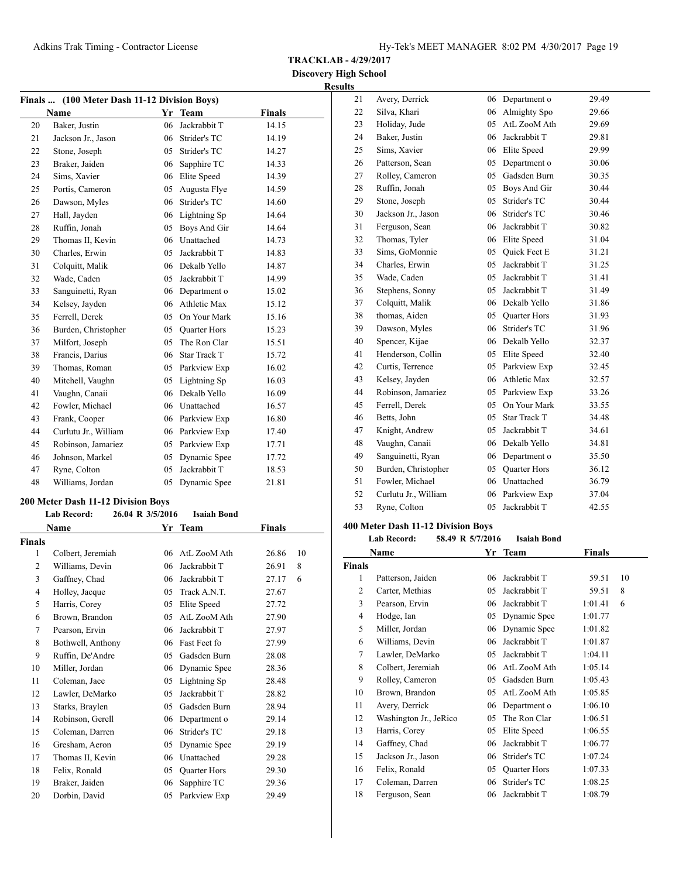**TRACKLAB - 4/29/2017**

**Discovery High School**

**Results**

**Finals ... (100 Meter Dash 11-12 Division Boys)**

| | Name | Yr | Team | Finals |
|---|---|---|---|---|
| 20 | Baker, Justin | 06 | Jackrabbit T | 14.15 |
| 21 | Jackson Jr., Jason | 06 | Strider's TC | 14.19 |
| 22 | Stone, Joseph | 05 | Strider's TC | 14.27 |
| 23 | Braker, Jaiden | 06 | Sapphire TC | 14.33 |
| 24 | Sims, Xavier | 06 | Elite Speed | 14.39 |
| 25 | Portis, Cameron | 05 | Augusta Flye | 14.59 |
| 26 | Dawson, Myles | 06 | Strider's TC | 14.60 |
| 27 | Hall, Jayden | 06 | Lightning Sp | 14.64 |
| 28 | Ruffin, Jonah | 05 | Boys And Gir | 14.64 |
| 29 | Thomas II, Kevin | 06 | Unattached | 14.73 |
| 30 | Charles, Erwin | 05 | Jackrabbit T | 14.83 |
| 31 | Colquitt, Malik | 06 | Dekalb Yello | 14.87 |
| 32 | Wade, Caden | 05 | Jackrabbit T | 14.99 |
| 33 | Sanguinetti, Ryan | 06 | Department o | 15.02 |
| 34 | Kelsey, Jayden | 06 | Athletic Max | 15.12 |
| 35 | Ferrell, Derek | 05 | On Your Mark | 15.16 |
| 36 | Burden, Christopher | 05 | Quarter Hors | 15.23 |
| 37 | Milfort, Joseph | 05 | The Ron Clar | 15.51 |
| 38 | Francis, Darius | 06 | Star Track T | 15.72 |
| 39 | Thomas, Roman | 05 | Parkview Exp | 16.02 |
| 40 | Mitchell, Vaughn | 05 | Lightning Sp | 16.03 |
| 41 | Vaughn, Canaii | 06 | Dekalb Yello | 16.09 |
| 42 | Fowler, Michael | 06 | Unattached | 16.57 |
| 43 | Frank, Cooper | 06 | Parkview Exp | 16.80 |
| 44 | Curlutu Jr., William | 06 | Parkview Exp | 17.40 |
| 45 | Robinson, Jamariez | 05 | Parkview Exp | 17.71 |
| 46 | Johnson, Markel | 05 | Dynamic Spee | 17.72 |
| 47 | Ryne, Colton | 05 | Jackrabbit T | 18.53 |
| 48 | Williams, Jordan | 05 | Dynamic Spee | 21.81 |

**200 Meter Dash 11-12 Division Boys**

**Lab Record: 26.04 R 3/5/2016 Isaiah Bond**

| | Name | Yr | Team | Finals | Points |
|---|---|---|---|---|---|
| **Finals** | | | | | |
| 1 | Colbert, Jeremiah | 06 | AtL ZooM Ath | 26.86 | 10 |
| 2 | Williams, Devin | 06 | Jackrabbit T | 26.91 | 8 |
| 3 | Gaffney, Chad | 06 | Jackrabbit T | 27.17 | 6 |
| 4 | Holley, Jacque | 05 | Track A.N.T. | 27.67 | |
| 5 | Harris, Corey | 05 | Elite Speed | 27.72 | |
| 6 | Brown, Brandon | 05 | AtL ZooM Ath | 27.90 | |
| 7 | Pearson, Ervin | 06 | Jackrabbit T | 27.97 | |
| 8 | Bothwell, Anthony | 06 | Fast Feet fo | 27.99 | |
| 9 | Ruffin, De'Andre | 05 | Gadsden Burn | 28.08 | |
| 10 | Miller, Jordan | 06 | Dynamic Spee | 28.36 | |
| 11 | Coleman, Jace | 05 | Lightning Sp | 28.48 | |
| 12 | Lawler, DeMarko | 05 | Jackrabbit T | 28.82 | |
| 13 | Starks, Braylen | 05 | Gadsden Burn | 28.94 | |
| 14 | Robinson, Gerell | 06 | Department o | 29.14 | |
| 15 | Coleman, Darren | 06 | Strider's TC | 29.18 | |
| 16 | Gresham, Aeron | 05 | Dynamic Spee | 29.19 | |
| 17 | Thomas II, Kevin | 06 | Unattached | 29.28 | |
| 18 | Felix, Ronald | 05 | Quarter Hors | 29.30 | |
| 19 | Braker, Jaiden | 06 | Sapphire TC | 29.36 | |
| 20 | Dorbin, David | 05 | Parkview Exp | 29.49 | |
| 21 | Avery, Derrick | 06 | Department o | 29.49 | |
| 22 | Silva, Khari | 06 | Almighty Spo | 29.66 | |
| 23 | Holiday, Jude | 05 | AtL ZooM Ath | 29.69 | |
| 24 | Baker, Justin | 06 | Jackrabbit T | 29.81 | |
| 25 | Sims, Xavier | 06 | Elite Speed | 29.99 | |
| 26 | Patterson, Sean | 05 | Department o | 30.06 | |
| 27 | Rolley, Cameron | 05 | Gadsden Burn | 30.35 | |
| 28 | Ruffin, Jonah | 05 | Boys And Gir | 30.44 | |
| 29 | Stone, Joseph | 05 | Strider's TC | 30.44 | |
| 30 | Jackson Jr., Jason | 06 | Strider's TC | 30.46 | |
| 31 | Ferguson, Sean | 06 | Jackrabbit T | 30.82 | |
| 32 | Thomas, Tyler | 06 | Elite Speed | 31.04 | |
| 33 | Sims, GoMonnie | 05 | Quick Feet E | 31.21 | |
| 34 | Charles, Erwin | 05 | Jackrabbit T | 31.25 | |
| 35 | Wade, Caden | 05 | Jackrabbit T | 31.41 | |
| 36 | Stephens, Sonny | 05 | Jackrabbit T | 31.49 | |
| 37 | Colquitt, Malik | 06 | Dekalb Yello | 31.86 | |
| 38 | thomas, Aiden | 05 | Quarter Hors | 31.93 | |
| 39 | Dawson, Myles | 06 | Strider's TC | 31.96 | |
| 40 | Spencer, Kijae | 06 | Dekalb Yello | 32.37 | |
| 41 | Henderson, Collin | 05 | Elite Speed | 32.40 | |
| 42 | Curtis, Terrence | 05 | Parkview Exp | 32.45 | |
| 43 | Kelsey, Jayden | 06 | Athletic Max | 32.57 | |
| 44 | Robinson, Jamariez | 05 | Parkview Exp | 33.26 | |
| 45 | Ferrell, Derek | 05 | On Your Mark | 33.55 | |
| 46 | Betts, John | 05 | Star Track T | 34.48 | |
| 47 | Knight, Andrew | 05 | Jackrabbit T | 34.61 | |
| 48 | Vaughn, Canaii | 06 | Dekalb Yello | 34.81 | |
| 49 | Sanguinetti, Ryan | 06 | Department o | 35.50 | |
| 50 | Burden, Christopher | 05 | Quarter Hors | 36.12 | |
| 51 | Fowler, Michael | 06 | Unattached | 36.79 | |
| 52 | Curlutu Jr., William | 06 | Parkview Exp | 37.04 | |
| 53 | Ryne, Colton | 05 | Jackrabbit T | 42.55 | |

**400 Meter Dash 11-12 Division Boys**

**Lab Record: 58.49 R 5/7/2016 Isaiah Bond**

| | Name | Yr | Team | Finals | Points |
|---|---|---|---|---|---|
| **Finals** | | | | | |
| 1 | Patterson, Jaiden | 06 | Jackrabbit T | 59.51 | 10 |
| 2 | Carter, Methias | 05 | Jackrabbit T | 59.51 | 8 |
| 3 | Pearson, Ervin | 06 | Jackrabbit T | 1:01.41 | 6 |
| 4 | Hodge, Ian | 05 | Dynamic Spee | 1:01.77 | |
| 5 | Miller, Jordan | 06 | Dynamic Spee | 1:01.82 | |
| 6 | Williams, Devin | 06 | Jackrabbit T | 1:01.87 | |
| 7 | Lawler, DeMarko | 05 | Jackrabbit T | 1:04.11 | |
| 8 | Colbert, Jeremiah | 06 | AtL ZooM Ath | 1:05.14 | |
| 9 | Rolley, Cameron | 05 | Gadsden Burn | 1:05.43 | |
| 10 | Brown, Brandon | 05 | AtL ZooM Ath | 1:05.85 | |
| 11 | Avery, Derrick | 06 | Department o | 1:06.10 | |
| 12 | Washington Jr., JeRico | 05 | The Ron Clar | 1:06.51 | |
| 13 | Harris, Corey | 05 | Elite Speed | 1:06.55 | |
| 14 | Gaffney, Chad | 06 | Jackrabbit T | 1:06.77 | |
| 15 | Jackson Jr., Jason | 06 | Strider's TC | 1:07.24 | |
| 16 | Felix, Ronald | 05 | Quarter Hors | 1:07.33 | |
| 17 | Coleman, Darren | 06 | Strider's TC | 1:08.25 | |
| 18 | Ferguson, Sean | 06 | Jackrabbit T | 1:08.79 | |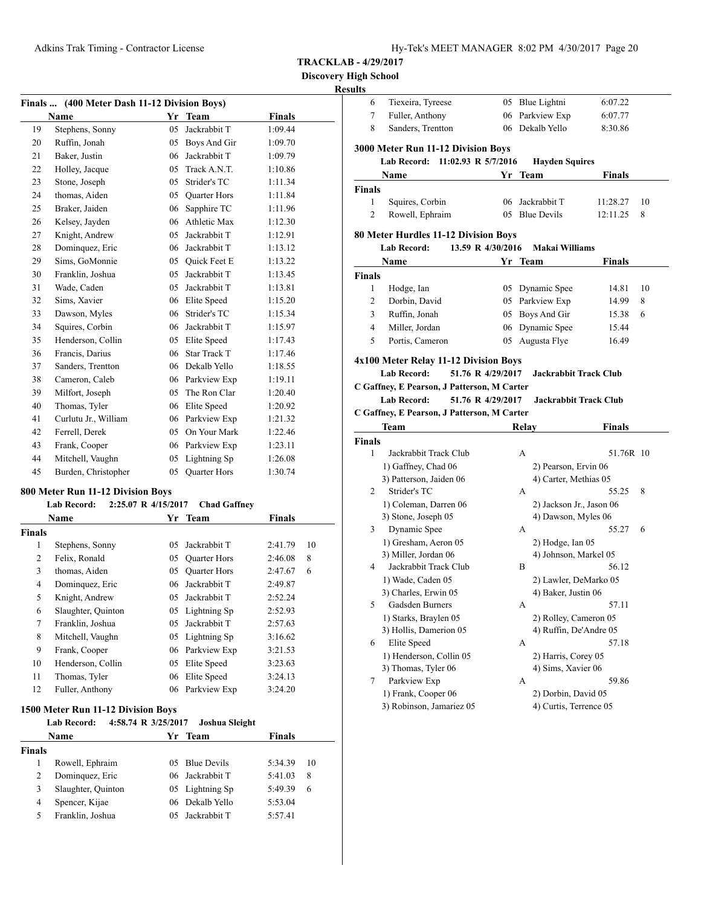**TRACKLAB - 4/29/2017**

**Discovery High School**

**Results**

## Finals ... (400 Meter Dash 11-12 Division Boys)

| | Name | Yr | Team | Finals |
|---|---|---|---|---|
| 19 | Stephens, Sonny | 05 | Jackrabbit T | 1:09.44 |
| 20 | Ruffin, Jonah | 05 | Boys And Gir | 1:09.70 |
| 21 | Baker, Justin | 06 | Jackrabbit T | 1:09.79 |
| 22 | Holley, Jacque | 05 | Track A.N.T. | 1:10.86 |
| 23 | Stone, Joseph | 05 | Strider's TC | 1:11.34 |
| 24 | thomas, Aiden | 05 | Quarter Hors | 1:11.84 |
| 25 | Braker, Jaiden | 06 | Sapphire TC | 1:11.96 |
| 26 | Kelsey, Jayden | 06 | Athletic Max | 1:12.30 |
| 27 | Knight, Andrew | 05 | Jackrabbit T | 1:12.91 |
| 28 | Dominquez, Eric | 06 | Jackrabbit T | 1:13.12 |
| 29 | Sims, GoMonnie | 05 | Quick Feet E | 1:13.22 |
| 30 | Franklin, Joshua | 05 | Jackrabbit T | 1:13.45 |
| 31 | Wade, Caden | 05 | Jackrabbit T | 1:13.81 |
| 32 | Sims, Xavier | 06 | Elite Speed | 1:15.20 |
| 33 | Dawson, Myles | 06 | Strider's TC | 1:15.34 |
| 34 | Squires, Corbin | 06 | Jackrabbit T | 1:15.97 |
| 35 | Henderson, Collin | 05 | Elite Speed | 1:17.43 |
| 36 | Francis, Darius | 06 | Star Track T | 1:17.46 |
| 37 | Sanders, Trentton | 06 | Dekalb Yello | 1:18.55 |
| 38 | Cameron, Caleb | 06 | Parkview Exp | 1:19.11 |
| 39 | Milfort, Joseph | 05 | The Ron Clar | 1:20.40 |
| 40 | Thomas, Tyler | 06 | Elite Speed | 1:20.92 |
| 41 | Curlutu Jr., William | 06 | Parkview Exp | 1:21.32 |
| 42 | Ferrell, Derek | 05 | On Your Mark | 1:22.46 |
| 43 | Frank, Cooper | 06 | Parkview Exp | 1:23.11 |
| 44 | Mitchell, Vaughn | 05 | Lightning Sp | 1:26.08 |
| 45 | Burden, Christopher | 05 | Quarter Hors | 1:30.74 |

## 800 Meter Run 11-12 Division Boys

**Lab Record: 2:25.07 R 4/15/2017 Chad Gaffney**

| | Name | Yr | Team | Finals | |
|---|---|---|---|---|---|
| **Finals** | | | | | |
| 1 | Stephens, Sonny | 05 | Jackrabbit T | 2:41.79 | 10 |
| 2 | Felix, Ronald | 05 | Quarter Hors | 2:46.08 | 8 |
| 3 | thomas, Aiden | 05 | Quarter Hors | 2:47.67 | 6 |
| 4 | Dominquez, Eric | 06 | Jackrabbit T | 2:49.87 | |
| 5 | Knight, Andrew | 05 | Jackrabbit T | 2:52.24 | |
| 6 | Slaughter, Quinton | 05 | Lightning Sp | 2:52.93 | |
| 7 | Franklin, Joshua | 05 | Jackrabbit T | 2:57.63 | |
| 8 | Mitchell, Vaughn | 05 | Lightning Sp | 3:16.62 | |
| 9 | Frank, Cooper | 06 | Parkview Exp | 3:21.53 | |
| 10 | Henderson, Collin | 05 | Elite Speed | 3:23.63 | |
| 11 | Thomas, Tyler | 06 | Elite Speed | 3:24.13 | |
| 12 | Fuller, Anthony | 06 | Parkview Exp | 3:24.20 | |

## 1500 Meter Run 11-12 Division Boys

**Lab Record: 4:58.74 R 3/25/2017 Joshua Sleight**

| | Name | Yr | Team | Finals | |
|---|---|---|---|---|---|
| **Finals** | | | | | |
| 1 | Rowell, Ephraim | 05 | Blue Devils | 5:34.39 | 10 |
| 2 | Dominquez, Eric | 06 | Jackrabbit T | 5:41.03 | 8 |
| 3 | Slaughter, Quinton | 05 | Lightning Sp | 5:49.39 | 6 |
| 4 | Spencer, Kijae | 06 | Dekalb Yello | 5:53.04 | |
| 5 | Franklin, Joshua | 05 | Jackrabbit T | 5:57.41 | |
| 6 | Tiexeira, Tyreese | 05 | Blue Lightni | 6:07.22 | |
| 7 | Fuller, Anthony | 06 | Parkview Exp | 6:07.77 | |
| 8 | Sanders, Trentton | 06 | Dekalb Yello | 8:30.86 | |

## 3000 Meter Run 11-12 Division Boys

**Lab Record: 11:02.93 R 5/7/2016 Hayden Squires**

| | Name | Yr | Team | Finals | |
|---|---|---|---|---|---|
| **Finals** | | | | | |
| 1 | Squires, Corbin | 06 | Jackrabbit T | 11:28.27 | 10 |
| 2 | Rowell, Ephraim | 05 | Blue Devils | 12:11.25 | 8 |

## 80 Meter Hurdles 11-12 Division Boys

**Lab Record: 13.59 R 4/30/2016 Makai Williams**

| | Name | Yr | Team | Finals | |
|---|---|---|---|---|---|
| **Finals** | | | | | |
| 1 | Hodge, Ian | 05 | Dynamic Spee | 14.81 | 10 |
| 2 | Dorbin, David | 05 | Parkview Exp | 14.99 | 8 |
| 3 | Ruffin, Jonah | 05 | Boys And Gir | 15.38 | 6 |
| 4 | Miller, Jordan | 06 | Dynamic Spee | 15.44 | |
| 5 | Portis, Cameron | 05 | Augusta Flye | 16.49 | |

## 4x100 Meter Relay 11-12 Division Boys

**Lab Record: 51.76 R 4/29/2017 Jackrabbit Track Club**

**C Gaffney, E Pearson, J Patterson, M Carter**

**Lab Record: 51.76 R 4/29/2017 Jackrabbit Track Club**

**C Gaffney, E Pearson, J Patterson, M Carter**

| | Team | Relay | Finals | |
|---|---|---|---|---|
| **Finals** | | | | |
| 1 | Jackrabbit Track Club | A | 51.76R | 10 |
| | 1) Gaffney, Chad 06; 2) Pearson, Ervin 06; 3) Patterson, Jaiden 06; 4) Carter, Methias 05 | | | |
| 2 | Strider's TC | A | 55.25 | 8 |
| | 1) Coleman, Darren 06; 2) Jackson Jr., Jason 06; 3) Stone, Joseph 05; 4) Dawson, Myles 06 | | | |
| 3 | Dynamic Spee | A | 55.27 | 6 |
| | 1) Gresham, Aeron 05; 2) Hodge, Ian 05; 3) Miller, Jordan 06; 4) Johnson, Markel 05 | | | |
| 4 | Jackrabbit Track Club | B | 56.12 | |
| | 1) Wade, Caden 05; 2) Lawler, DeMarko 05; 3) Charles, Erwin 05; 4) Baker, Justin 06 | | | |
| 5 | Gadsden Burners | A | 57.11 | |
| | 1) Starks, Braylen 05; 2) Rolley, Cameron 05; 3) Hollis, Damerion 05; 4) Ruffin, De'Andre 05 | | | |
| 6 | Elite Speed | A | 57.18 | |
| | 1) Henderson, Collin 05; 2) Harris, Corey 05; 3) Thomas, Tyler 06; 4) Sims, Xavier 06 | | | |
| 7 | Parkview Exp | A | 59.86 | |
| | 1) Frank, Cooper 06; 2) Dorbin, David 05; 3) Robinson, Jamariez 05; 4) Curtis, Terrence 05 | | | |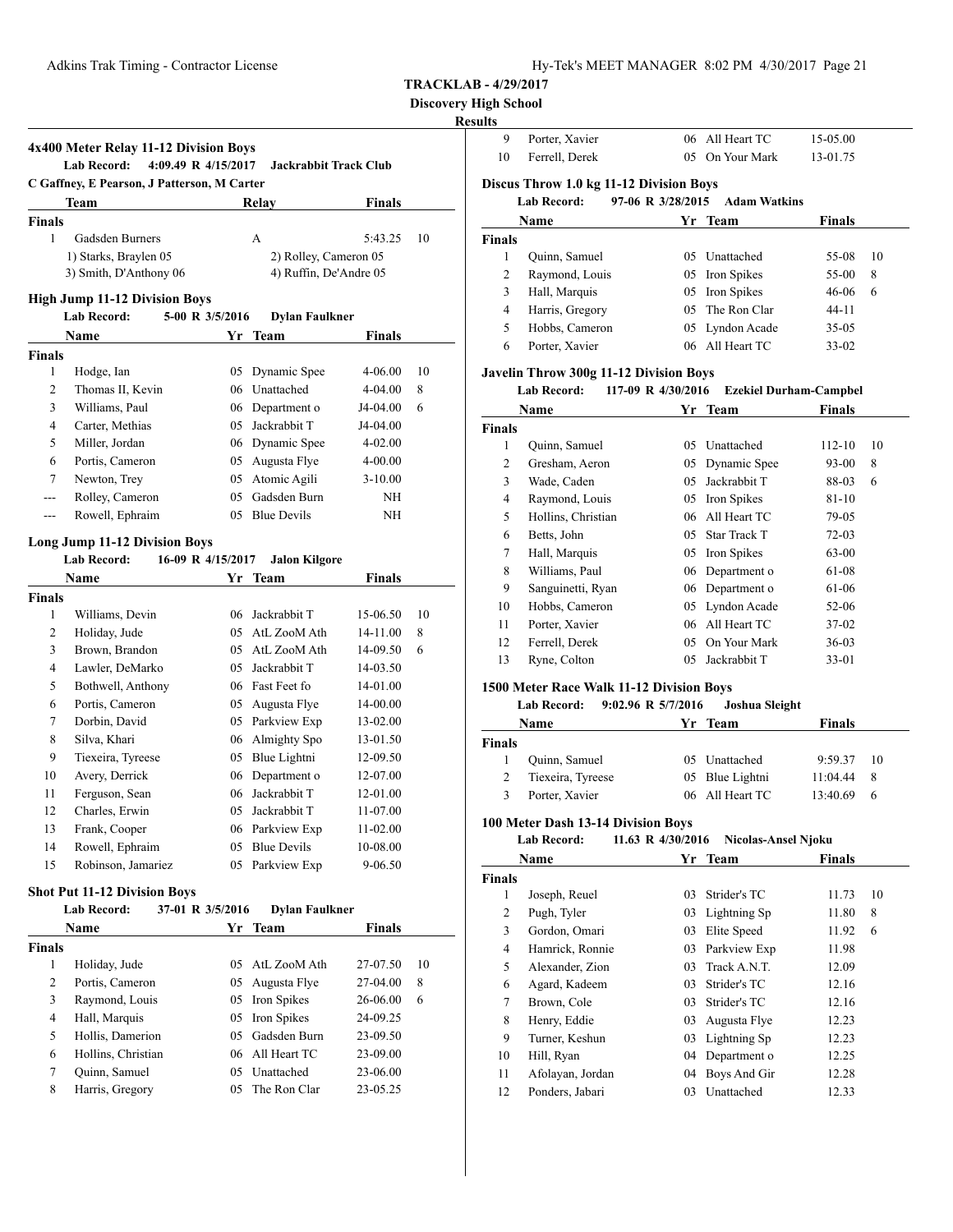**TRACKLAB - 4/29/2017**
**Discovery High School**
**Results**

### 4x400 Meter Relay 11-12 Division Boys

**Lab Record:** 4:09.49 R 4/15/2017 **Jackrabbit Track Club**
C Gaffney, E Pearson, J Patterson, M Carter

| | Team | Relay | Finals | |
|---|---|---|---|---|
| **Finals** | | | | |
| 1 | Gadsden Burners | A | 5:43.25 | 10 |
| | 1) Starks, Braylen 05 | 2) Rolley, Cameron 05 | | |
| | 3) Smith, D'Anthony 06 | 4) Ruffin, De'Andre 05 | | |

### High Jump 11-12 Division Boys

**Lab Record:** 5-00 R 3/5/2016 **Dylan Faulkner**

| | Name | Yr | Team | Finals | |
|---|---|---|---|---|---|
| **Finals** | | | | | |
| 1 | Hodge, Ian | 05 | Dynamic Spee | 4-06.00 | 10 |
| 2 | Thomas II, Kevin | 06 | Unattached | 4-04.00 | 8 |
| 3 | Williams, Paul | 06 | Department o | J4-04.00 | 6 |
| 4 | Carter, Methias | 05 | Jackrabbit T | J4-04.00 | |
| 5 | Miller, Jordan | 06 | Dynamic Spee | 4-02.00 | |
| 6 | Portis, Cameron | 05 | Augusta Flye | 4-00.00 | |
| 7 | Newton, Trey | 05 | Atomic Agili | 3-10.00 | |
| --- | Rolley, Cameron | 05 | Gadsden Burn | NH | |
| --- | Rowell, Ephraim | 05 | Blue Devils | NH | |

### Long Jump 11-12 Division Boys

**Lab Record:** 16-09 R 4/15/2017 **Jalon Kilgore**

| | Name | Yr | Team | Finals | |
|---|---|---|---|---|---|
| **Finals** | | | | | |
| 1 | Williams, Devin | 06 | Jackrabbit T | 15-06.50 | 10 |
| 2 | Holiday, Jude | 05 | AtL ZooM Ath | 14-11.00 | 8 |
| 3 | Brown, Brandon | 05 | AtL ZooM Ath | 14-09.50 | 6 |
| 4 | Lawler, DeMarko | 05 | Jackrabbit T | 14-03.50 | |
| 5 | Bothwell, Anthony | 06 | Fast Feet fo | 14-01.00 | |
| 6 | Portis, Cameron | 05 | Augusta Flye | 14-00.00 | |
| 7 | Dorbin, David | 05 | Parkview Exp | 13-02.00 | |
| 8 | Silva, Khari | 06 | Almighty Spo | 13-01.50 | |
| 9 | Tiexeira, Tyreese | 05 | Blue Lightni | 12-09.50 | |
| 10 | Avery, Derrick | 06 | Department o | 12-07.00 | |
| 11 | Ferguson, Sean | 06 | Jackrabbit T | 12-01.00 | |
| 12 | Charles, Erwin | 05 | Jackrabbit T | 11-07.00 | |
| 13 | Frank, Cooper | 06 | Parkview Exp | 11-02.00 | |
| 14 | Rowell, Ephraim | 05 | Blue Devils | 10-08.00 | |
| 15 | Robinson, Jamariez | 05 | Parkview Exp | 9-06.50 | |

### Shot Put 11-12 Division Boys

**Lab Record:** 37-01 R 3/5/2016 **Dylan Faulkner**

| | Name | Yr | Team | Finals | |
|---|---|---|---|---|---|
| **Finals** | | | | | |
| 1 | Holiday, Jude | 05 | AtL ZooM Ath | 27-07.50 | 10 |
| 2 | Portis, Cameron | 05 | Augusta Flye | 27-04.00 | 8 |
| 3 | Raymond, Louis | 05 | Iron Spikes | 26-06.00 | 6 |
| 4 | Hall, Marquis | 05 | Iron Spikes | 24-09.25 | |
| 5 | Hollis, Damerion | 05 | Gadsden Burn | 23-09.50 | |
| 6 | Hollins, Christian | 06 | All Heart TC | 23-09.00 | |
| 7 | Quinn, Samuel | 05 | Unattached | 23-06.00 | |
| 8 | Harris, Gregory | 05 | The Ron Clar | 23-05.25 | |
| 9 | Porter, Xavier | 06 | All Heart TC | 15-05.00 | |
| 10 | Ferrell, Derek | 05 | On Your Mark | 13-01.75 | |

### Discus Throw 1.0 kg 11-12 Division Boys

**Lab Record:** 97-06 R 3/28/2015 **Adam Watkins**

| | Name | Yr | Team | Finals | |
|---|---|---|---|---|---|
| **Finals** | | | | | |
| 1 | Quinn, Samuel | 05 | Unattached | 55-08 | 10 |
| 2 | Raymond, Louis | 05 | Iron Spikes | 55-00 | 8 |
| 3 | Hall, Marquis | 05 | Iron Spikes | 46-06 | 6 |
| 4 | Harris, Gregory | 05 | The Ron Clar | 44-11 | |
| 5 | Hobbs, Cameron | 05 | Lyndon Acade | 35-05 | |
| 6 | Porter, Xavier | 06 | All Heart TC | 33-02 | |

### Javelin Throw 300g 11-12 Division Boys

**Lab Record:** 117-09 R 4/30/2016 **Ezekiel Durham-Campbel**

| | Name | Yr | Team | Finals | |
|---|---|---|---|---|---|
| **Finals** | | | | | |
| 1 | Quinn, Samuel | 05 | Unattached | 112-10 | 10 |
| 2 | Gresham, Aeron | 05 | Dynamic Spee | 93-00 | 8 |
| 3 | Wade, Caden | 05 | Jackrabbit T | 88-03 | 6 |
| 4 | Raymond, Louis | 05 | Iron Spikes | 81-10 | |
| 5 | Hollins, Christian | 06 | All Heart TC | 79-05 | |
| 6 | Betts, John | 05 | Star Track T | 72-03 | |
| 7 | Hall, Marquis | 05 | Iron Spikes | 63-00 | |
| 8 | Williams, Paul | 06 | Department o | 61-08 | |
| 9 | Sanguinetti, Ryan | 06 | Department o | 61-06 | |
| 10 | Hobbs, Cameron | 05 | Lyndon Acade | 52-06 | |
| 11 | Porter, Xavier | 06 | All Heart TC | 37-02 | |
| 12 | Ferrell, Derek | 05 | On Your Mark | 36-03 | |
| 13 | Ryne, Colton | 05 | Jackrabbit T | 33-01 | |

### 1500 Meter Race Walk 11-12 Division Boys

**Lab Record:** 9:02.96 R 5/7/2016 **Joshua Sleight**

| | Name | Yr | Team | Finals | |
|---|---|---|---|---|---|
| **Finals** | | | | | |
| 1 | Quinn, Samuel | 05 | Unattached | 9:59.37 | 10 |
| 2 | Tiexeira, Tyreese | 05 | Blue Lightni | 11:04.44 | 8 |
| 3 | Porter, Xavier | 06 | All Heart TC | 13:40.69 | 6 |

### 100 Meter Dash 13-14 Division Boys

**Lab Record:** 11.63 R 4/30/2016 **Nicolas-Ansel Njoku**

| | Name | Yr | Team | Finals | |
|---|---|---|---|---|---|
| **Finals** | | | | | |
| 1 | Joseph, Reuel | 03 | Strider's TC | 11.73 | 10 |
| 2 | Pugh, Tyler | 03 | Lightning Sp | 11.80 | 8 |
| 3 | Gordon, Omari | 03 | Elite Speed | 11.92 | 6 |
| 4 | Hamrick, Ronnie | 03 | Parkview Exp | 11.98 | |
| 5 | Alexander, Zion | 03 | Track A.N.T. | 12.09 | |
| 6 | Agard, Kadeem | 03 | Strider's TC | 12.16 | |
| 7 | Brown, Cole | 03 | Strider's TC | 12.16 | |
| 8 | Henry, Eddie | 03 | Augusta Flye | 12.23 | |
| 9 | Turner, Keshun | 03 | Lightning Sp | 12.23 | |
| 10 | Hill, Ryan | 04 | Department o | 12.25 | |
| 11 | Afolayan, Jordan | 04 | Boys And Gir | 12.28 | |
| 12 | Ponders, Jabari | 03 | Unattached | 12.33 | |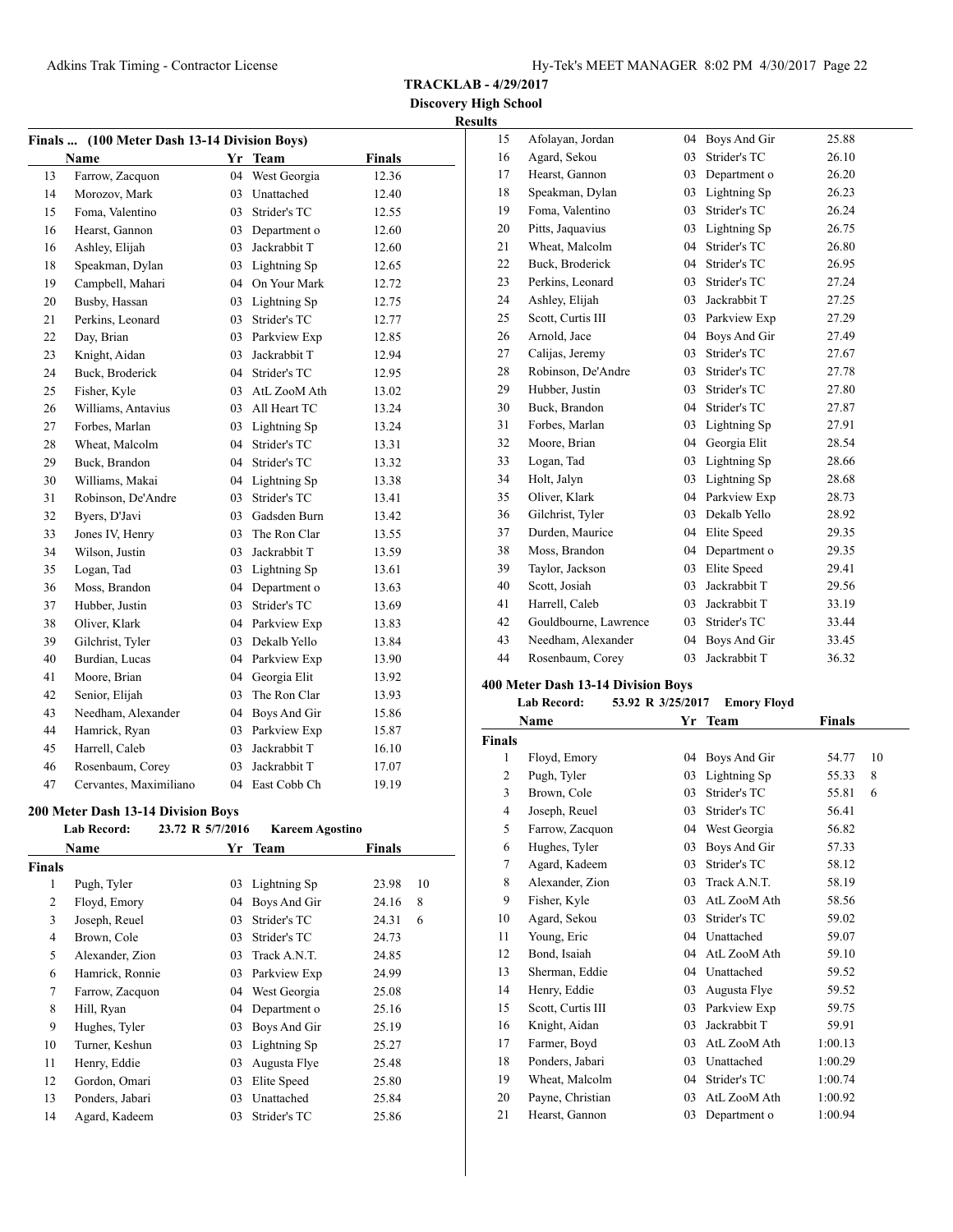**TRACKLAB - 4/29/2017**

**Discovery High School**

**Results**

### Finals ... (100 Meter Dash 13-14 Division Boys)

| | Name | Yr | Team | Finals |
|---|---|---|---|---|
| 13 | Farrow, Zacquon | 04 | West Georgia | 12.36 |
| 14 | Morozov, Mark | 03 | Unattached | 12.40 |
| 15 | Foma, Valentino | 03 | Strider's TC | 12.55 |
| 16 | Hearst, Gannon | 03 | Department o | 12.60 |
| 16 | Ashley, Elijah | 03 | Jackrabbit T | 12.60 |
| 18 | Speakman, Dylan | 03 | Lightning Sp | 12.65 |
| 19 | Campbell, Mahari | 04 | On Your Mark | 12.72 |
| 20 | Busby, Hassan | 03 | Lightning Sp | 12.75 |
| 21 | Perkins, Leonard | 03 | Strider's TC | 12.77 |
| 22 | Day, Brian | 03 | Parkview Exp | 12.85 |
| 23 | Knight, Aidan | 03 | Jackrabbit T | 12.94 |
| 24 | Buck, Broderick | 04 | Strider's TC | 12.95 |
| 25 | Fisher, Kyle | 03 | AtL ZooM Ath | 13.02 |
| 26 | Williams, Antavius | 03 | All Heart TC | 13.24 |
| 27 | Forbes, Marlan | 03 | Lightning Sp | 13.24 |
| 28 | Wheat, Malcolm | 04 | Strider's TC | 13.31 |
| 29 | Buck, Brandon | 04 | Strider's TC | 13.32 |
| 30 | Williams, Makai | 04 | Lightning Sp | 13.38 |
| 31 | Robinson, De'Andre | 03 | Strider's TC | 13.41 |
| 32 | Byers, D'Javi | 03 | Gadsden Burn | 13.42 |
| 33 | Jones IV, Henry | 03 | The Ron Clar | 13.55 |
| 34 | Wilson, Justin | 03 | Jackrabbit T | 13.59 |
| 35 | Logan, Tad | 03 | Lightning Sp | 13.61 |
| 36 | Moss, Brandon | 04 | Department o | 13.63 |
| 37 | Hubber, Justin | 03 | Strider's TC | 13.69 |
| 38 | Oliver, Klark | 04 | Parkview Exp | 13.83 |
| 39 | Gilchrist, Tyler | 03 | Dekalb Yello | 13.84 |
| 40 | Burdian, Lucas | 04 | Parkview Exp | 13.90 |
| 41 | Moore, Brian | 04 | Georgia Elit | 13.92 |
| 42 | Senior, Elijah | 03 | The Ron Clar | 13.93 |
| 43 | Needham, Alexander | 04 | Boys And Gir | 15.86 |
| 44 | Hamrick, Ryan | 03 | Parkview Exp | 15.87 |
| 45 | Harrell, Caleb | 03 | Jackrabbit T | 16.10 |
| 46 | Rosenbaum, Corey | 03 | Jackrabbit T | 17.07 |
| 47 | Cervantes, Maximiliano | 04 | East Cobb Ch | 19.19 |

### 200 Meter Dash 13-14 Division Boys

**Lab Record:** 23.72 R 5/7/2016 **Kareem Agostino**

| | Name | Yr | Team | Finals | Points |
|---|---|---|---|---|---|
| **Finals** | | | | | |
| 1 | Pugh, Tyler | 03 | Lightning Sp | 23.98 | 10 |
| 2 | Floyd, Emory | 04 | Boys And Gir | 24.16 | 8 |
| 3 | Joseph, Reuel | 03 | Strider's TC | 24.31 | 6 |
| 4 | Brown, Cole | 03 | Strider's TC | 24.73 | |
| 5 | Alexander, Zion | 03 | Track A.N.T. | 24.85 | |
| 6 | Hamrick, Ronnie | 03 | Parkview Exp | 24.99 | |
| 7 | Farrow, Zacquon | 04 | West Georgia | 25.08 | |
| 8 | Hill, Ryan | 04 | Department o | 25.16 | |
| 9 | Hughes, Tyler | 03 | Boys And Gir | 25.19 | |
| 10 | Turner, Keshun | 03 | Lightning Sp | 25.27 | |
| 11 | Henry, Eddie | 03 | Augusta Flye | 25.48 | |
| 12 | Gordon, Omari | 03 | Elite Speed | 25.80 | |
| 13 | Ponders, Jabari | 03 | Unattached | 25.84 | |
| 14 | Agard, Kadeem | 03 | Strider's TC | 25.86 | |
| 15 | Afolayan, Jordan | 04 | Boys And Gir | 25.88 | |
| 16 | Agard, Sekou | 03 | Strider's TC | 26.10 | |
| 17 | Hearst, Gannon | 03 | Department o | 26.20 | |
| 18 | Speakman, Dylan | 03 | Lightning Sp | 26.23 | |
| 19 | Foma, Valentino | 03 | Strider's TC | 26.24 | |
| 20 | Pitts, Jaquavius | 03 | Lightning Sp | 26.75 | |
| 21 | Wheat, Malcolm | 04 | Strider's TC | 26.80 | |
| 22 | Buck, Broderick | 04 | Strider's TC | 26.95 | |
| 23 | Perkins, Leonard | 03 | Strider's TC | 27.24 | |
| 24 | Ashley, Elijah | 03 | Jackrabbit T | 27.25 | |
| 25 | Scott, Curtis III | 03 | Parkview Exp | 27.29 | |
| 26 | Arnold, Jace | 04 | Boys And Gir | 27.49 | |
| 27 | Calijas, Jeremy | 03 | Strider's TC | 27.67 | |
| 28 | Robinson, De'Andre | 03 | Strider's TC | 27.78 | |
| 29 | Hubber, Justin | 03 | Strider's TC | 27.80 | |
| 30 | Buck, Brandon | 04 | Strider's TC | 27.87 | |
| 31 | Forbes, Marlan | 03 | Lightning Sp | 27.91 | |
| 32 | Moore, Brian | 04 | Georgia Elit | 28.54 | |
| 33 | Logan, Tad | 03 | Lightning Sp | 28.66 | |
| 34 | Holt, Jalyn | 03 | Lightning Sp | 28.68 | |
| 35 | Oliver, Klark | 04 | Parkview Exp | 28.73 | |
| 36 | Gilchrist, Tyler | 03 | Dekalb Yello | 28.92 | |
| 37 | Durden, Maurice | 04 | Elite Speed | 29.35 | |
| 38 | Moss, Brandon | 04 | Department o | 29.35 | |
| 39 | Taylor, Jackson | 03 | Elite Speed | 29.41 | |
| 40 | Scott, Josiah | 03 | Jackrabbit T | 29.56 | |
| 41 | Harrell, Caleb | 03 | Jackrabbit T | 33.19 | |
| 42 | Gouldbourne, Lawrence | 03 | Strider's TC | 33.44 | |
| 43 | Needham, Alexander | 04 | Boys And Gir | 33.45 | |
| 44 | Rosenbaum, Corey | 03 | Jackrabbit T | 36.32 | |

### 400 Meter Dash 13-14 Division Boys

**Lab Record:** 53.92 R 3/25/2017 **Emory Floyd**

| | Name | Yr | Team | Finals | Points |
|---|---|---|---|---|---|
| **Finals** | | | | | |
| 1 | Floyd, Emory | 04 | Boys And Gir | 54.77 | 10 |
| 2 | Pugh, Tyler | 03 | Lightning Sp | 55.33 | 8 |
| 3 | Brown, Cole | 03 | Strider's TC | 55.81 | 6 |
| 4 | Joseph, Reuel | 03 | Strider's TC | 56.41 | |
| 5 | Farrow, Zacquon | 04 | West Georgia | 56.82 | |
| 6 | Hughes, Tyler | 03 | Boys And Gir | 57.33 | |
| 7 | Agard, Kadeem | 03 | Strider's TC | 58.12 | |
| 8 | Alexander, Zion | 03 | Track A.N.T. | 58.19 | |
| 9 | Fisher, Kyle | 03 | AtL ZooM Ath | 58.56 | |
| 10 | Agard, Sekou | 03 | Strider's TC | 59.02 | |
| 11 | Young, Eric | 04 | Unattached | 59.07 | |
| 12 | Bond, Isaiah | 04 | AtL ZooM Ath | 59.10 | |
| 13 | Sherman, Eddie | 04 | Unattached | 59.52 | |
| 14 | Henry, Eddie | 03 | Augusta Flye | 59.52 | |
| 15 | Scott, Curtis III | 03 | Parkview Exp | 59.75 | |
| 16 | Knight, Aidan | 03 | Jackrabbit T | 59.91 | |
| 17 | Farmer, Boyd | 03 | AtL ZooM Ath | 1:00.13 | |
| 18 | Ponders, Jabari | 03 | Unattached | 1:00.29 | |
| 19 | Wheat, Malcolm | 04 | Strider's TC | 1:00.74 | |
| 20 | Payne, Christian | 03 | AtL ZooM Ath | 1:00.92 | |
| 21 | Hearst, Gannon | 03 | Department o | 1:00.94 | |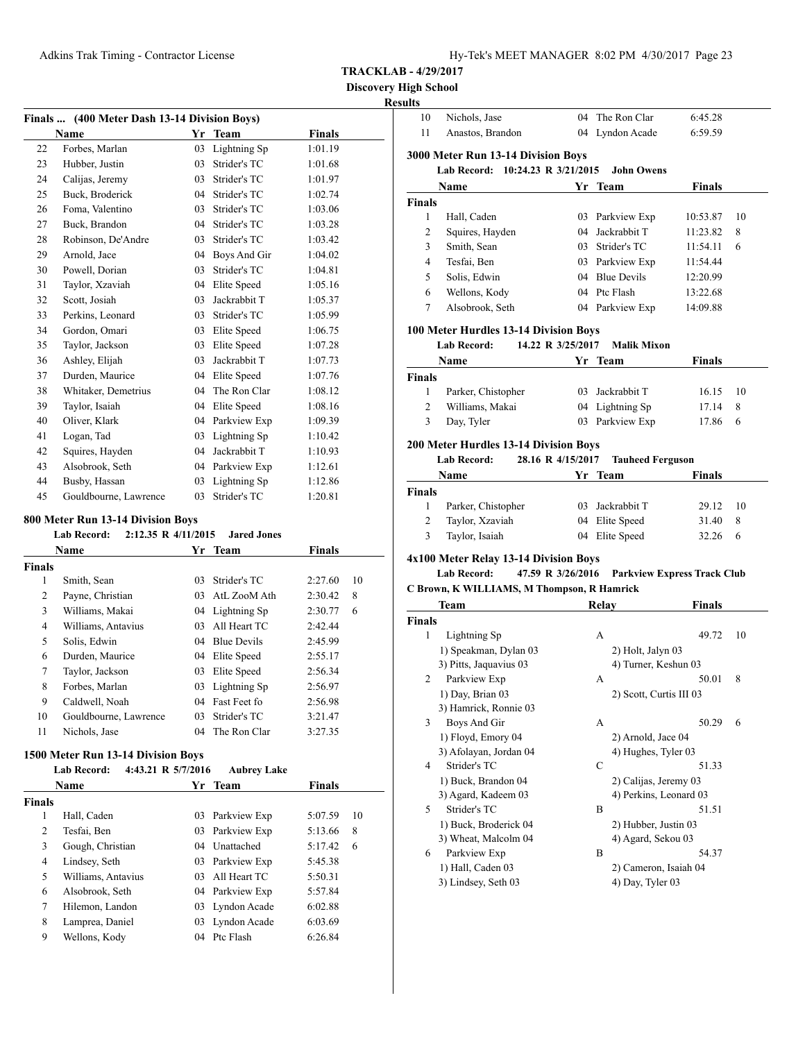**TRACKLAB - 4/29/2017**
**Discovery High School**
**Results**

### Finals ... (400 Meter Dash 13-14 Division Boys)

| | Name | Yr | Team | Finals |
|---|---|---|---|---|
| 22 | Forbes, Marlan | 03 | Lightning Sp | 1:01.19 |
| 23 | Hubber, Justin | 03 | Strider's TC | 1:01.68 |
| 24 | Calijas, Jeremy | 03 | Strider's TC | 1:01.97 |
| 25 | Buck, Broderick | 04 | Strider's TC | 1:02.74 |
| 26 | Foma, Valentino | 03 | Strider's TC | 1:03.06 |
| 27 | Buck, Brandon | 04 | Strider's TC | 1:03.28 |
| 28 | Robinson, De'Andre | 03 | Strider's TC | 1:03.42 |
| 29 | Arnold, Jace | 04 | Boys And Gir | 1:04.02 |
| 30 | Powell, Dorian | 03 | Strider's TC | 1:04.81 |
| 31 | Taylor, Xzaviah | 04 | Elite Speed | 1:05.16 |
| 32 | Scott, Josiah | 03 | Jackrabbit T | 1:05.37 |
| 33 | Perkins, Leonard | 03 | Strider's TC | 1:05.99 |
| 34 | Gordon, Omari | 03 | Elite Speed | 1:06.75 |
| 35 | Taylor, Jackson | 03 | Elite Speed | 1:07.28 |
| 36 | Ashley, Elijah | 03 | Jackrabbit T | 1:07.73 |
| 37 | Durden, Maurice | 04 | Elite Speed | 1:07.76 |
| 38 | Whitaker, Demetrius | 04 | The Ron Clar | 1:08.12 |
| 39 | Taylor, Isaiah | 04 | Elite Speed | 1:08.16 |
| 40 | Oliver, Klark | 04 | Parkview Exp | 1:09.39 |
| 41 | Logan, Tad | 03 | Lightning Sp | 1:10.42 |
| 42 | Squires, Hayden | 04 | Jackrabbit T | 1:10.93 |
| 43 | Alsobrook, Seth | 04 | Parkview Exp | 1:12.61 |
| 44 | Busby, Hassan | 03 | Lightning Sp | 1:12.86 |
| 45 | Gouldbourne, Lawrence | 03 | Strider's TC | 1:20.81 |

### 800 Meter Run 13-14 Division Boys

Lab Record: 2:12.35 R 4/11/2015 Jared Jones

| | Name | Yr | Team | Finals | |
|---|---|---|---|---|---|
| **Finals** | | | | | |
| 1 | Smith, Sean | 03 | Strider's TC | 2:27.60 | 10 |
| 2 | Payne, Christian | 03 | AtL ZooM Ath | 2:30.42 | 8 |
| 3 | Williams, Makai | 04 | Lightning Sp | 2:30.77 | 6 |
| 4 | Williams, Antavius | 03 | All Heart TC | 2:42.44 | |
| 5 | Solis, Edwin | 04 | Blue Devils | 2:45.99 | |
| 6 | Durden, Maurice | 04 | Elite Speed | 2:55.17 | |
| 7 | Taylor, Jackson | 03 | Elite Speed | 2:56.34 | |
| 8 | Forbes, Marlan | 03 | Lightning Sp | 2:56.97 | |
| 9 | Caldwell, Noah | 04 | Fast Feet fo | 2:56.98 | |
| 10 | Gouldbourne, Lawrence | 03 | Strider's TC | 3:21.47 | |
| 11 | Nichols, Jase | 04 | The Ron Clar | 3:27.35 | |

### 1500 Meter Run 13-14 Division Boys

Lab Record: 4:43.21 R 5/7/2016 Aubrey Lake

| | Name | Yr | Team | Finals | |
|---|---|---|---|---|---|
| **Finals** | | | | | |
| 1 | Hall, Caden | 03 | Parkview Exp | 5:07.59 | 10 |
| 2 | Tesfai, Ben | 03 | Parkview Exp | 5:13.66 | 8 |
| 3 | Gough, Christian | 04 | Unattached | 5:17.42 | 6 |
| 4 | Lindsey, Seth | 03 | Parkview Exp | 5:45.38 | |
| 5 | Williams, Antavius | 03 | All Heart TC | 5:50.31 | |
| 6 | Alsobrook, Seth | 04 | Parkview Exp | 5:57.84 | |
| 7 | Hilemon, Landon | 03 | Lyndon Acade | 6:02.88 | |
| 8 | Lamprea, Daniel | 03 | Lyndon Acade | 6:03.69 | |
| 9 | Wellons, Kody | 04 | Ptc Flash | 6:26.84 | |
| 10 | Nichols, Jase | 04 | The Ron Clar | 6:45.28 | |
| 11 | Anastos, Brandon | 04 | Lyndon Acade | 6:59.59 | |

### 3000 Meter Run 13-14 Division Boys

Lab Record: 10:24.23 R 3/21/2015 John Owens

| | Name | Yr | Team | Finals | |
|---|---|---|---|---|---|
| **Finals** | | | | | |
| 1 | Hall, Caden | 03 | Parkview Exp | 10:53.87 | 10 |
| 2 | Squires, Hayden | 04 | Jackrabbit T | 11:23.82 | 8 |
| 3 | Smith, Sean | 03 | Strider's TC | 11:54.11 | 6 |
| 4 | Tesfai, Ben | 03 | Parkview Exp | 11:54.44 | |
| 5 | Solis, Edwin | 04 | Blue Devils | 12:20.99 | |
| 6 | Wellons, Kody | 04 | Ptc Flash | 13:22.68 | |
| 7 | Alsobrook, Seth | 04 | Parkview Exp | 14:09.88 | |

### 100 Meter Hurdles 13-14 Division Boys

Lab Record: 14.22 R 3/25/2017 Malik Mixon

| | Name | Yr | Team | Finals | |
|---|---|---|---|---|---|
| **Finals** | | | | | |
| 1 | Parker, Chistopher | 03 | Jackrabbit T | 16.15 | 10 |
| 2 | Williams, Makai | 04 | Lightning Sp | 17.14 | 8 |
| 3 | Day, Tyler | 03 | Parkview Exp | 17.86 | 6 |

### 200 Meter Hurdles 13-14 Division Boys

Lab Record: 28.16 R 4/15/2017 Tauheed Ferguson

| | Name | Yr | Team | Finals | |
|---|---|---|---|---|---|
| **Finals** | | | | | |
| 1 | Parker, Chistopher | 03 | Jackrabbit T | 29.12 | 10 |
| 2 | Taylor, Xzaviah | 04 | Elite Speed | 31.40 | 8 |
| 3 | Taylor, Isaiah | 04 | Elite Speed | 32.26 | 6 |

### 4x100 Meter Relay 13-14 Division Boys

Lab Record: 47.59 R 3/26/2016 Parkview Express Track Club
C Brown, K WILLIAMS, M Thompson, R Hamrick

| | Team | Relay | Finals | |
|---|---|---|---|---|
| **Finals** | | | | |
| 1 | Lightning Sp | A | 49.72 | 10 |
| | 1) Speakman, Dylan 03 | 2) Holt, Jalyn 03 | | |
| | 3) Pitts, Jaquavius 03 | 4) Turner, Keshun 03 | | |
| 2 | Parkview Exp | A | 50.01 | 8 |
| | 1) Day, Brian 03 | 2) Scott, Curtis III 03 | | |
| | 3) Hamrick, Ronnie 03 | | | |
| 3 | Boys And Gir | A | 50.29 | 6 |
| | 1) Floyd, Emory 04 | 2) Arnold, Jace 04 | | |
| | 3) Afolayan, Jordan 04 | 4) Hughes, Tyler 03 | | |
| 4 | Strider's TC | C | 51.33 | |
| | 1) Buck, Brandon 04 | 2) Calijas, Jeremy 03 | | |
| | 3) Agard, Kadeem 03 | 4) Perkins, Leonard 03 | | |
| 5 | Strider's TC | B | 51.51 | |
| | 1) Buck, Broderick 04 | 2) Hubber, Justin 03 | | |
| | 3) Wheat, Malcolm 04 | 4) Agard, Sekou 03 | | |
| 6 | Parkview Exp | B | 54.37 | |
| | 1) Hall, Caden 03 | 2) Cameron, Isaiah 04 | | |
| | 3) Lindsey, Seth 03 | 4) Day, Tyler 03 | | |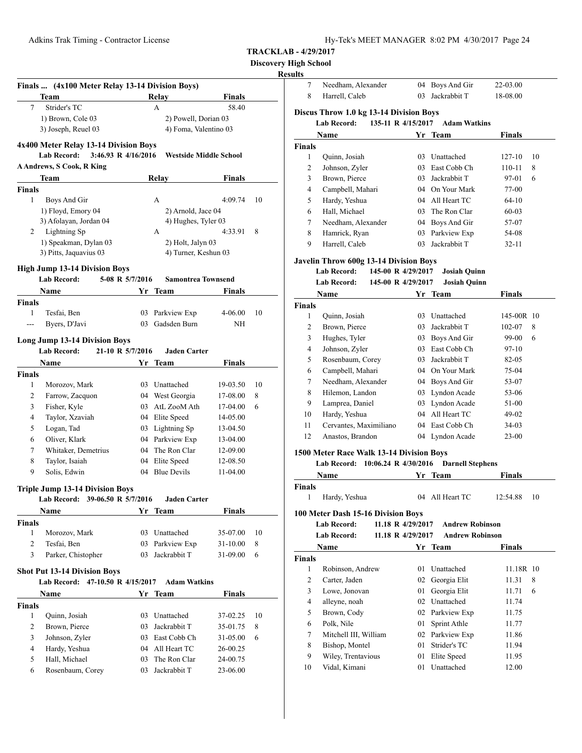**TRACKLAB - 4/29/2017**
**Discovery High School**
**Results**

### Finals ... (4x100 Meter Relay 13-14 Division Boys)

| | Team | Relay | Finals | |
|---|---|---|---|---|
| 7 | Strider's TC | A | 58.40 | |
| | 1) Brown, Cole 03 | 2) Powell, Dorian 03 | | |
| | 3) Joseph, Reuel 03 | 4) Foma, Valentino 03 | | |

### 4x400 Meter Relay 13-14 Division Boys

Lab Record: 3:46.93 R 4/16/2016 Westside Middle School
A Andrews, S Cook, R King

| | Team | Relay | Finals | |
|---|---|---|---|---|
| **Finals** | | | | |
| 1 | Boys And Gir | A | 4:09.74 | 10 |
| | 1) Floyd, Emory 04 | 2) Arnold, Jace 04 | | |
| | 3) Afolayan, Jordan 04 | 4) Hughes, Tyler 03 | | |
| 2 | Lightning Sp | A | 4:33.91 | 8 |
| | 1) Speakman, Dylan 03 | 2) Holt, Jalyn 03 | | |
| | 3) Pitts, Jaquavius 03 | 4) Turner, Keshun 03 | | |

### High Jump 13-14 Division Boys

Lab Record: 5-08 R 5/7/2016 Samontrea Townsend

| | Name | Yr | Team | Finals | |
|---|---|---|---|---|---|
| **Finals** | | | | | |
| 1 | Tesfai, Ben | 03 | Parkview Exp | 4-06.00 | 10 |
| --- | Byers, D'Javi | 03 | Gadsden Burn | NH | |

### Long Jump 13-14 Division Boys

Lab Record: 21-10 R 5/7/2016 Jaden Carter

| | Name | Yr | Team | Finals | |
|---|---|---|---|---|---|
| **Finals** | | | | | |
| 1 | Morozov, Mark | 03 | Unattached | 19-03.50 | 10 |
| 2 | Farrow, Zacquon | 04 | West Georgia | 17-08.00 | 8 |
| 3 | Fisher, Kyle | 03 | AtL ZooM Ath | 17-04.00 | 6 |
| 4 | Taylor, Xzaviah | 04 | Elite Speed | 14-05.00 | |
| 5 | Logan, Tad | 03 | Lightning Sp | 13-04.50 | |
| 6 | Oliver, Klark | 04 | Parkview Exp | 13-04.00 | |
| 7 | Whitaker, Demetrius | 04 | The Ron Clar | 12-09.00 | |
| 8 | Taylor, Isaiah | 04 | Elite Speed | 12-08.50 | |
| 9 | Solis, Edwin | 04 | Blue Devils | 11-04.00 | |

### Triple Jump 13-14 Division Boys

Lab Record: 39-06.50 R 5/7/2016 Jaden Carter

| | Name | Yr | Team | Finals | |
|---|---|---|---|---|---|
| **Finals** | | | | | |
| 1 | Morozov, Mark | 03 | Unattached | 35-07.00 | 10 |
| 2 | Tesfai, Ben | 03 | Parkview Exp | 31-10.00 | 8 |
| 3 | Parker, Chistopher | 03 | Jackrabbit T | 31-09.00 | 6 |

### Shot Put 13-14 Division Boys

Lab Record: 47-10.50 R 4/15/2017 Adam Watkins

| | Name | Yr | Team | Finals | |
|---|---|---|---|---|---|
| **Finals** | | | | | |
| 1 | Quinn, Josiah | 03 | Unattached | 37-02.25 | 10 |
| 2 | Brown, Pierce | 03 | Jackrabbit T | 35-01.75 | 8 |
| 3 | Johnson, Zyler | 03 | East Cobb Ch | 31-05.00 | 6 |
| 4 | Hardy, Yeshua | 04 | All Heart TC | 26-00.25 | |
| 5 | Hall, Michael | 03 | The Ron Clar | 24-00.75 | |
| 6 | Rosenbaum, Corey | 03 | Jackrabbit T | 23-06.00 | |
| 7 | Needham, Alexander | 04 | Boys And Gir | 22-03.00 | |
| 8 | Harrell, Caleb | 03 | Jackrabbit T | 18-08.00 | |

### Discus Throw 1.0 kg 13-14 Division Boys

Lab Record: 135-11 R 4/15/2017 Adam Watkins

| | Name | Yr | Team | Finals | |
|---|---|---|---|---|---|
| **Finals** | | | | | |
| 1 | Quinn, Josiah | 03 | Unattached | 127-10 | 10 |
| 2 | Johnson, Zyler | 03 | East Cobb Ch | 110-11 | 8 |
| 3 | Brown, Pierce | 03 | Jackrabbit T | 97-01 | 6 |
| 4 | Campbell, Mahari | 04 | On Your Mark | 77-00 | |
| 5 | Hardy, Yeshua | 04 | All Heart TC | 64-10 | |
| 6 | Hall, Michael | 03 | The Ron Clar | 60-03 | |
| 7 | Needham, Alexander | 04 | Boys And Gir | 57-07 | |
| 8 | Hamrick, Ryan | 03 | Parkview Exp | 54-08 | |
| 9 | Harrell, Caleb | 03 | Jackrabbit T | 32-11 | |

### Javelin Throw 600g 13-14 Division Boys

Lab Record: 145-00 R 4/29/2017 Josiah Quinn
Lab Record: 145-00 R 4/29/2017 Josiah Quinn

| | Name | Yr | Team | Finals | |
|---|---|---|---|---|---|
| **Finals** | | | | | |
| 1 | Quinn, Josiah | 03 | Unattached | 145-00R | 10 |
| 2 | Brown, Pierce | 03 | Jackrabbit T | 102-07 | 8 |
| 3 | Hughes, Tyler | 03 | Boys And Gir | 99-00 | 6 |
| 4 | Johnson, Zyler | 03 | East Cobb Ch | 97-10 | |
| 5 | Rosenbaum, Corey | 03 | Jackrabbit T | 82-05 | |
| 6 | Campbell, Mahari | 04 | On Your Mark | 75-04 | |
| 7 | Needham, Alexander | 04 | Boys And Gir | 53-07 | |
| 8 | Hilemon, Landon | 03 | Lyndon Acade | 53-06 | |
| 9 | Lamprea, Daniel | 03 | Lyndon Acade | 51-00 | |
| 10 | Hardy, Yeshua | 04 | All Heart TC | 49-02 | |
| 11 | Cervantes, Maximiliano | 04 | East Cobb Ch | 34-03 | |
| 12 | Anastos, Brandon | 04 | Lyndon Acade | 23-00 | |

### 1500 Meter Race Walk 13-14 Division Boys

Lab Record: 10:06.24 R 4/30/2016 Darnell Stephens

| | Name | Yr | Team | Finals | |
|---|---|---|---|---|---|
| **Finals** | | | | | |
| 1 | Hardy, Yeshua | 04 | All Heart TC | 12:54.88 | 10 |

### 100 Meter Dash 15-16 Division Boys

Lab Record: 11.18 R 4/29/2017 Andrew Robinson
Lab Record: 11.18 R 4/29/2017 Andrew Robinson

| | Name | Yr | Team | Finals | |
|---|---|---|---|---|---|
| **Finals** | | | | | |
| 1 | Robinson, Andrew | 01 | Unattached | 11.18R | 10 |
| 2 | Carter, Jaden | 02 | Georgia Elit | 11.31 | 8 |
| 3 | Lowe, Jonovan | 01 | Georgia Elit | 11.71 | 6 |
| 4 | alleyne, noah | 02 | Unattached | 11.74 | |
| 5 | Brown, Cody | 02 | Parkview Exp | 11.75 | |
| 6 | Polk, Nile | 01 | Sprint Athle | 11.77 | |
| 7 | Mitchell III, William | 02 | Parkview Exp | 11.86 | |
| 8 | Bishop, Montel | 01 | Strider's TC | 11.94 | |
| 9 | Wiley, Trentavious | 01 | Elite Speed | 11.95 | |
| 10 | Vidal, Kimani | 01 | Unattached | 12.00 | |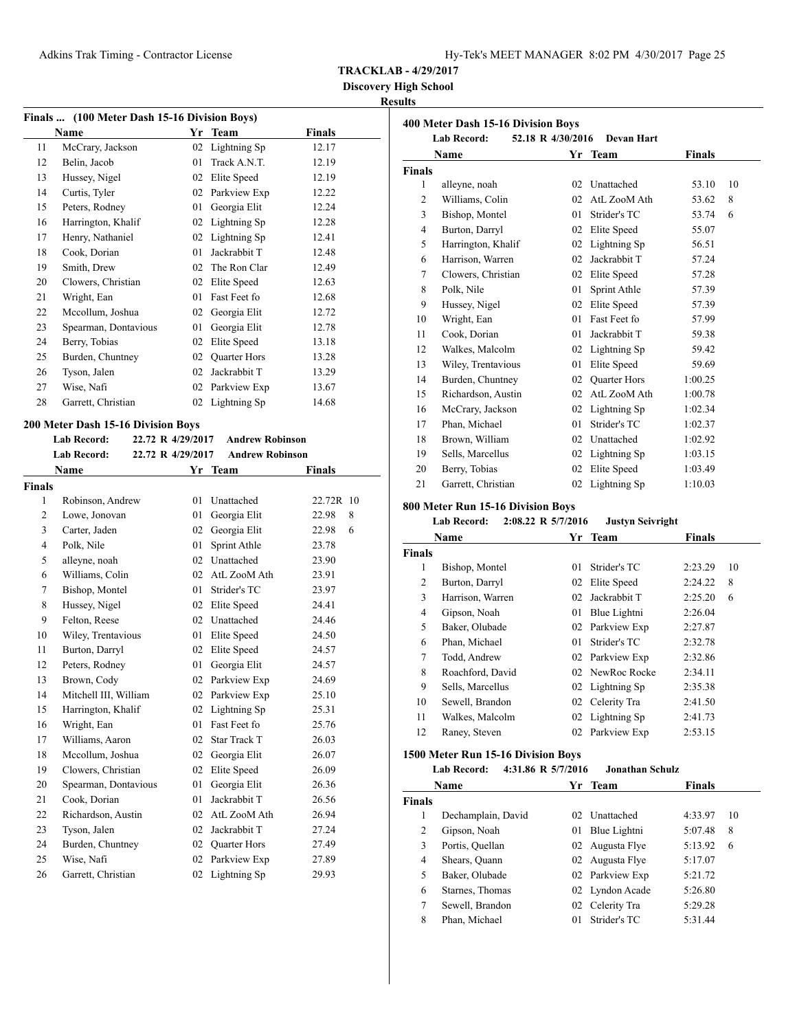**TRACKLAB - 4/29/2017**

**Discovery High School**

**Results**

### Finals ... (100 Meter Dash 15-16 Division Boys)

| | Name | Yr | Team | Finals |
|---|---|---|---|---|
| 11 | McCrary, Jackson | 02 | Lightning Sp | 12.17 |
| 12 | Belin, Jacob | 01 | Track A.N.T. | 12.19 |
| 13 | Hussey, Nigel | 02 | Elite Speed | 12.19 |
| 14 | Curtis, Tyler | 02 | Parkview Exp | 12.22 |
| 15 | Peters, Rodney | 01 | Georgia Elit | 12.24 |
| 16 | Harrington, Khalif | 02 | Lightning Sp | 12.28 |
| 17 | Henry, Nathaniel | 02 | Lightning Sp | 12.41 |
| 18 | Cook, Dorian | 01 | Jackrabbit T | 12.48 |
| 19 | Smith, Drew | 02 | The Ron Clar | 12.49 |
| 20 | Clowers, Christian | 02 | Elite Speed | 12.63 |
| 21 | Wright, Ean | 01 | Fast Feet fo | 12.68 |
| 22 | Mccollum, Joshua | 02 | Georgia Elit | 12.72 |
| 23 | Spearman, Dontavious | 01 | Georgia Elit | 12.78 |
| 24 | Berry, Tobias | 02 | Elite Speed | 13.18 |
| 25 | Burden, Chuntney | 02 | Quarter Hors | 13.28 |
| 26 | Tyson, Jalen | 02 | Jackrabbit T | 13.29 |
| 27 | Wise, Nafi | 02 | Parkview Exp | 13.67 |
| 28 | Garrett, Christian | 02 | Lightning Sp | 14.68 |

### 200 Meter Dash 15-16 Division Boys

Lab Record: 22.72 R 4/29/2017 Andrew Robinson

Lab Record: 22.72 R 4/29/2017 Andrew Robinson

| | Name | Yr | Team | Finals | |
|---|---|---|---|---|---|
| **Finals** | | | | | |
| 1 | Robinson, Andrew | 01 | Unattached | 22.72R | 10 |
| 2 | Lowe, Jonovan | 01 | Georgia Elit | 22.98 | 8 |
| 3 | Carter, Jaden | 02 | Georgia Elit | 22.98 | 6 |
| 4 | Polk, Nile | 01 | Sprint Athle | 23.78 | |
| 5 | alleyne, noah | 02 | Unattached | 23.90 | |
| 6 | Williams, Colin | 02 | AtL ZooM Ath | 23.91 | |
| 7 | Bishop, Montel | 01 | Strider's TC | 23.97 | |
| 8 | Hussey, Nigel | 02 | Elite Speed | 24.41 | |
| 9 | Felton, Reese | 02 | Unattached | 24.46 | |
| 10 | Wiley, Trentavious | 01 | Elite Speed | 24.50 | |
| 11 | Burton, Darryl | 02 | Elite Speed | 24.57 | |
| 12 | Peters, Rodney | 01 | Georgia Elit | 24.57 | |
| 13 | Brown, Cody | 02 | Parkview Exp | 24.69 | |
| 14 | Mitchell III, William | 02 | Parkview Exp | 25.10 | |
| 15 | Harrington, Khalif | 02 | Lightning Sp | 25.31 | |
| 16 | Wright, Ean | 01 | Fast Feet fo | 25.76 | |
| 17 | Williams, Aaron | 02 | Star Track T | 26.03 | |
| 18 | Mccollum, Joshua | 02 | Georgia Elit | 26.07 | |
| 19 | Clowers, Christian | 02 | Elite Speed | 26.09 | |
| 20 | Spearman, Dontavious | 01 | Georgia Elit | 26.36 | |
| 21 | Cook, Dorian | 01 | Jackrabbit T | 26.56 | |
| 22 | Richardson, Austin | 02 | AtL ZooM Ath | 26.94 | |
| 23 | Tyson, Jalen | 02 | Jackrabbit T | 27.24 | |
| 24 | Burden, Chuntney | 02 | Quarter Hors | 27.49 | |
| 25 | Wise, Nafi | 02 | Parkview Exp | 27.89 | |
| 26 | Garrett, Christian | 02 | Lightning Sp | 29.93 | |

### 400 Meter Dash 15-16 Division Boys

Lab Record: 52.18 R 4/30/2016 Devan Hart

| | Name | Yr | Team | Finals | |
|---|---|---|---|---|---|
| **Finals** | | | | | |
| 1 | alleyne, noah | 02 | Unattached | 53.10 | 10 |
| 2 | Williams, Colin | 02 | AtL ZooM Ath | 53.62 | 8 |
| 3 | Bishop, Montel | 01 | Strider's TC | 53.74 | 6 |
| 4 | Burton, Darryl | 02 | Elite Speed | 55.07 | |
| 5 | Harrington, Khalif | 02 | Lightning Sp | 56.51 | |
| 6 | Harrison, Warren | 02 | Jackrabbit T | 57.24 | |
| 7 | Clowers, Christian | 02 | Elite Speed | 57.28 | |
| 8 | Polk, Nile | 01 | Sprint Athle | 57.39 | |
| 9 | Hussey, Nigel | 02 | Elite Speed | 57.39 | |
| 10 | Wright, Ean | 01 | Fast Feet fo | 57.99 | |
| 11 | Cook, Dorian | 01 | Jackrabbit T | 59.38 | |
| 12 | Walkes, Malcolm | 02 | Lightning Sp | 59.42 | |
| 13 | Wiley, Trentavious | 01 | Elite Speed | 59.69 | |
| 14 | Burden, Chuntney | 02 | Quarter Hors | 1:00.25 | |
| 15 | Richardson, Austin | 02 | AtL ZooM Ath | 1:00.78 | |
| 16 | McCrary, Jackson | 02 | Lightning Sp | 1:02.34 | |
| 17 | Phan, Michael | 01 | Strider's TC | 1:02.37 | |
| 18 | Brown, William | 02 | Unattached | 1:02.92 | |
| 19 | Sells, Marcellus | 02 | Lightning Sp | 1:03.15 | |
| 20 | Berry, Tobias | 02 | Elite Speed | 1:03.49 | |
| 21 | Garrett, Christian | 02 | Lightning Sp | 1:10.03 | |

### 800 Meter Run 15-16 Division Boys

Lab Record: 2:08.22 R 5/7/2016 Justyn Seivright

| | Name | Yr | Team | Finals | |
|---|---|---|---|---|---|
| **Finals** | | | | | |
| 1 | Bishop, Montel | 01 | Strider's TC | 2:23.29 | 10 |
| 2 | Burton, Darryl | 02 | Elite Speed | 2:24.22 | 8 |
| 3 | Harrison, Warren | 02 | Jackrabbit T | 2:25.20 | 6 |
| 4 | Gipson, Noah | 01 | Blue Lightni | 2:26.04 | |
| 5 | Baker, Olubade | 02 | Parkview Exp | 2:27.87 | |
| 6 | Phan, Michael | 01 | Strider's TC | 2:32.78 | |
| 7 | Todd, Andrew | 02 | Parkview Exp | 2:32.86 | |
| 8 | Roachford, David | 02 | NewRoc Rocke | 2:34.11 | |
| 9 | Sells, Marcellus | 02 | Lightning Sp | 2:35.38 | |
| 10 | Sewell, Brandon | 02 | Celerity Tra | 2:41.50 | |
| 11 | Walkes, Malcolm | 02 | Lightning Sp | 2:41.73 | |
| 12 | Raney, Steven | 02 | Parkview Exp | 2:53.15 | |

### 1500 Meter Run 15-16 Division Boys

Lab Record: 4:31.86 R 5/7/2016 Jonathan Schulz

| | Name | Yr | Team | Finals | |
|---|---|---|---|---|---|
| **Finals** | | | | | |
| 1 | Dechamplain, David | 02 | Unattached | 4:33.97 | 10 |
| 2 | Gipson, Noah | 01 | Blue Lightni | 5:07.48 | 8 |
| 3 | Portis, Quellan | 02 | Augusta Flye | 5:13.92 | 6 |
| 4 | Shears, Quann | 02 | Augusta Flye | 5:17.07 | |
| 5 | Baker, Olubade | 02 | Parkview Exp | 5:21.72 | |
| 6 | Starnes, Thomas | 02 | Lyndon Acade | 5:26.80 | |
| 7 | Sewell, Brandon | 02 | Celerity Tra | 5:29.28 | |
| 8 | Phan, Michael | 01 | Strider's TC | 5:31.44 | |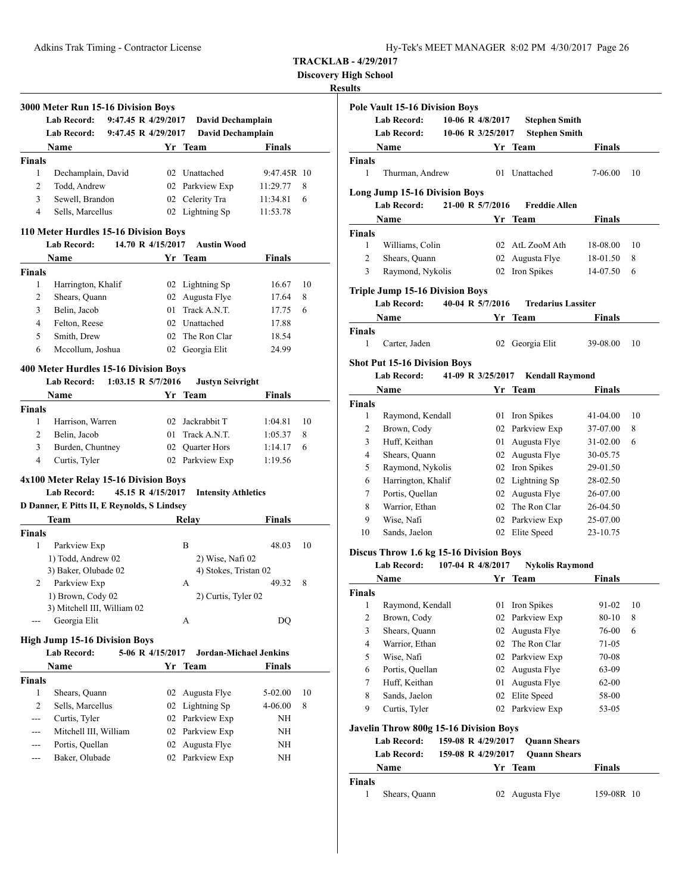**TRACKLAB - 4/29/2017**

**Discovery High School**

**Results**

### 3000 Meter Run 15-16 Division Boys

**Lab Record:** 9:47.45 R 4/29/2017 **David Dechamplain**

**Lab Record:** 9:47.45 R 4/29/2017 **David Dechamplain**

| | Name | Yr | Team | Finals | |
|---|---|---|---|---|---|
| **Finals** | | | | | |
| 1 | Dechamplain, David | 02 | Unattached | 9:47.45R | 10 |
| 2 | Todd, Andrew | 02 | Parkview Exp | 11:29.77 | 8 |
| 3 | Sewell, Brandon | 02 | Celerity Tra | 11:34.81 | 6 |
| 4 | Sells, Marcellus | 02 | Lightning Sp | 11:53.78 | |

### 110 Meter Hurdles 15-16 Division Boys

**Lab Record:** 14.70 R 4/15/2017 **Austin Wood**

| | Name | Yr | Team | Finals | |
|---|---|---|---|---|---|
| **Finals** | | | | | |
| 1 | Harrington, Khalif | 02 | Lightning Sp | 16.67 | 10 |
| 2 | Shears, Quann | 02 | Augusta Flye | 17.64 | 8 |
| 3 | Belin, Jacob | 01 | Track A.N.T. | 17.75 | 6 |
| 4 | Felton, Reese | 02 | Unattached | 17.88 | |
| 5 | Smith, Drew | 02 | The Ron Clar | 18.54 | |
| 6 | Mccollum, Joshua | 02 | Georgia Elit | 24.99 | |

### 400 Meter Hurdles 15-16 Division Boys

**Lab Record:** 1:03.15 R 5/7/2016 **Justyn Seivright**

| | Name | Yr | Team | Finals | |
|---|---|---|---|---|---|
| **Finals** | | | | | |
| 1 | Harrison, Warren | 02 | Jackrabbit T | 1:04.81 | 10 |
| 2 | Belin, Jacob | 01 | Track A.N.T. | 1:05.37 | 8 |
| 3 | Burden, Chuntney | 02 | Quarter Hors | 1:14.17 | 6 |
| 4 | Curtis, Tyler | 02 | Parkview Exp | 1:19.56 | |

### 4x100 Meter Relay 15-16 Division Boys

**Lab Record:** 45.15 R 4/15/2017 **Intensity Athletics**

**D Danner, E Pitts II, E Reynolds, S Lindsey**

| | Team | Relay | Finals | |
|---|---|---|---|---|
| **Finals** | | | | |
| 1 | Parkview Exp | B | 48.03 | 10 |
| | 1) Todd, Andrew 02 | 2) Wise, Nafi 02 | | |
| | 3) Baker, Olubade 02 | 4) Stokes, Tristan 02 | | |
| 2 | Parkview Exp | A | 49.32 | 8 |
| | 1) Brown, Cody 02 | 2) Curtis, Tyler 02 | | |
| | 3) Mitchell III, William 02 | | | |
| --- | Georgia Elit | A | DQ | |

### High Jump 15-16 Division Boys

**Lab Record:** 5-06 R 4/15/2017 **Jordan-Michael Jenkins**

| | Name | Yr | Team | Finals | |
|---|---|---|---|---|---|
| **Finals** | | | | | |
| 1 | Shears, Quann | 02 | Augusta Flye | 5-02.00 | 10 |
| 2 | Sells, Marcellus | 02 | Lightning Sp | 4-06.00 | 8 |
| --- | Curtis, Tyler | 02 | Parkview Exp | NH | |
| --- | Mitchell III, William | 02 | Parkview Exp | NH | |
| --- | Portis, Quellan | 02 | Augusta Flye | NH | |
| --- | Baker, Olubade | 02 | Parkview Exp | NH | |

### Pole Vault 15-16 Division Boys

**Lab Record:** 10-06 R 4/8/2017 **Stephen Smith**

**Lab Record:** 10-06 R 3/25/2017 **Stephen Smith**

| | Name | Yr | Team | Finals | |
|---|---|---|---|---|---|
| **Finals** | | | | | |
| 1 | Thurman, Andrew | 01 | Unattached | 7-06.00 | 10 |

### Long Jump 15-16 Division Boys

**Lab Record:** 21-00 R 5/7/2016 **Freddie Allen**

| | Name | Yr | Team | Finals | |
|---|---|---|---|---|---|
| **Finals** | | | | | |
| 1 | Williams, Colin | 02 | AtL ZooM Ath | 18-08.00 | 10 |
| 2 | Shears, Quann | 02 | Augusta Flye | 18-01.50 | 8 |
| 3 | Raymond, Nykolis | 02 | Iron Spikes | 14-07.50 | 6 |

### Triple Jump 15-16 Division Boys

**Lab Record:** 40-04 R 5/7/2016 **Tredarius Lassiter**

| | Name | Yr | Team | Finals | |
|---|---|---|---|---|---|
| **Finals** | | | | | |
| 1 | Carter, Jaden | 02 | Georgia Elit | 39-08.00 | 10 |

### Shot Put 15-16 Division Boys

**Lab Record:** 41-09 R 3/25/2017 **Kendall Raymond**

| | Name | Yr | Team | Finals | |
|---|---|---|---|---|---|
| **Finals** | | | | | |
| 1 | Raymond, Kendall | 01 | Iron Spikes | 41-04.00 | 10 |
| 2 | Brown, Cody | 02 | Parkview Exp | 37-07.00 | 8 |
| 3 | Huff, Keithan | 01 | Augusta Flye | 31-02.00 | 6 |
| 4 | Shears, Quann | 02 | Augusta Flye | 30-05.75 | |
| 5 | Raymond, Nykolis | 02 | Iron Spikes | 29-01.50 | |
| 6 | Harrington, Khalif | 02 | Lightning Sp | 28-02.50 | |
| 7 | Portis, Quellan | 02 | Augusta Flye | 26-07.00 | |
| 8 | Warrior, Ethan | 02 | The Ron Clar | 26-04.50 | |
| 9 | Wise, Nafi | 02 | Parkview Exp | 25-07.00 | |
| 10 | Sands, Jaelon | 02 | Elite Speed | 23-10.75 | |

### Discus Throw 1.6 kg 15-16 Division Boys

**Lab Record:** 107-04 R 4/8/2017 **Nykolis Raymond**

| | Name | Yr | Team | Finals | |
|---|---|---|---|---|---|
| **Finals** | | | | | |
| 1 | Raymond, Kendall | 01 | Iron Spikes | 91-02 | 10 |
| 2 | Brown, Cody | 02 | Parkview Exp | 80-10 | 8 |
| 3 | Shears, Quann | 02 | Augusta Flye | 76-00 | 6 |
| 4 | Warrior, Ethan | 02 | The Ron Clar | 71-05 | |
| 5 | Wise, Nafi | 02 | Parkview Exp | 70-08 | |
| 6 | Portis, Quellan | 02 | Augusta Flye | 63-09 | |
| 7 | Huff, Keithan | 01 | Augusta Flye | 62-00 | |
| 8 | Sands, Jaelon | 02 | Elite Speed | 58-00 | |
| 9 | Curtis, Tyler | 02 | Parkview Exp | 53-05 | |

### Javelin Throw 800g 15-16 Division Boys

**Lab Record:** 159-08 R 4/29/2017 **Quann Shears**

**Lab Record:** 159-08 R 4/29/2017 **Quann Shears**

| | Name | Yr | Team | Finals | |
|---|---|---|---|---|---|
| **Finals** | | | | | |
| 1 | Shears, Quann | 02 | Augusta Flye | 159-08R | 10 |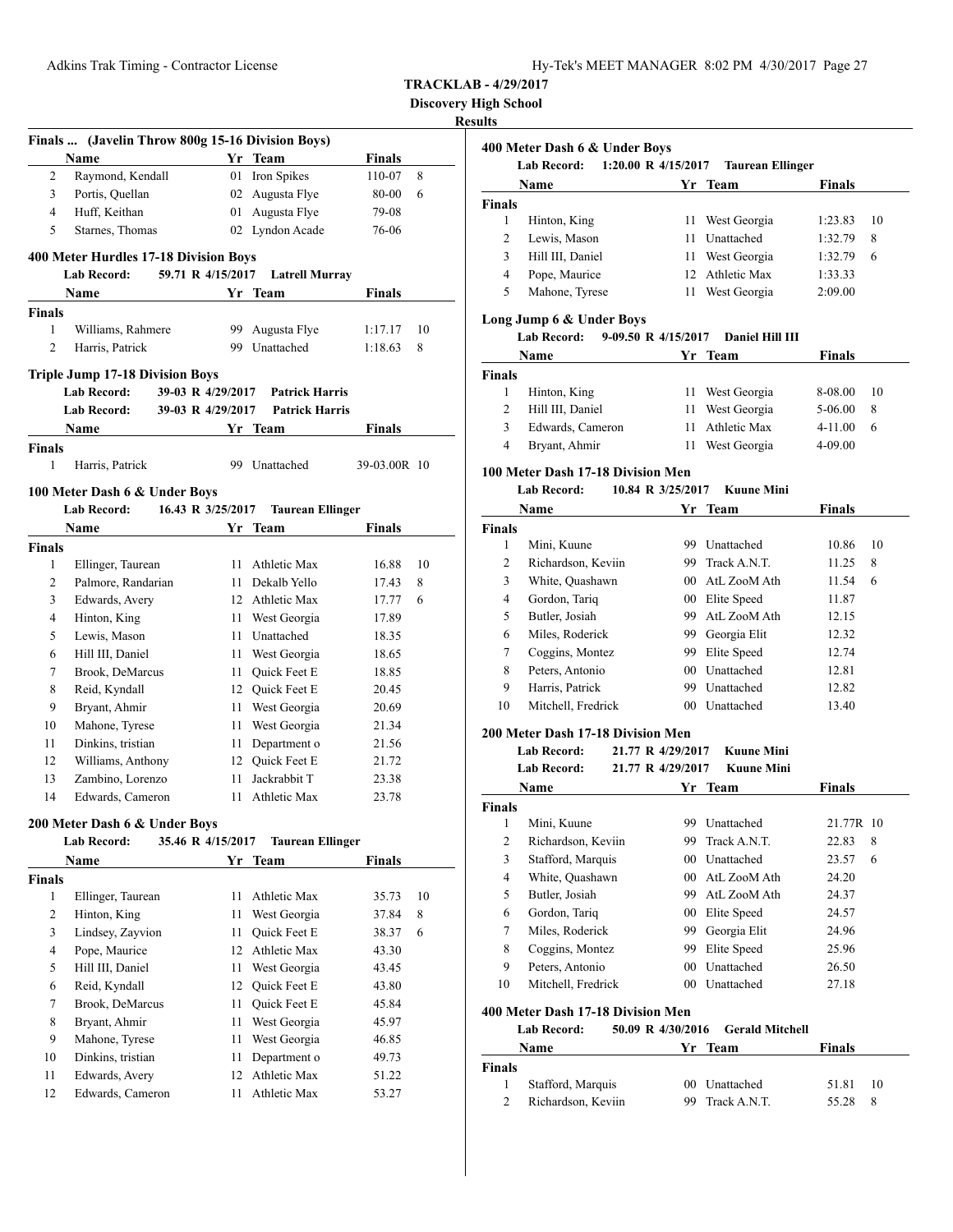**TRACKLAB - 4/29/2017**
**Discovery High School**
**Results**

### Finals ... (Javelin Throw 800g 15-16 Division Boys)

| | Name | Yr | Team | Finals | |
|---|---|---|---|---|---|
| 2 | Raymond, Kendall | 01 | Iron Spikes | 110-07 | 8 |
| 3 | Portis, Quellan | 02 | Augusta Flye | 80-00 | 6 |
| 4 | Huff, Keithan | 01 | Augusta Flye | 79-08 | |
| 5 | Starnes, Thomas | 02 | Lyndon Acade | 76-06 | |

### 400 Meter Hurdles 17-18 Division Boys

Lab Record: 59.71 R 4/15/2017 Latrell Murray

| | Name | Yr | Team | Finals | |
|---|---|---|---|---|---|
| **Finals** | | | | | |
| 1 | Williams, Rahmere | 99 | Augusta Flye | 1:17.17 | 10 |
| 2 | Harris, Patrick | 99 | Unattached | 1:18.63 | 8 |

### Triple Jump 17-18 Division Boys

Lab Record: 39-03 R 4/29/2017 Patrick Harris
Lab Record: 39-03 R 4/29/2017 Patrick Harris

| | Name | Yr | Team | Finals | |
|---|---|---|---|---|---|
| **Finals** | | | | | |
| 1 | Harris, Patrick | 99 | Unattached | 39-03.00R | 10 |

### 100 Meter Dash 6 & Under Boys

Lab Record: 16.43 R 3/25/2017 Taurean Ellinger

| | Name | Yr | Team | Finals | |
|---|---|---|---|---|---|
| **Finals** | | | | | |
| 1 | Ellinger, Taurean | 11 | Athletic Max | 16.88 | 10 |
| 2 | Palmore, Randarian | 11 | Dekalb Yello | 17.43 | 8 |
| 3 | Edwards, Avery | 12 | Athletic Max | 17.77 | 6 |
| 4 | Hinton, King | 11 | West Georgia | 17.89 | |
| 5 | Lewis, Mason | 11 | Unattached | 18.35 | |
| 6 | Hill III, Daniel | 11 | West Georgia | 18.65 | |
| 7 | Brook, DeMarcus | 11 | Quick Feet E | 18.85 | |
| 8 | Reid, Kyndall | 12 | Quick Feet E | 20.45 | |
| 9 | Bryant, Ahmir | 11 | West Georgia | 20.69 | |
| 10 | Mahone, Tyrese | 11 | West Georgia | 21.34 | |
| 11 | Dinkins, tristian | 11 | Department o | 21.56 | |
| 12 | Williams, Anthony | 12 | Quick Feet E | 21.72 | |
| 13 | Zambino, Lorenzo | 11 | Jackrabbit T | 23.38 | |
| 14 | Edwards, Cameron | 11 | Athletic Max | 23.78 | |

### 200 Meter Dash 6 & Under Boys

Lab Record: 35.46 R 4/15/2017 Taurean Ellinger

| | Name | Yr | Team | Finals | |
|---|---|---|---|---|---|
| **Finals** | | | | | |
| 1 | Ellinger, Taurean | 11 | Athletic Max | 35.73 | 10 |
| 2 | Hinton, King | 11 | West Georgia | 37.84 | 8 |
| 3 | Lindsey, Zayvion | 11 | Quick Feet E | 38.37 | 6 |
| 4 | Pope, Maurice | 12 | Athletic Max | 43.30 | |
| 5 | Hill III, Daniel | 11 | West Georgia | 43.45 | |
| 6 | Reid, Kyndall | 12 | Quick Feet E | 43.80 | |
| 7 | Brook, DeMarcus | 11 | Quick Feet E | 45.84 | |
| 8 | Bryant, Ahmir | 11 | West Georgia | 45.97 | |
| 9 | Mahone, Tyrese | 11 | West Georgia | 46.85 | |
| 10 | Dinkins, tristian | 11 | Department o | 49.73 | |
| 11 | Edwards, Avery | 12 | Athletic Max | 51.22 | |
| 12 | Edwards, Cameron | 11 | Athletic Max | 53.27 | |

### 400 Meter Dash 6 & Under Boys

Lab Record: 1:20.00 R 4/15/2017 Taurean Ellinger

| | Name | Yr | Team | Finals | |
|---|---|---|---|---|---|
| **Finals** | | | | | |
| 1 | Hinton, King | 11 | West Georgia | 1:23.83 | 10 |
| 2 | Lewis, Mason | 11 | Unattached | 1:32.79 | 8 |
| 3 | Hill III, Daniel | 11 | West Georgia | 1:32.79 | 6 |
| 4 | Pope, Maurice | 12 | Athletic Max | 1:33.33 | |
| 5 | Mahone, Tyrese | 11 | West Georgia | 2:09.00 | |

### Long Jump 6 & Under Boys

Lab Record: 9-09.50 R 4/15/2017 Daniel Hill III

| | Name | Yr | Team | Finals | |
|---|---|---|---|---|---|
| **Finals** | | | | | |
| 1 | Hinton, King | 11 | West Georgia | 8-08.00 | 10 |
| 2 | Hill III, Daniel | 11 | West Georgia | 5-06.00 | 8 |
| 3 | Edwards, Cameron | 11 | Athletic Max | 4-11.00 | 6 |
| 4 | Bryant, Ahmir | 11 | West Georgia | 4-09.00 | |

### 100 Meter Dash 17-18 Division Men

Lab Record: 10.84 R 3/25/2017 Kuune Mini

| | Name | Yr | Team | Finals | |
|---|---|---|---|---|---|
| **Finals** | | | | | |
| 1 | Mini, Kuune | 99 | Unattached | 10.86 | 10 |
| 2 | Richardson, Keviin | 99 | Track A.N.T. | 11.25 | 8 |
| 3 | White, Quashawn | 00 | AtL ZooM Ath | 11.54 | 6 |
| 4 | Gordon, Tariq | 00 | Elite Speed | 11.87 | |
| 5 | Butler, Josiah | 99 | AtL ZooM Ath | 12.15 | |
| 6 | Miles, Roderick | 99 | Georgia Elit | 12.32 | |
| 7 | Coggins, Montez | 99 | Elite Speed | 12.74 | |
| 8 | Peters, Antonio | 00 | Unattached | 12.81 | |
| 9 | Harris, Patrick | 99 | Unattached | 12.82 | |
| 10 | Mitchell, Fredrick | 00 | Unattached | 13.40 | |

### 200 Meter Dash 17-18 Division Men

Lab Record: 21.77 R 4/29/2017 Kuune Mini
Lab Record: 21.77 R 4/29/2017 Kuune Mini

| | Name | Yr | Team | Finals | |
|---|---|---|---|---|---|
| **Finals** | | | | | |
| 1 | Mini, Kuune | 99 | Unattached | 21.77R | 10 |
| 2 | Richardson, Keviin | 99 | Track A.N.T. | 22.83 | 8 |
| 3 | Stafford, Marquis | 00 | Unattached | 23.57 | 6 |
| 4 | White, Quashawn | 00 | AtL ZooM Ath | 24.20 | |
| 5 | Butler, Josiah | 99 | AtL ZooM Ath | 24.37 | |
| 6 | Gordon, Tariq | 00 | Elite Speed | 24.57 | |
| 7 | Miles, Roderick | 99 | Georgia Elit | 24.96 | |
| 8 | Coggins, Montez | 99 | Elite Speed | 25.96 | |
| 9 | Peters, Antonio | 00 | Unattached | 26.50 | |
| 10 | Mitchell, Fredrick | 00 | Unattached | 27.18 | |

### 400 Meter Dash 17-18 Division Men

Lab Record: 50.09 R 4/30/2016 Gerald Mitchell

| | Name | Yr | Team | Finals | |
|---|---|---|---|---|---|
| **Finals** | | | | | |
| 1 | Stafford, Marquis | 00 | Unattached | 51.81 | 10 |
| 2 | Richardson, Keviin | 99 | Track A.N.T. | 55.28 | 8 |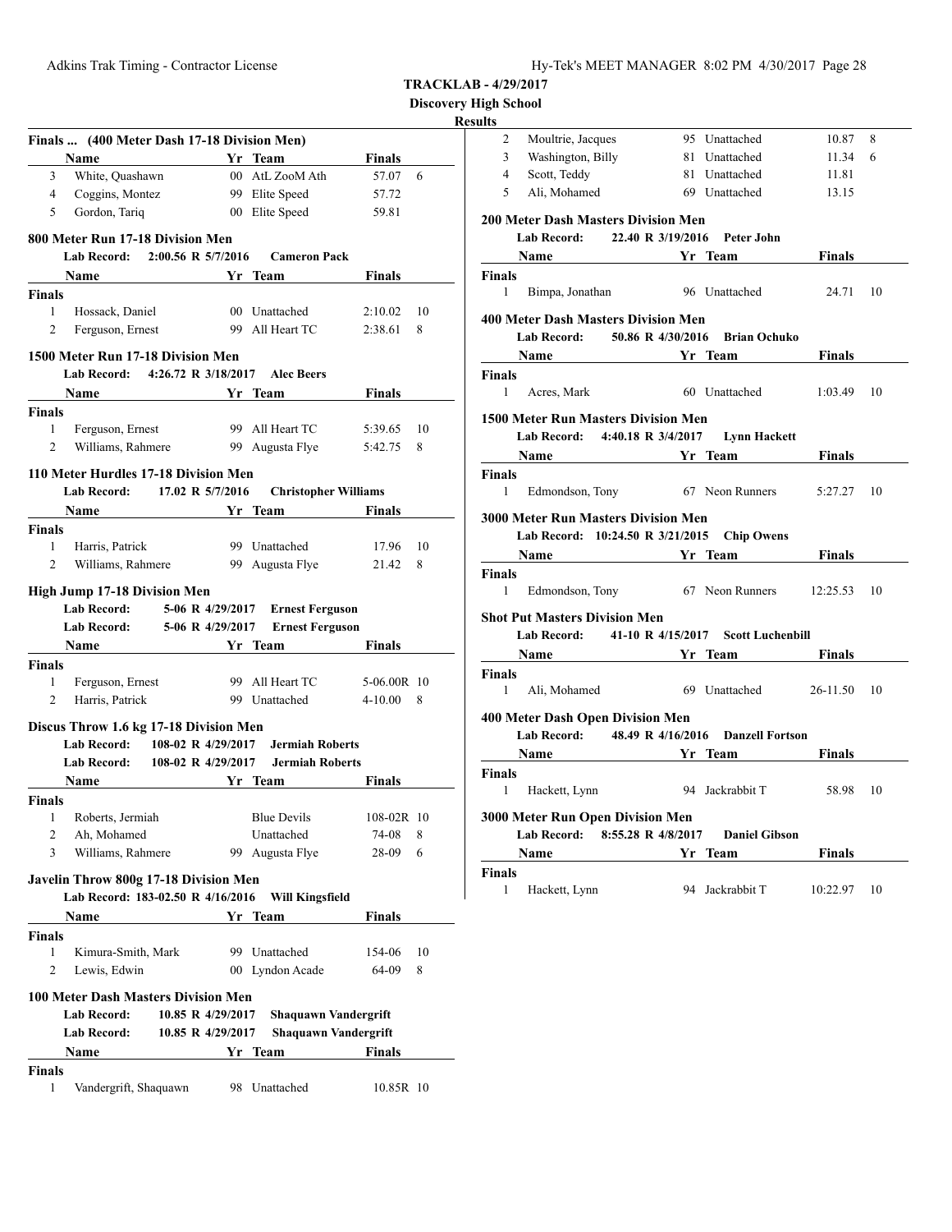**TRACKLAB - 4/29/2017**

**Discovery High School**

**Results**

### Finals ... (400 Meter Dash 17-18 Division Men)

| | Name | Yr | Team | Finals | |
|---|---|---|---|---|---|
| 3 | White, Quashawn | 00 | AtL ZooM Ath | 57.07 | 6 |
| 4 | Coggins, Montez | 99 | Elite Speed | 57.72 | |
| 5 | Gordon, Tariq | 00 | Elite Speed | 59.81 | |

### 800 Meter Run 17-18 Division Men

Lab Record: 2:00.56 R 5/7/2016 Cameron Pack

| | Name | Yr | Team | Finals | |
|---|---|---|---|---|---|
| **Finals** | | | | | |
| 1 | Hossack, Daniel | 00 | Unattached | 2:10.02 | 10 |
| 2 | Ferguson, Ernest | 99 | All Heart TC | 2:38.61 | 8 |

### 1500 Meter Run 17-18 Division Men

Lab Record: 4:26.72 R 3/18/2017 Alec Beers

| | Name | Yr | Team | Finals | |
|---|---|---|---|---|---|
| **Finals** | | | | | |
| 1 | Ferguson, Ernest | 99 | All Heart TC | 5:39.65 | 10 |
| 2 | Williams, Rahmere | 99 | Augusta Flye | 5:42.75 | 8 |

### 110 Meter Hurdles 17-18 Division Men

Lab Record: 17.02 R 5/7/2016 Christopher Williams

| | Name | Yr | Team | Finals | |
|---|---|---|---|---|---|
| **Finals** | | | | | |
| 1 | Harris, Patrick | 99 | Unattached | 17.96 | 10 |
| 2 | Williams, Rahmere | 99 | Augusta Flye | 21.42 | 8 |

### High Jump 17-18 Division Men

Lab Record: 5-06 R 4/29/2017 Ernest Ferguson
Lab Record: 5-06 R 4/29/2017 Ernest Ferguson

| | Name | Yr | Team | Finals | |
|---|---|---|---|---|---|
| **Finals** | | | | | |
| 1 | Ferguson, Ernest | 99 | All Heart TC | 5-06.00R | 10 |
| 2 | Harris, Patrick | 99 | Unattached | 4-10.00 | 8 |

### Discus Throw 1.6 kg 17-18 Division Men

Lab Record: 108-02 R 4/29/2017 Jermiah Roberts
Lab Record: 108-02 R 4/29/2017 Jermiah Roberts

| | Name | Yr | Team | Finals | |
|---|---|---|---|---|---|
| **Finals** | | | | | |
| 1 | Roberts, Jermiah | | Blue Devils | 108-02R | 10 |
| 2 | Ah, Mohamed | | Unattached | 74-08 | 8 |
| 3 | Williams, Rahmere | 99 | Augusta Flye | 28-09 | 6 |

### Javelin Throw 800g 17-18 Division Men

Lab Record: 183-02.50 R 4/16/2016 Will Kingsfield

| | Name | Yr | Team | Finals | |
|---|---|---|---|---|---|
| **Finals** | | | | | |
| 1 | Kimura-Smith, Mark | 99 | Unattached | 154-06 | 10 |
| 2 | Lewis, Edwin | 00 | Lyndon Acade | 64-09 | 8 |

### 100 Meter Dash Masters Division Men

Lab Record: 10.85 R 4/29/2017 Shaquawn Vandergrift
Lab Record: 10.85 R 4/29/2017 Shaquawn Vandergrift

| | Name | Yr | Team | Finals | |
|---|---|---|---|---|---|
| **Finals** | | | | | |
| 1 | Vandergrift, Shaquawn | 98 | Unattached | 10.85R | 10 |
| 2 | Moultrie, Jacques | 95 | Unattached | 10.87 | 8 |
| 3 | Washington, Billy | 81 | Unattached | 11.34 | 6 |
| 4 | Scott, Teddy | 81 | Unattached | 11.81 | |
| 5 | Ali, Mohamed | 69 | Unattached | 13.15 | |

### 200 Meter Dash Masters Division Men

Lab Record: 22.40 R 3/19/2016 Peter John

| | Name | Yr | Team | Finals | |
|---|---|---|---|---|---|
| **Finals** | | | | | |
| 1 | Bimpa, Jonathan | 96 | Unattached | 24.71 | 10 |

### 400 Meter Dash Masters Division Men

Lab Record: 50.86 R 4/30/2016 Brian Ochuko

| | Name | Yr | Team | Finals | |
|---|---|---|---|---|---|
| **Finals** | | | | | |
| 1 | Acres, Mark | 60 | Unattached | 1:03.49 | 10 |

### 1500 Meter Run Masters Division Men

Lab Record: 4:40.18 R 3/4/2017 Lynn Hackett

| | Name | Yr | Team | Finals | |
|---|---|---|---|---|---|
| **Finals** | | | | | |
| 1 | Edmondson, Tony | 67 | Neon Runners | 5:27.27 | 10 |

### 3000 Meter Run Masters Division Men

Lab Record: 10:24.50 R 3/21/2015 Chip Owens

| | Name | Yr | Team | Finals | |
|---|---|---|---|---|---|
| **Finals** | | | | | |
| 1 | Edmondson, Tony | 67 | Neon Runners | 12:25.53 | 10 |

### Shot Put Masters Division Men

Lab Record: 41-10 R 4/15/2017 Scott Luchenbill

| | Name | Yr | Team | Finals | |
|---|---|---|---|---|---|
| **Finals** | | | | | |
| 1 | Ali, Mohamed | 69 | Unattached | 26-11.50 | 10 |

### 400 Meter Dash Open Division Men

Lab Record: 48.49 R 4/16/2016 Danzell Fortson

| | Name | Yr | Team | Finals | |
|---|---|---|---|---|---|
| **Finals** | | | | | |
| 1 | Hackett, Lynn | 94 | Jackrabbit T | 58.98 | 10 |

### 3000 Meter Run Open Division Men

Lab Record: 8:55.28 R 4/8/2017 Daniel Gibson

| | Name | Yr | Team | Finals | |
|---|---|---|---|---|---|
| **Finals** | | | | | |
| 1 | Hackett, Lynn | 94 | Jackrabbit T | 10:22.97 | 10 |